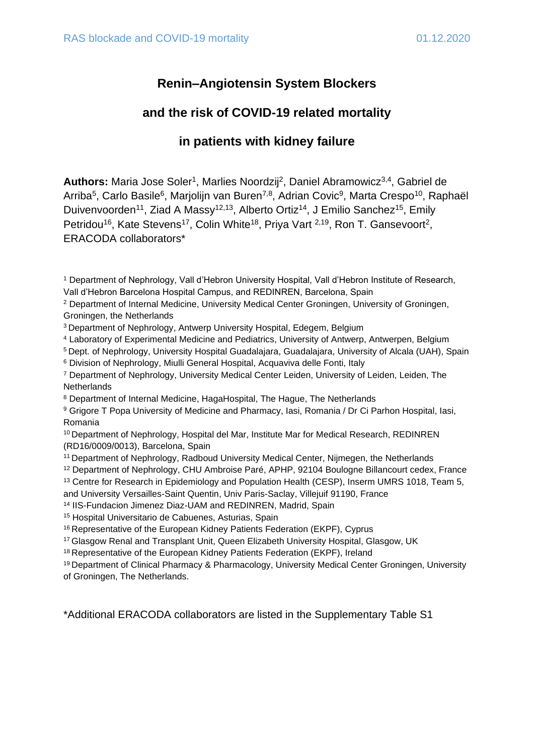# Renin–Angiotensin System Blockers

# and the risk of COVID-19 related mortality

# in patients with kidney failure

**Authors:** Maria Jose Soler[1], Marlies Noordzij[2], Daniel Abramowicz[3,4], Gabriel de Arriba[5], Carlo Basile[6], Marjolijn van Buren[7,8], Adrian Covic[9], Marta Crespo[10], Raphaël Duivenvoorden[11], Ziad A Massy[12,13], Alberto Ortiz[14], J Emilio Sanchez[15], Emily Petridou[16], Kate Stevens[17], Colin White[18], Priya Vart [2,19], Ron T. Gansevoort[2], ERACODA collaborators*

[1] Department of Nephrology, Vall d'Hebron University Hospital, Vall d'Hebron Institute of Research, Vall d'Hebron Barcelona Hospital Campus, and REDINREN, Barcelona, Spain

[2] Department of Internal Medicine, University Medical Center Groningen, University of Groningen, Groningen, the Netherlands

[3] Department of Nephrology, Antwerp University Hospital, Edegem, Belgium

[4] Laboratory of Experimental Medicine and Pediatrics, University of Antwerp, Antwerpen, Belgium

[5] Dept. of Nephrology, University Hospital Guadalajara, Guadalajara, University of Alcala (UAH), Spain

[6] Division of Nephrology, Miulli General Hospital, Acquaviva delle Fonti, Italy

[7] Department of Nephrology, University Medical Center Leiden, University of Leiden, Leiden, The Netherlands

[8] Department of Internal Medicine, HagaHospital, The Hague, The Netherlands

[9] Grigore T Popa University of Medicine and Pharmacy, Iasi, Romania / Dr Ci Parhon Hospital, Iasi, Romania

[10] Department of Nephrology, Hospital del Mar, Institute Mar for Medical Research, REDINREN (RD16/0009/0013), Barcelona, Spain

[11] Department of Nephrology, Radboud University Medical Center, Nijmegen, the Netherlands

[12] Department of Nephrology, CHU Ambroise Paré, APHP, 92104 Boulogne Billancourt cedex, France

[13] Centre for Research in Epidemiology and Population Health (CESP), Inserm UMRS 1018, Team 5, and University Versailles-Saint Quentin, Univ Paris-Saclay, Villejuif 91190, France

[14] IIS-Fundacion Jimenez Diaz-UAM and REDINREN, Madrid, Spain

[15] Hospital Universitario de Cabuenes, Asturias, Spain

[16] Representative of the European Kidney Patients Federation (EKPF), Cyprus

[17] Glasgow Renal and Transplant Unit, Queen Elizabeth University Hospital, Glasgow, UK

[18] Representative of the European Kidney Patients Federation (EKPF), Ireland

[19] Department of Clinical Pharmacy & Pharmacology, University Medical Center Groningen, University of Groningen, The Netherlands.

*Additional ERACODA collaborators are listed in the Supplementary Table S1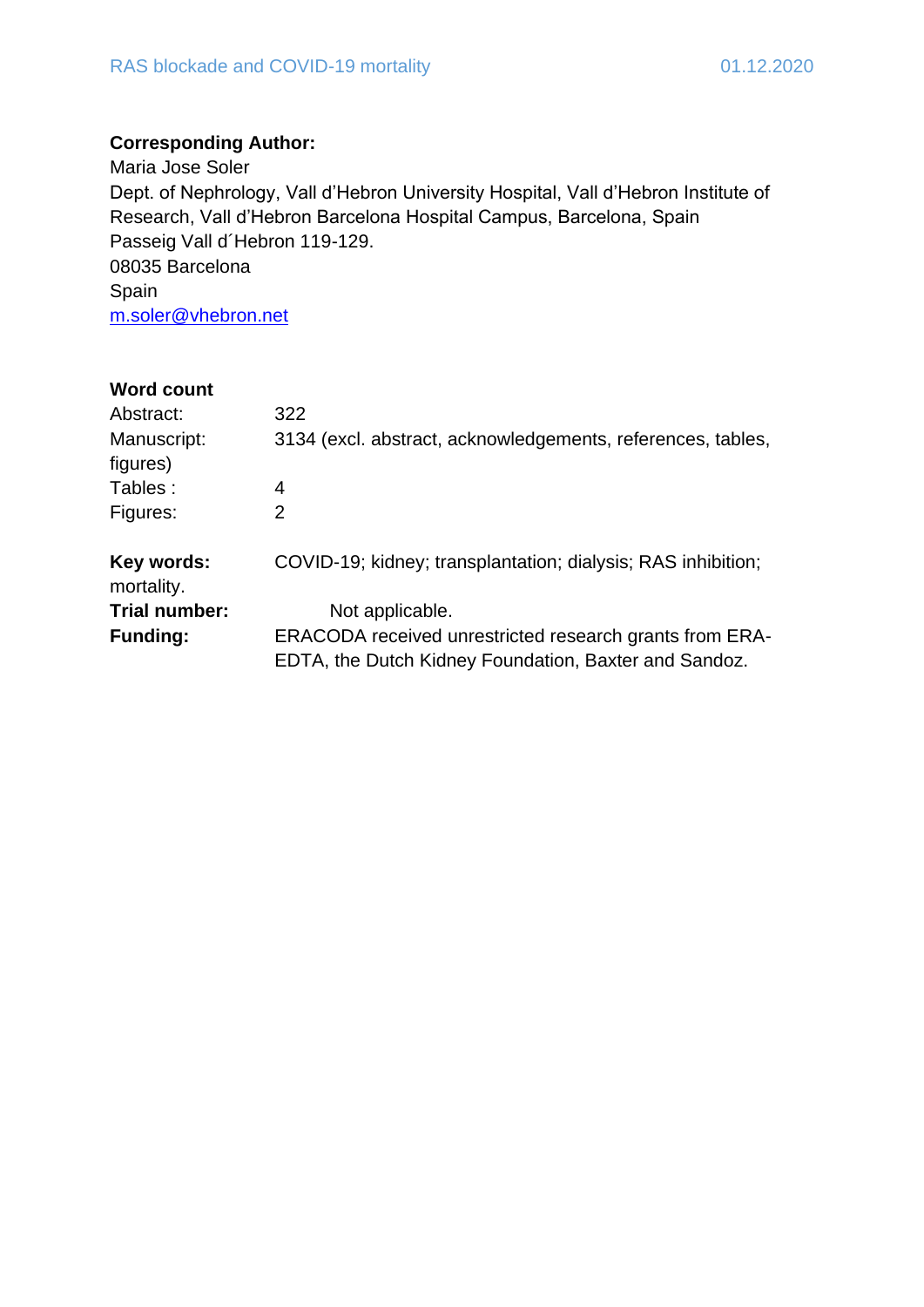**Corresponding Author:**

Maria Jose Soler
Dept. of Nephrology, Vall d'Hebron University Hospital, Vall d'Hebron Institute of Research, Vall d'Hebron Barcelona Hospital Campus, Barcelona, Spain
Passeig Vall d´Hebron 119-129.
08035 Barcelona
Spain
m.soler@vhebron.net

**Word count**

Abstract: 322
Manuscript: 3134 (excl. abstract, acknowledgements, references, tables, figures)
Tables : 4
Figures: 2

**Key words:** COVID-19; kidney; transplantation; dialysis; RAS inhibition; mortality.
**Trial number:** Not applicable.
**Funding:** ERACODA received unrestricted research grants from ERA-EDTA, the Dutch Kidney Foundation, Baxter and Sandoz.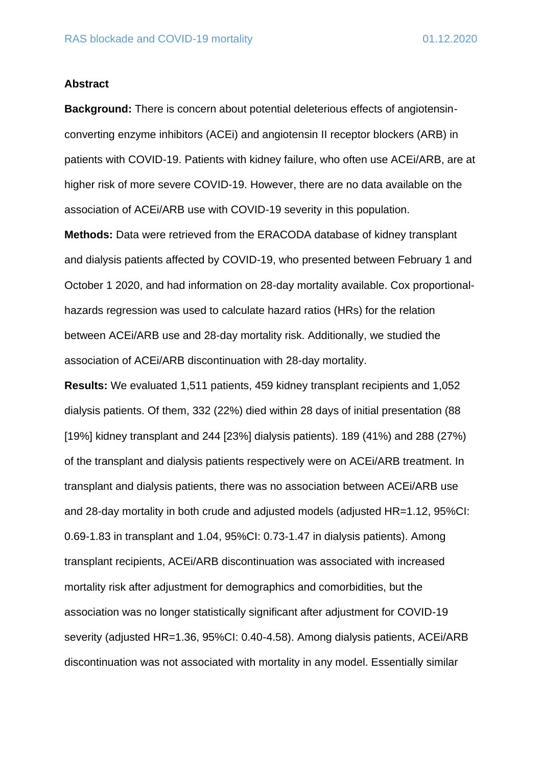**Abstract**

**Background:** There is concern about potential deleterious effects of angiotensin-converting enzyme inhibitors (ACEi) and angiotensin II receptor blockers (ARB) in patients with COVID-19. Patients with kidney failure, who often use ACEi/ARB, are at higher risk of more severe COVID-19. However, there are no data available on the association of ACEi/ARB use with COVID-19 severity in this population.

**Methods:** Data were retrieved from the ERACODA database of kidney transplant and dialysis patients affected by COVID-19, who presented between February 1 and October 1 2020, and had information on 28-day mortality available. Cox proportional-hazards regression was used to calculate hazard ratios (HRs) for the relation between ACEi/ARB use and 28-day mortality risk. Additionally, we studied the association of ACEi/ARB discontinuation with 28-day mortality.

**Results:** We evaluated 1,511 patients, 459 kidney transplant recipients and 1,052 dialysis patients. Of them, 332 (22%) died within 28 days of initial presentation (88 [19%] kidney transplant and 244 [23%] dialysis patients). 189 (41%) and 288 (27%) of the transplant and dialysis patients respectively were on ACEi/ARB treatment. In transplant and dialysis patients, there was no association between ACEi/ARB use and 28-day mortality in both crude and adjusted models (adjusted HR=1.12, 95%CI: 0.69-1.83 in transplant and 1.04, 95%CI: 0.73-1.47 in dialysis patients). Among transplant recipients, ACEi/ARB discontinuation was associated with increased mortality risk after adjustment for demographics and comorbidities, but the association was no longer statistically significant after adjustment for COVID-19 severity (adjusted HR=1.36, 95%CI: 0.40-4.58). Among dialysis patients, ACEi/ARB discontinuation was not associated with mortality in any model. Essentially similar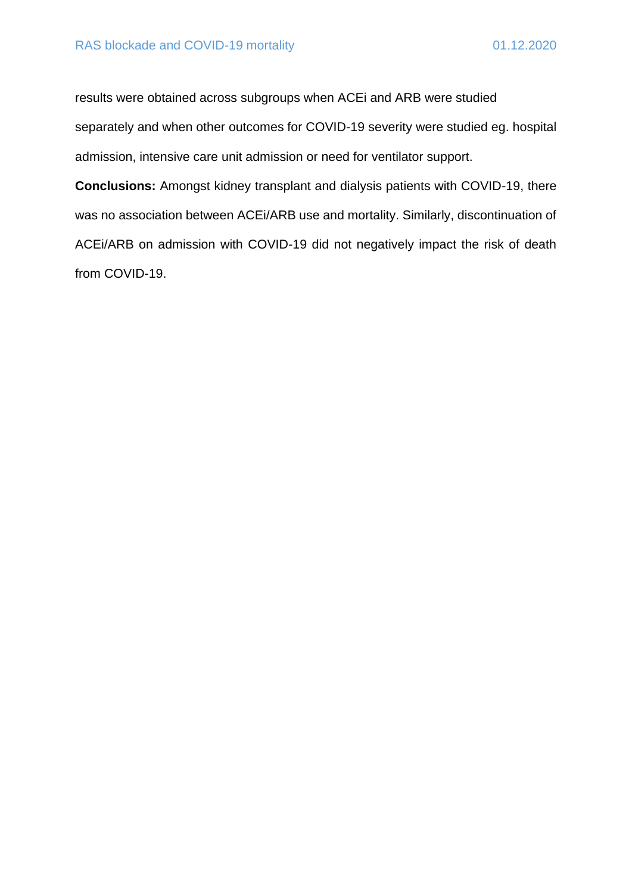results were obtained across subgroups when ACEi and ARB were studied separately and when other outcomes for COVID-19 severity were studied eg. hospital admission, intensive care unit admission or need for ventilator support.

**Conclusions:** Amongst kidney transplant and dialysis patients with COVID-19, there was no association between ACEi/ARB use and mortality. Similarly, discontinuation of ACEi/ARB on admission with COVID-19 did not negatively impact the risk of death from COVID-19.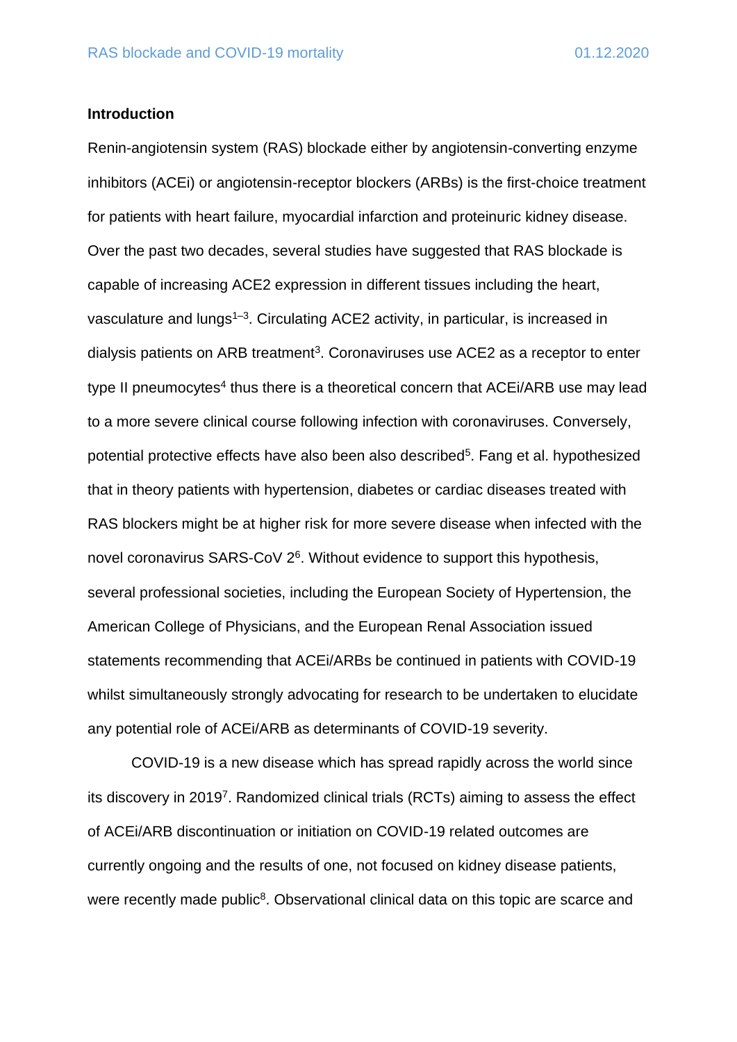## Introduction

Renin-angiotensin system (RAS) blockade either by angiotensin-converting enzyme inhibitors (ACEi) or angiotensin-receptor blockers (ARBs) is the first-choice treatment for patients with heart failure, myocardial infarction and proteinuric kidney disease. Over the past two decades, several studies have suggested that RAS blockade is capable of increasing ACE2 expression in different tissues including the heart, vasculature and lungs[1–3]. Circulating ACE2 activity, in particular, is increased in dialysis patients on ARB treatment[3]. Coronaviruses use ACE2 as a receptor to enter type II pneumocytes[4] thus there is a theoretical concern that ACEi/ARB use may lead to a more severe clinical course following infection with coronaviruses. Conversely, potential protective effects have also been also described[5]. Fang et al. hypothesized that in theory patients with hypertension, diabetes or cardiac diseases treated with RAS blockers might be at higher risk for more severe disease when infected with the novel coronavirus SARS-CoV 2[6]. Without evidence to support this hypothesis, several professional societies, including the European Society of Hypertension, the American College of Physicians, and the European Renal Association issued statements recommending that ACEi/ARBs be continued in patients with COVID-19 whilst simultaneously strongly advocating for research to be undertaken to elucidate any potential role of ACEi/ARB as determinants of COVID-19 severity.

COVID-19 is a new disease which has spread rapidly across the world since its discovery in 2019[7]. Randomized clinical trials (RCTs) aiming to assess the effect of ACEi/ARB discontinuation or initiation on COVID-19 related outcomes are currently ongoing and the results of one, not focused on kidney disease patients, were recently made public[8]. Observational clinical data on this topic are scarce and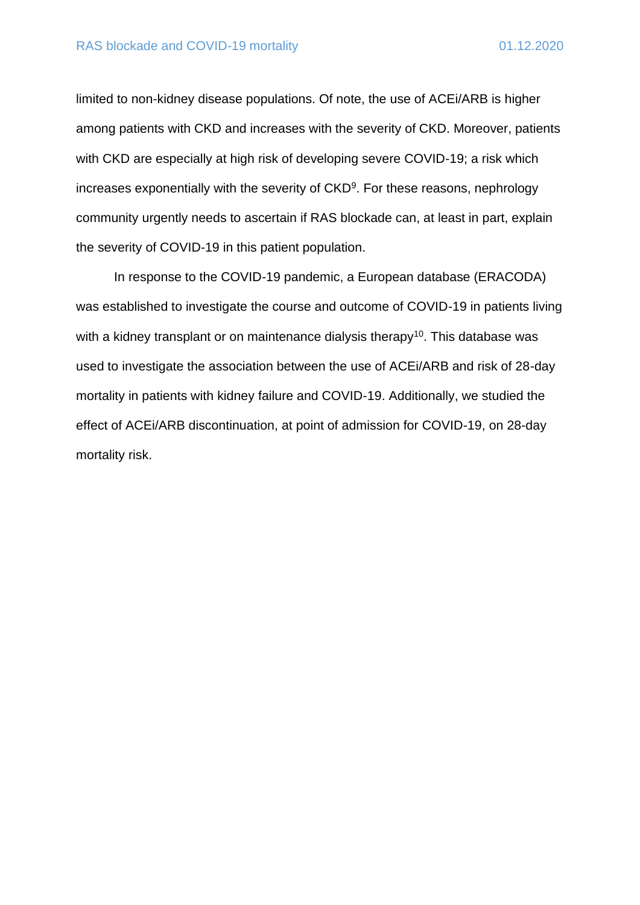limited to non-kidney disease populations. Of note, the use of ACEi/ARB is higher among patients with CKD and increases with the severity of CKD. Moreover, patients with CKD are especially at high risk of developing severe COVID-19; a risk which increases exponentially with the severity of CKD[9]. For these reasons, nephrology community urgently needs to ascertain if RAS blockade can, at least in part, explain the severity of COVID-19 in this patient population.

In response to the COVID-19 pandemic, a European database (ERACODA) was established to investigate the course and outcome of COVID-19 in patients living with a kidney transplant or on maintenance dialysis therapy[10]. This database was used to investigate the association between the use of ACEi/ARB and risk of 28-day mortality in patients with kidney failure and COVID-19. Additionally, we studied the effect of ACEi/ARB discontinuation, at point of admission for COVID-19, on 28-day mortality risk.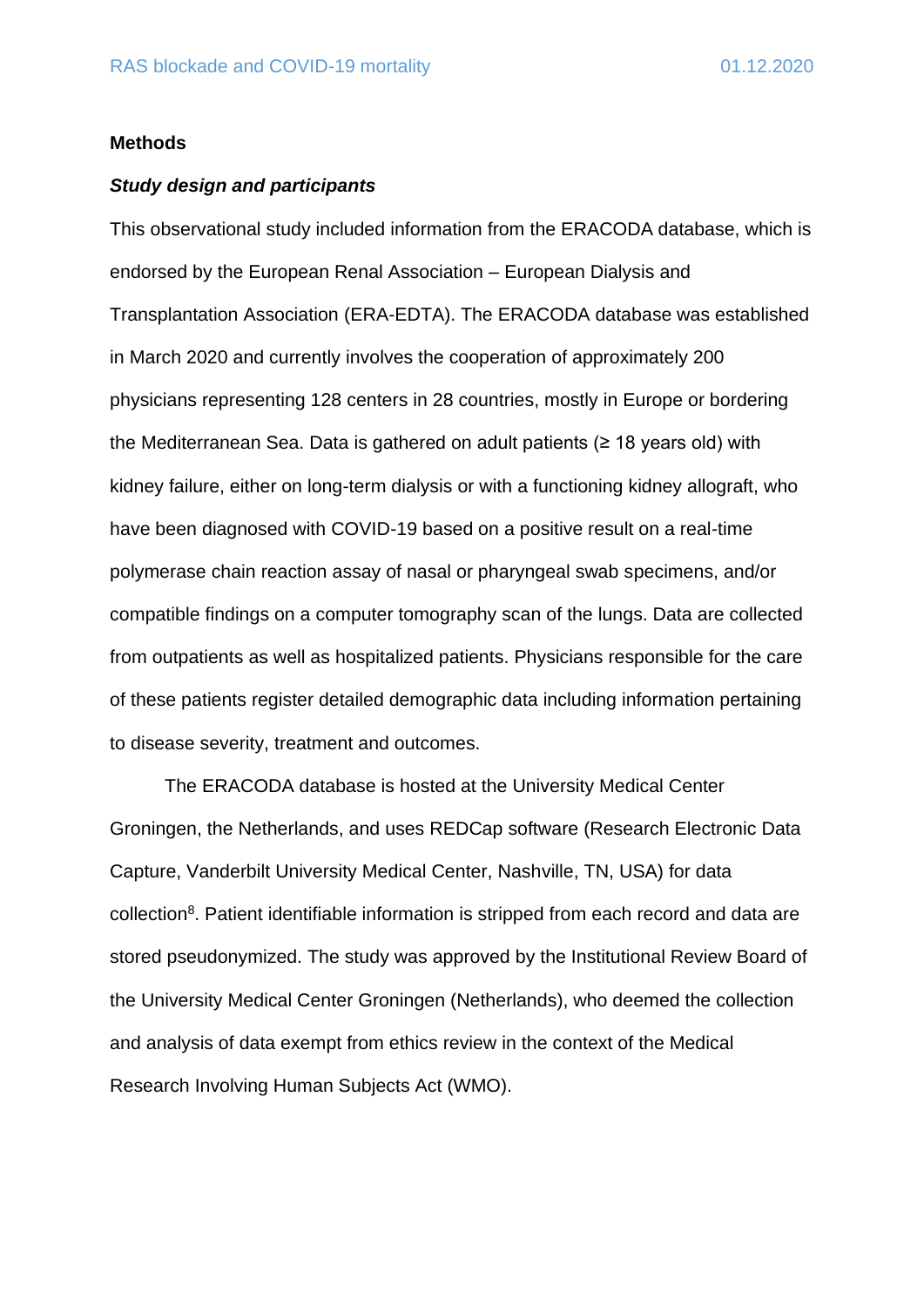## Methods

### *Study design and participants*

This observational study included information from the ERACODA database, which is endorsed by the European Renal Association – European Dialysis and Transplantation Association (ERA-EDTA). The ERACODA database was established in March 2020 and currently involves the cooperation of approximately 200 physicians representing 128 centers in 28 countries, mostly in Europe or bordering the Mediterranean Sea. Data is gathered on adult patients (≥ 18 years old) with kidney failure, either on long-term dialysis or with a functioning kidney allograft, who have been diagnosed with COVID-19 based on a positive result on a real-time polymerase chain reaction assay of nasal or pharyngeal swab specimens, and/or compatible findings on a computer tomography scan of the lungs. Data are collected from outpatients as well as hospitalized patients. Physicians responsible for the care of these patients register detailed demographic data including information pertaining to disease severity, treatment and outcomes.

The ERACODA database is hosted at the University Medical Center Groningen, the Netherlands, and uses REDCap software (Research Electronic Data Capture, Vanderbilt University Medical Center, Nashville, TN, USA) for data collection[8]. Patient identifiable information is stripped from each record and data are stored pseudonymized. The study was approved by the Institutional Review Board of the University Medical Center Groningen (Netherlands), who deemed the collection and analysis of data exempt from ethics review in the context of the Medical Research Involving Human Subjects Act (WMO).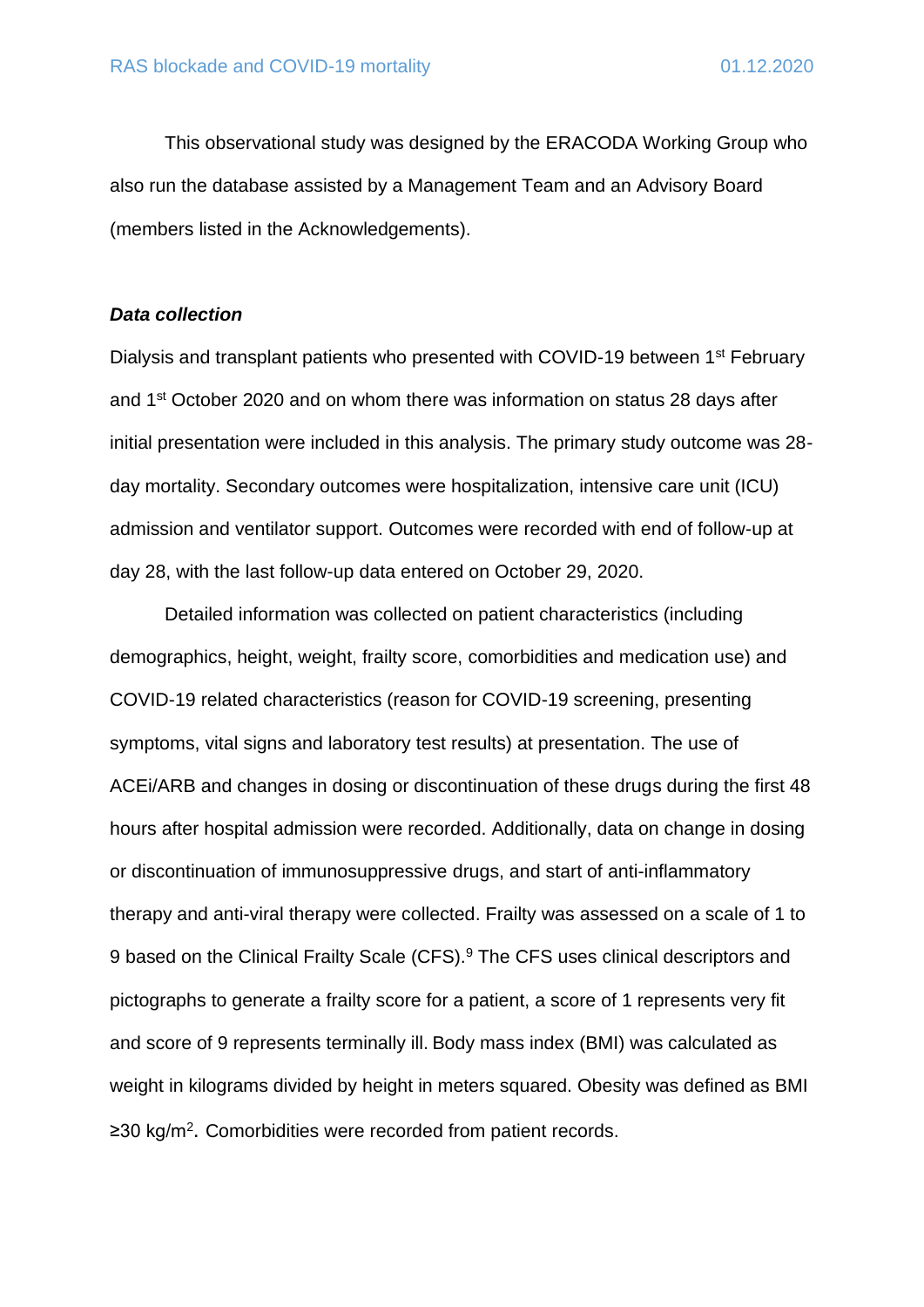This observational study was designed by the ERACODA Working Group who also run the database assisted by a Management Team and an Advisory Board (members listed in the Acknowledgements).

***Data collection***

Dialysis and transplant patients who presented with COVID-19 between 1st February and 1st October 2020 and on whom there was information on status 28 days after initial presentation were included in this analysis. The primary study outcome was 28-day mortality. Secondary outcomes were hospitalization, intensive care unit (ICU) admission and ventilator support. Outcomes were recorded with end of follow-up at day 28, with the last follow-up data entered on October 29, 2020.

Detailed information was collected on patient characteristics (including demographics, height, weight, frailty score, comorbidities and medication use) and COVID-19 related characteristics (reason for COVID-19 screening, presenting symptoms, vital signs and laboratory test results) at presentation. The use of ACEi/ARB and changes in dosing or discontinuation of these drugs during the first 48 hours after hospital admission were recorded. Additionally, data on change in dosing or discontinuation of immunosuppressive drugs, and start of anti-inflammatory therapy and anti-viral therapy were collected. Frailty was assessed on a scale of 1 to 9 based on the Clinical Frailty Scale (CFS).[9] The CFS uses clinical descriptors and pictographs to generate a frailty score for a patient, a score of 1 represents very fit and score of 9 represents terminally ill. Body mass index (BMI) was calculated as weight in kilograms divided by height in meters squared. Obesity was defined as BMI ≥30 kg/m$^2$. Comorbidities were recorded from patient records.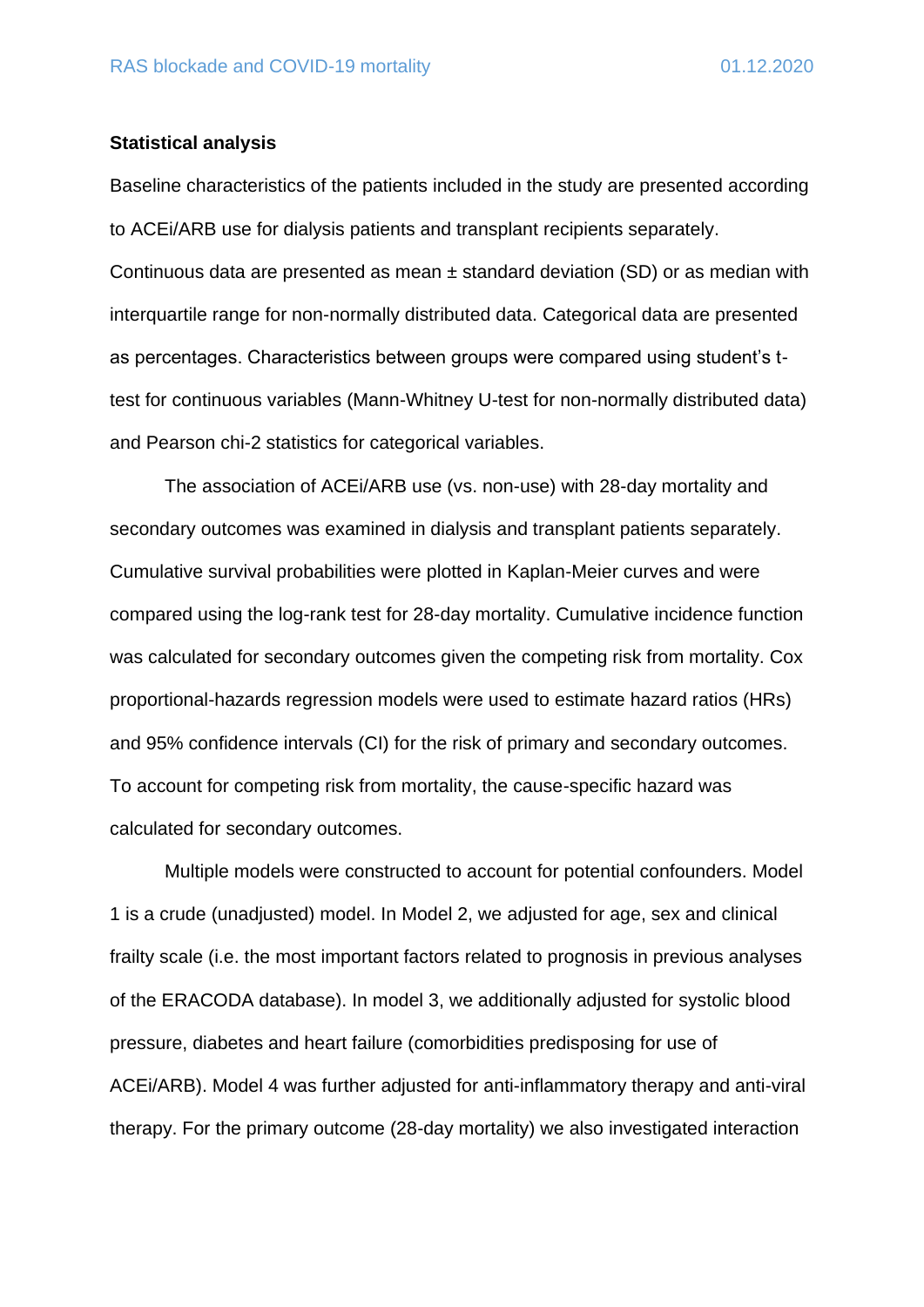**Statistical analysis**

Baseline characteristics of the patients included in the study are presented according to ACEi/ARB use for dialysis patients and transplant recipients separately. Continuous data are presented as mean ± standard deviation (SD) or as median with interquartile range for non-normally distributed data. Categorical data are presented as percentages. Characteristics between groups were compared using student's t-test for continuous variables (Mann-Whitney U-test for non-normally distributed data) and Pearson chi-2 statistics for categorical variables.

The association of ACEi/ARB use (vs. non-use) with 28-day mortality and secondary outcomes was examined in dialysis and transplant patients separately. Cumulative survival probabilities were plotted in Kaplan-Meier curves and were compared using the log-rank test for 28-day mortality. Cumulative incidence function was calculated for secondary outcomes given the competing risk from mortality. Cox proportional-hazards regression models were used to estimate hazard ratios (HRs) and 95% confidence intervals (CI) for the risk of primary and secondary outcomes. To account for competing risk from mortality, the cause-specific hazard was calculated for secondary outcomes.

Multiple models were constructed to account for potential confounders. Model 1 is a crude (unadjusted) model. In Model 2, we adjusted for age, sex and clinical frailty scale (i.e. the most important factors related to prognosis in previous analyses of the ERACODA database). In model 3, we additionally adjusted for systolic blood pressure, diabetes and heart failure (comorbidities predisposing for use of ACEi/ARB). Model 4 was further adjusted for anti-inflammatory therapy and anti-viral therapy. For the primary outcome (28-day mortality) we also investigated interaction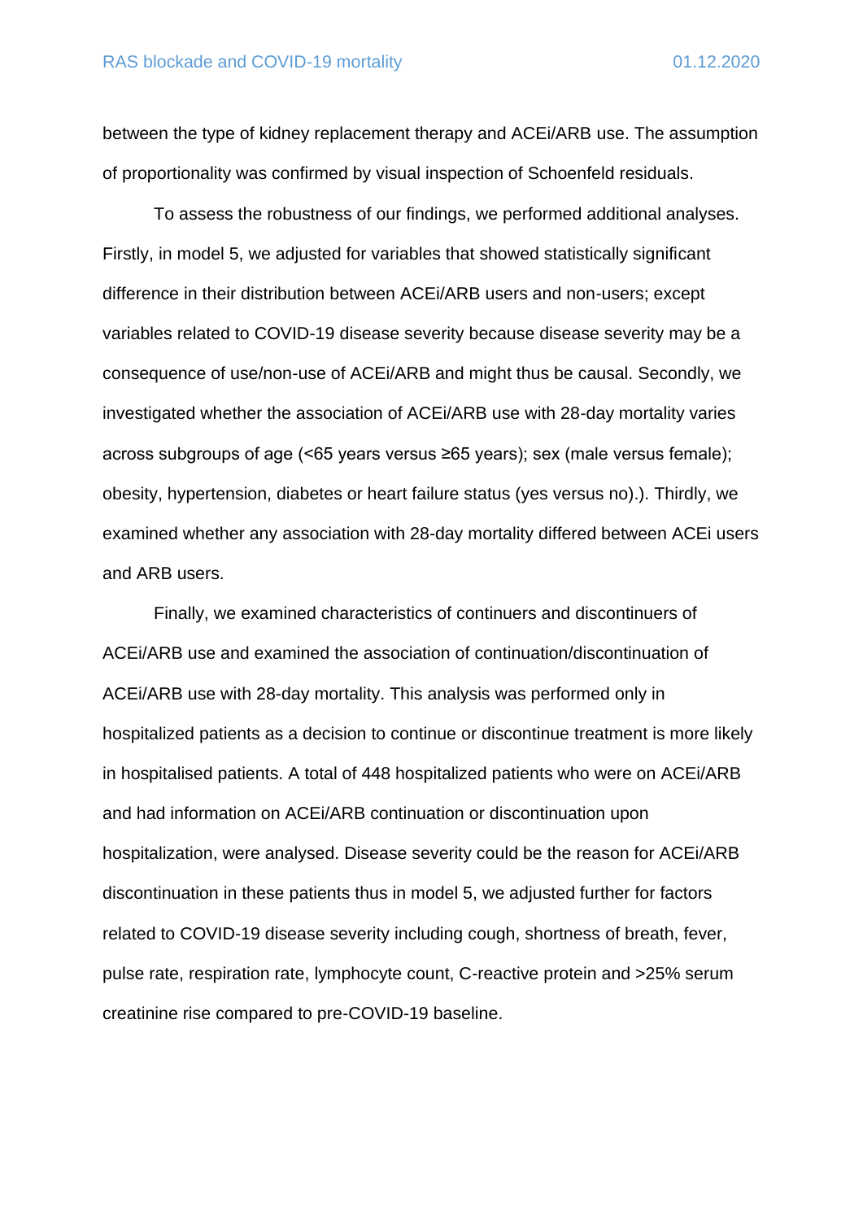between the type of kidney replacement therapy and ACEi/ARB use. The assumption of proportionality was confirmed by visual inspection of Schoenfeld residuals.

To assess the robustness of our findings, we performed additional analyses. Firstly, in model 5, we adjusted for variables that showed statistically significant difference in their distribution between ACEi/ARB users and non-users; except variables related to COVID-19 disease severity because disease severity may be a consequence of use/non-use of ACEi/ARB and might thus be causal. Secondly, we investigated whether the association of ACEi/ARB use with 28-day mortality varies across subgroups of age (<65 years versus ≥65 years); sex (male versus female); obesity, hypertension, diabetes or heart failure status (yes versus no).). Thirdly, we examined whether any association with 28-day mortality differed between ACEi users and ARB users.

Finally, we examined characteristics of continuers and discontinuers of ACEi/ARB use and examined the association of continuation/discontinuation of ACEi/ARB use with 28-day mortality. This analysis was performed only in hospitalized patients as a decision to continue or discontinue treatment is more likely in hospitalised patients. A total of 448 hospitalized patients who were on ACEi/ARB and had information on ACEi/ARB continuation or discontinuation upon hospitalization, were analysed. Disease severity could be the reason for ACEi/ARB discontinuation in these patients thus in model 5, we adjusted further for factors related to COVID-19 disease severity including cough, shortness of breath, fever, pulse rate, respiration rate, lymphocyte count, C-reactive protein and >25% serum creatinine rise compared to pre-COVID-19 baseline.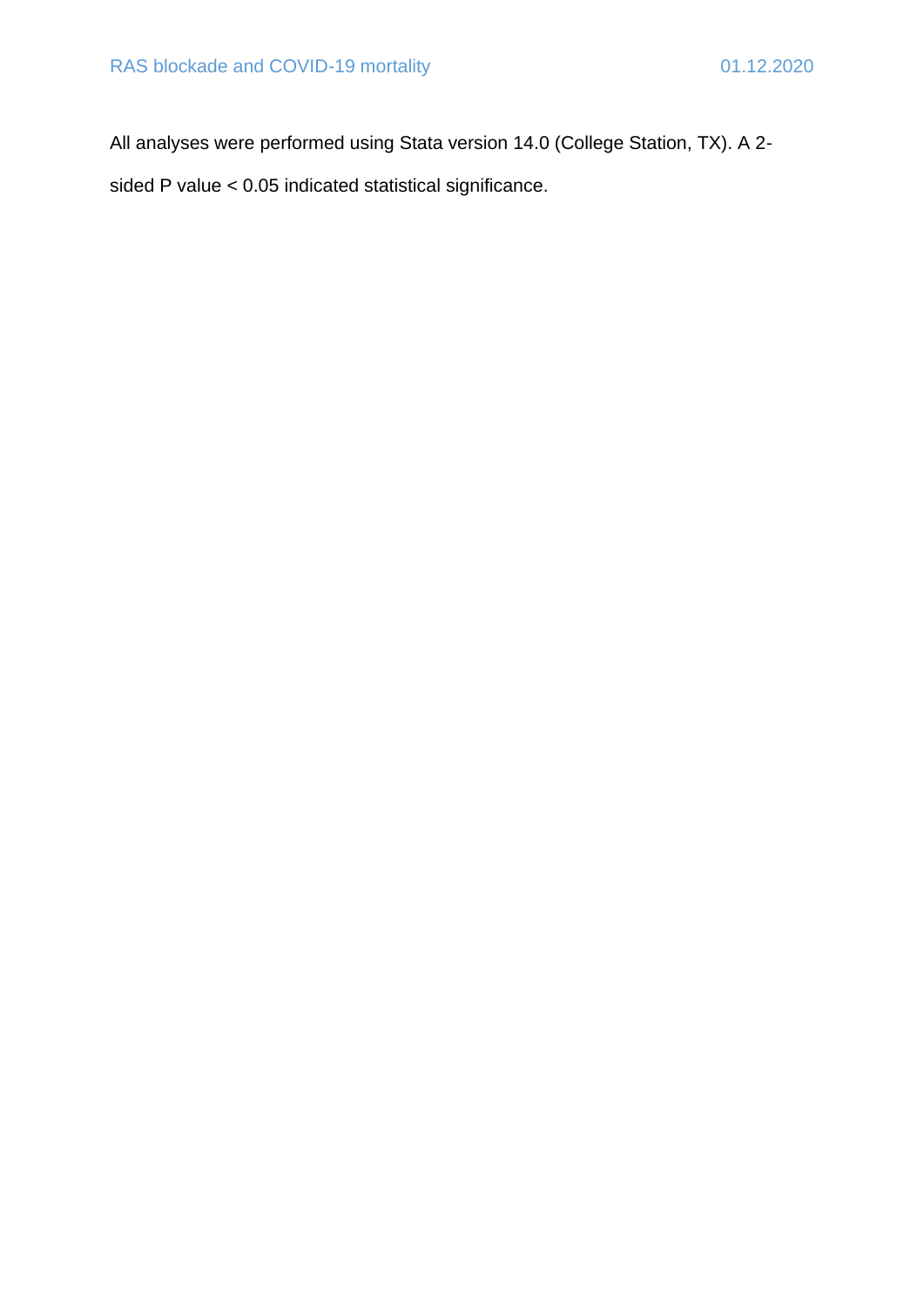All analyses were performed using Stata version 14.0 (College Station, TX). A 2-sided P value < 0.05 indicated statistical significance.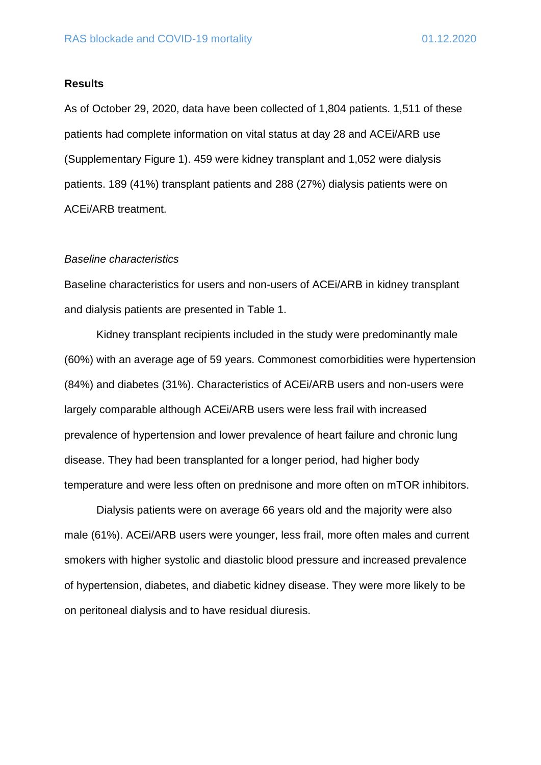## Results

As of October 29, 2020, data have been collected of 1,804 patients. 1,511 of these patients had complete information on vital status at day 28 and ACEi/ARB use (Supplementary Figure 1). 459 were kidney transplant and 1,052 were dialysis patients. 189 (41%) transplant patients and 288 (27%) dialysis patients were on ACEi/ARB treatment.

### *Baseline characteristics*

Baseline characteristics for users and non-users of ACEi/ARB in kidney transplant and dialysis patients are presented in Table 1.

Kidney transplant recipients included in the study were predominantly male (60%) with an average age of 59 years. Commonest comorbidities were hypertension (84%) and diabetes (31%). Characteristics of ACEi/ARB users and non-users were largely comparable although ACEi/ARB users were less frail with increased prevalence of hypertension and lower prevalence of heart failure and chronic lung disease. They had been transplanted for a longer period, had higher body temperature and were less often on prednisone and more often on mTOR inhibitors.

Dialysis patients were on average 66 years old and the majority were also male (61%). ACEi/ARB users were younger, less frail, more often males and current smokers with higher systolic and diastolic blood pressure and increased prevalence of hypertension, diabetes, and diabetic kidney disease. They were more likely to be on peritoneal dialysis and to have residual diuresis.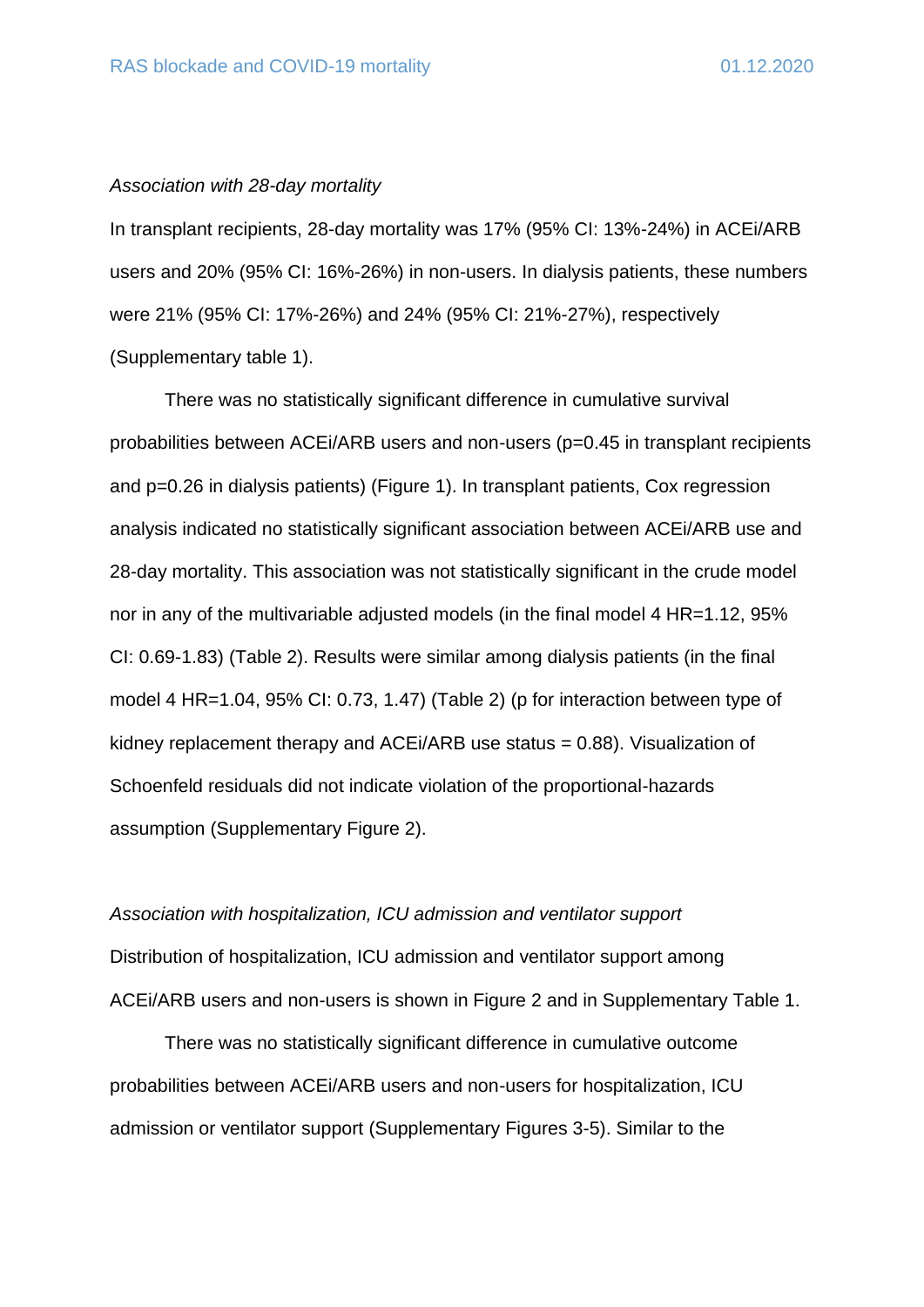*Association with 28-day mortality*

In transplant recipients, 28-day mortality was 17% (95% CI: 13%-24%) in ACEi/ARB users and 20% (95% CI: 16%-26%) in non-users. In dialysis patients, these numbers were 21% (95% CI: 17%-26%) and 24% (95% CI: 21%-27%), respectively (Supplementary table 1).

There was no statistically significant difference in cumulative survival probabilities between ACEi/ARB users and non-users (p=0.45 in transplant recipients and p=0.26 in dialysis patients) (Figure 1). In transplant patients, Cox regression analysis indicated no statistically significant association between ACEi/ARB use and 28-day mortality. This association was not statistically significant in the crude model nor in any of the multivariable adjusted models (in the final model 4 HR=1.12, 95% CI: 0.69-1.83) (Table 2). Results were similar among dialysis patients (in the final model 4 HR=1.04, 95% CI: 0.73, 1.47) (Table 2) (p for interaction between type of kidney replacement therapy and ACEi/ARB use status = 0.88). Visualization of Schoenfeld residuals did not indicate violation of the proportional-hazards assumption (Supplementary Figure 2).

*Association with hospitalization, ICU admission and ventilator support*

Distribution of hospitalization, ICU admission and ventilator support among ACEi/ARB users and non-users is shown in Figure 2 and in Supplementary Table 1.

There was no statistically significant difference in cumulative outcome probabilities between ACEi/ARB users and non-users for hospitalization, ICU admission or ventilator support (Supplementary Figures 3-5). Similar to the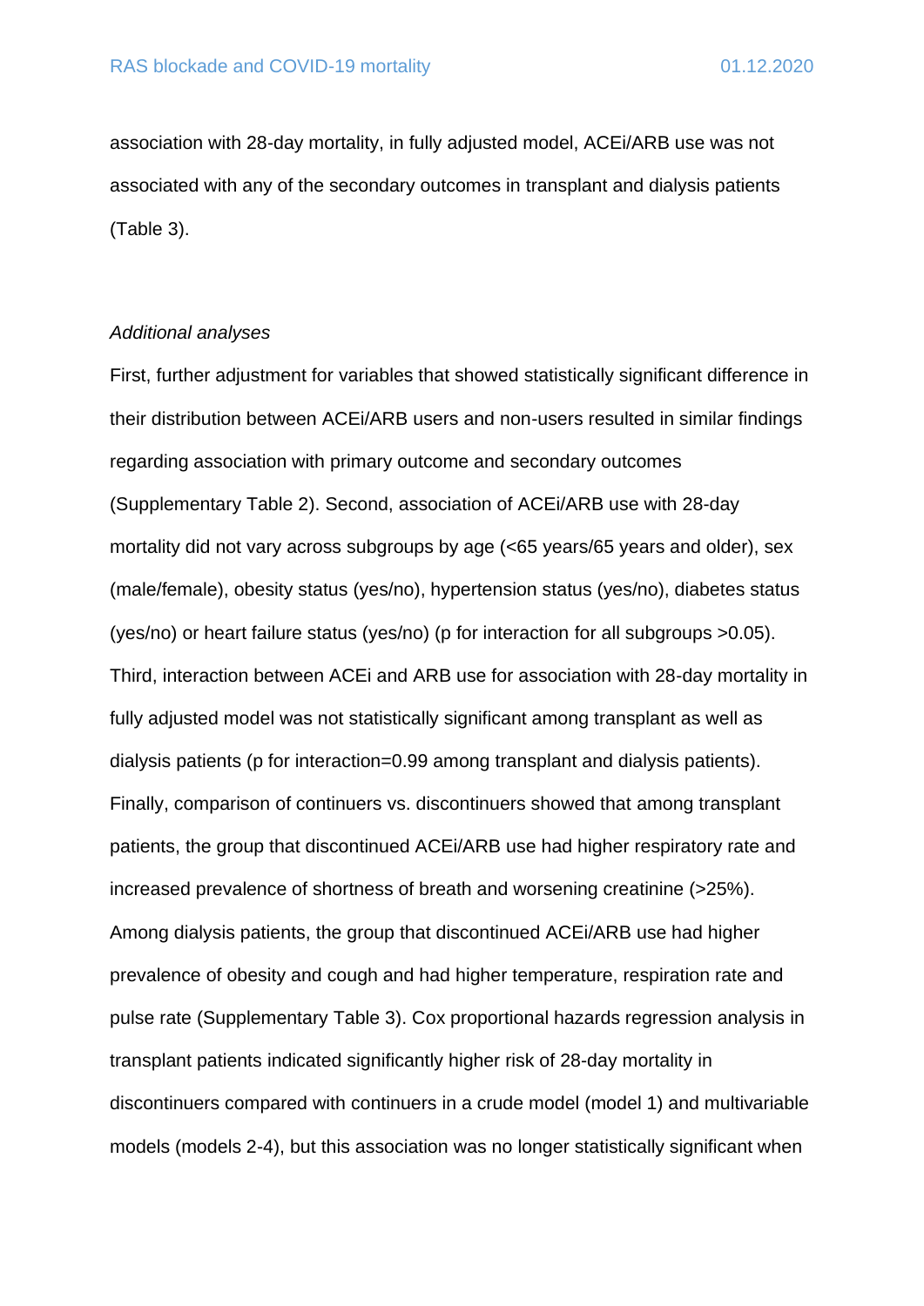association with 28-day mortality, in fully adjusted model, ACEi/ARB use was not associated with any of the secondary outcomes in transplant and dialysis patients (Table 3).

*Additional analyses*

First, further adjustment for variables that showed statistically significant difference in their distribution between ACEi/ARB users and non-users resulted in similar findings regarding association with primary outcome and secondary outcomes (Supplementary Table 2). Second, association of ACEi/ARB use with 28-day mortality did not vary across subgroups by age (<65 years/65 years and older), sex (male/female), obesity status (yes/no), hypertension status (yes/no), diabetes status (yes/no) or heart failure status (yes/no) (p for interaction for all subgroups >0.05). Third, interaction between ACEi and ARB use for association with 28-day mortality in fully adjusted model was not statistically significant among transplant as well as dialysis patients (p for interaction=0.99 among transplant and dialysis patients). Finally, comparison of continuers vs. discontinuers showed that among transplant patients, the group that discontinued ACEi/ARB use had higher respiratory rate and increased prevalence of shortness of breath and worsening creatinine (>25%). Among dialysis patients, the group that discontinued ACEi/ARB use had higher prevalence of obesity and cough and had higher temperature, respiration rate and pulse rate (Supplementary Table 3). Cox proportional hazards regression analysis in transplant patients indicated significantly higher risk of 28-day mortality in discontinuers compared with continuers in a crude model (model 1) and multivariable models (models 2-4), but this association was no longer statistically significant when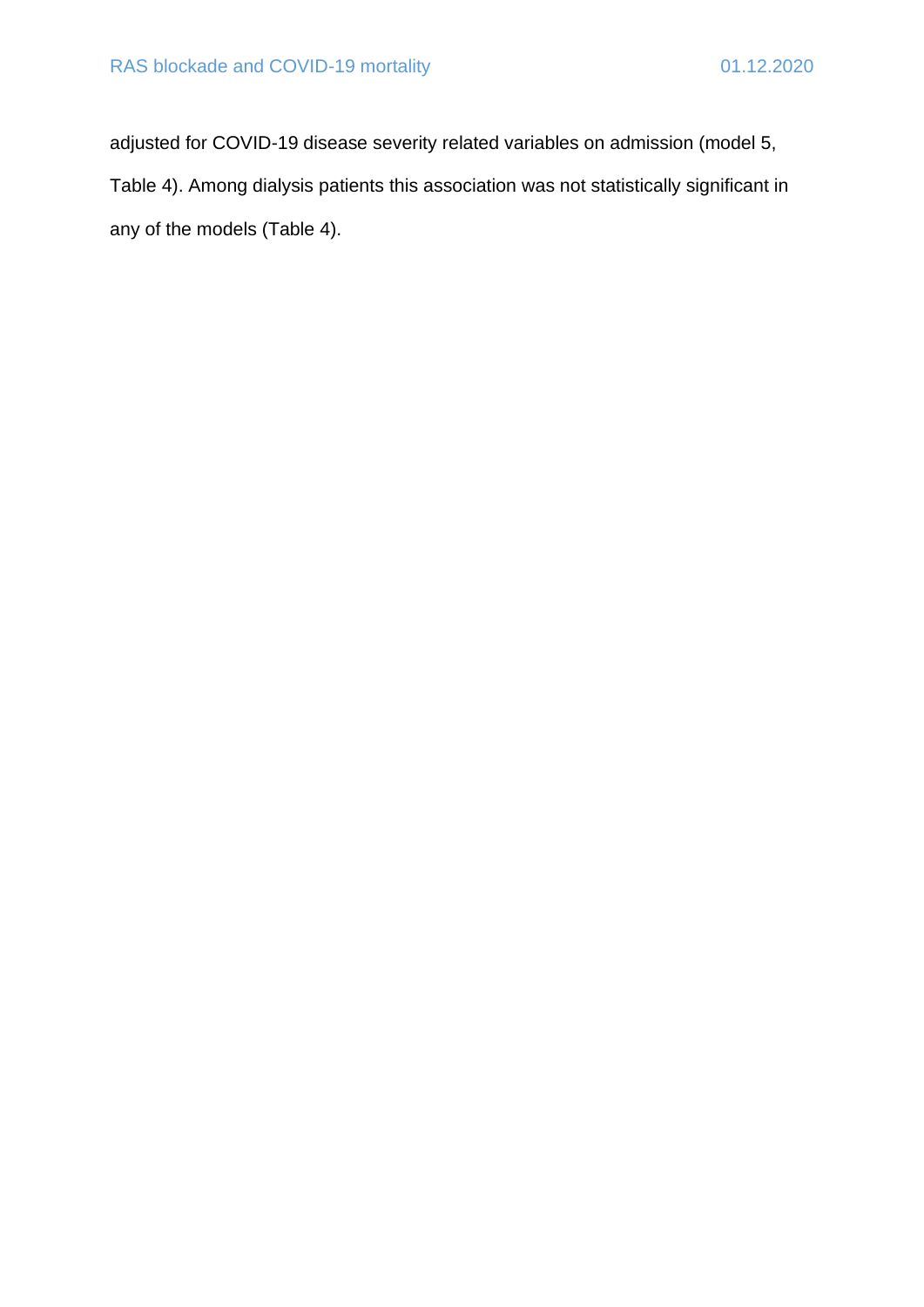adjusted for COVID-19 disease severity related variables on admission (model 5, Table 4). Among dialysis patients this association was not statistically significant in any of the models (Table 4).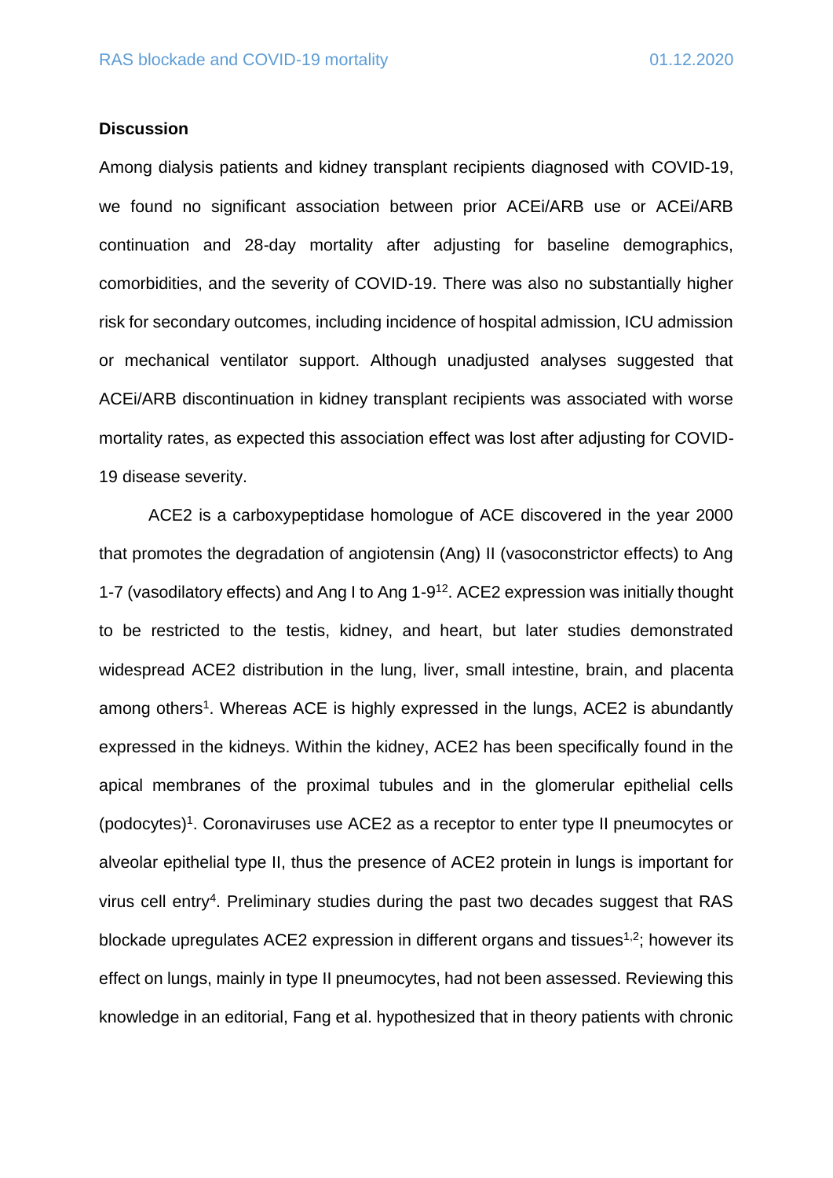## Discussion

Among dialysis patients and kidney transplant recipients diagnosed with COVID-19, we found no significant association between prior ACEi/ARB use or ACEi/ARB continuation and 28-day mortality after adjusting for baseline demographics, comorbidities, and the severity of COVID-19. There was also no substantially higher risk for secondary outcomes, including incidence of hospital admission, ICU admission or mechanical ventilator support. Although unadjusted analyses suggested that ACEi/ARB discontinuation in kidney transplant recipients was associated with worse mortality rates, as expected this association effect was lost after adjusting for COVID-19 disease severity.

ACE2 is a carboxypeptidase homologue of ACE discovered in the year 2000 that promotes the degradation of angiotensin (Ang) II (vasoconstrictor effects) to Ang 1-7 (vasodilatory effects) and Ang I to Ang 1-9[12]. ACE2 expression was initially thought to be restricted to the testis, kidney, and heart, but later studies demonstrated widespread ACE2 distribution in the lung, liver, small intestine, brain, and placenta among others[1]. Whereas ACE is highly expressed in the lungs, ACE2 is abundantly expressed in the kidneys. Within the kidney, ACE2 has been specifically found in the apical membranes of the proximal tubules and in the glomerular epithelial cells (podocytes)[1]. Coronaviruses use ACE2 as a receptor to enter type II pneumocytes or alveolar epithelial type II, thus the presence of ACE2 protein in lungs is important for virus cell entry[4]. Preliminary studies during the past two decades suggest that RAS blockade upregulates ACE2 expression in different organs and tissues[1,2]; however its effect on lungs, mainly in type II pneumocytes, had not been assessed. Reviewing this knowledge in an editorial, Fang et al. hypothesized that in theory patients with chronic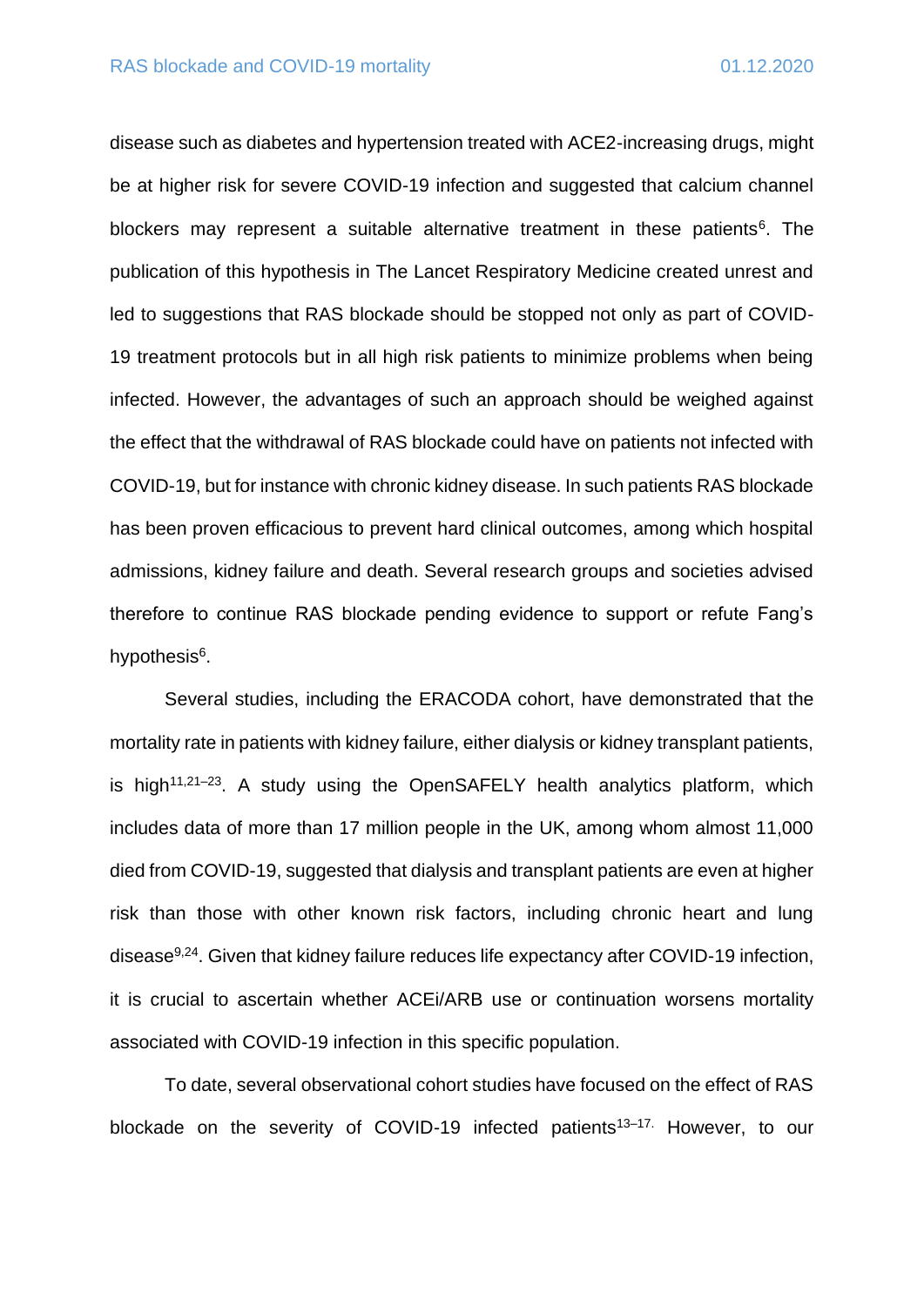disease such as diabetes and hypertension treated with ACE2-increasing drugs, might be at higher risk for severe COVID-19 infection and suggested that calcium channel blockers may represent a suitable alternative treatment in these patients[6]. The publication of this hypothesis in The Lancet Respiratory Medicine created unrest and led to suggestions that RAS blockade should be stopped not only as part of COVID-19 treatment protocols but in all high risk patients to minimize problems when being infected. However, the advantages of such an approach should be weighed against the effect that the withdrawal of RAS blockade could have on patients not infected with COVID-19, but for instance with chronic kidney disease. In such patients RAS blockade has been proven efficacious to prevent hard clinical outcomes, among which hospital admissions, kidney failure and death. Several research groups and societies advised therefore to continue RAS blockade pending evidence to support or refute Fang's hypothesis[6].

Several studies, including the ERACODA cohort, have demonstrated that the mortality rate in patients with kidney failure, either dialysis or kidney transplant patients, is high[11,21–23]. A study using the OpenSAFELY health analytics platform, which includes data of more than 17 million people in the UK, among whom almost 11,000 died from COVID-19, suggested that dialysis and transplant patients are even at higher risk than those with other known risk factors, including chronic heart and lung disease[9,24]. Given that kidney failure reduces life expectancy after COVID-19 infection, it is crucial to ascertain whether ACEi/ARB use or continuation worsens mortality associated with COVID-19 infection in this specific population.

To date, several observational cohort studies have focused on the effect of RAS blockade on the severity of COVID-19 infected patients[13–17.] However, to our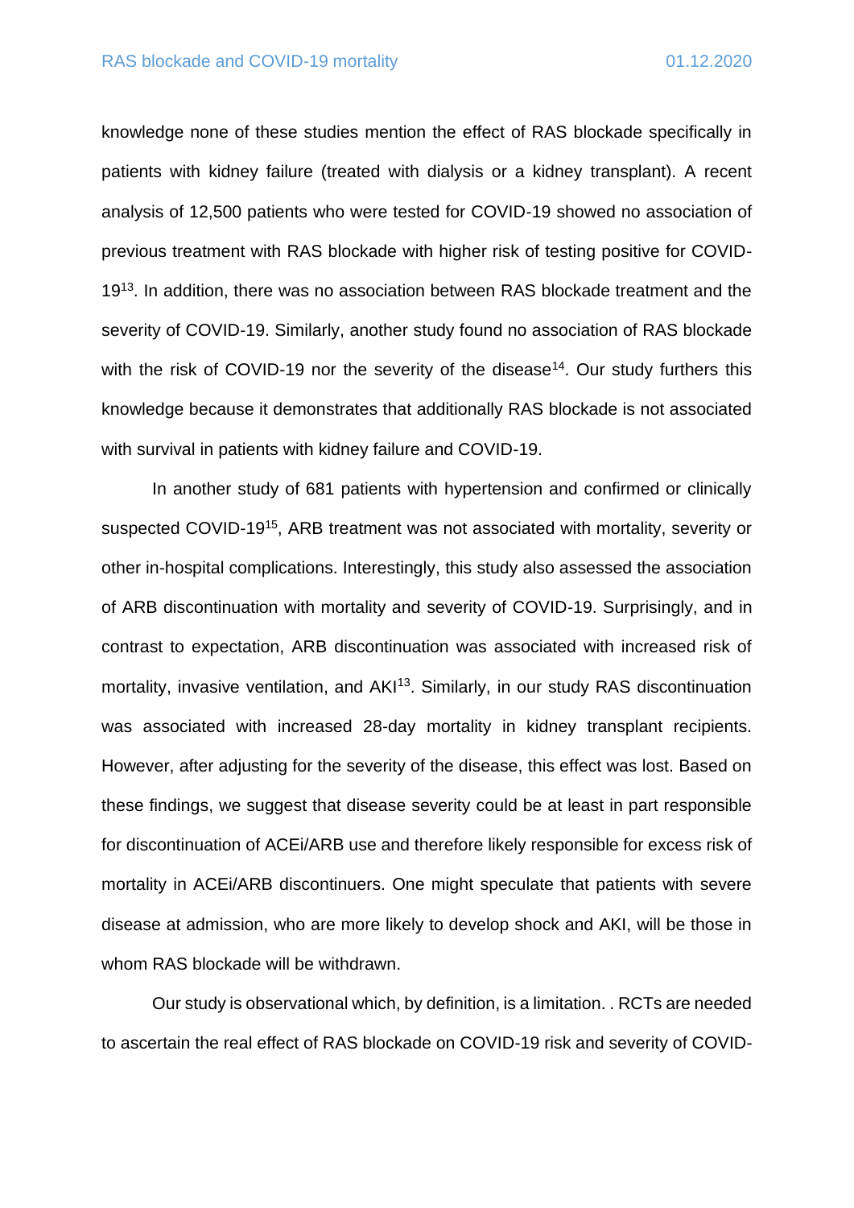knowledge none of these studies mention the effect of RAS blockade specifically in patients with kidney failure (treated with dialysis or a kidney transplant). A recent analysis of 12,500 patients who were tested for COVID-19 showed no association of previous treatment with RAS blockade with higher risk of testing positive for COVID-19[13]. In addition, there was no association between RAS blockade treatment and the severity of COVID-19. Similarly, another study found no association of RAS blockade with the risk of COVID-19 nor the severity of the disease[14]. Our study furthers this knowledge because it demonstrates that additionally RAS blockade is not associated with survival in patients with kidney failure and COVID-19.

In another study of 681 patients with hypertension and confirmed or clinically suspected COVID-19[15], ARB treatment was not associated with mortality, severity or other in-hospital complications. Interestingly, this study also assessed the association of ARB discontinuation with mortality and severity of COVID-19. Surprisingly, and in contrast to expectation, ARB discontinuation was associated with increased risk of mortality, invasive ventilation, and AKI[13]. Similarly, in our study RAS discontinuation was associated with increased 28-day mortality in kidney transplant recipients. However, after adjusting for the severity of the disease, this effect was lost. Based on these findings, we suggest that disease severity could be at least in part responsible for discontinuation of ACEi/ARB use and therefore likely responsible for excess risk of mortality in ACEi/ARB discontinuers. One might speculate that patients with severe disease at admission, who are more likely to develop shock and AKI, will be those in whom RAS blockade will be withdrawn.

Our study is observational which, by definition, is a limitation. . RCTs are needed to ascertain the real effect of RAS blockade on COVID-19 risk and severity of COVID-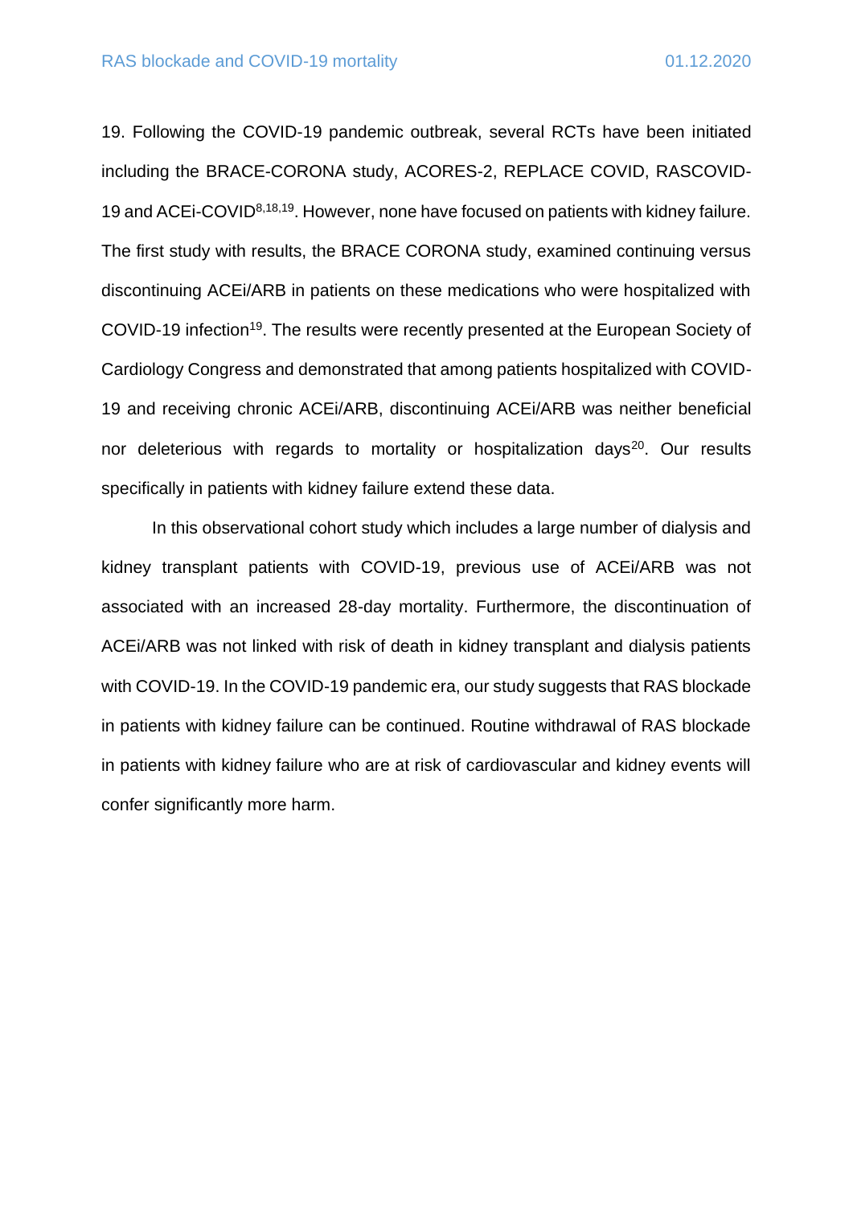19. Following the COVID-19 pandemic outbreak, several RCTs have been initiated including the BRACE-CORONA study, ACORES-2, REPLACE COVID, RASCOVID-19 and ACEi-COVID[8,18,19]. However, none have focused on patients with kidney failure. The first study with results, the BRACE CORONA study, examined continuing versus discontinuing ACEi/ARB in patients on these medications who were hospitalized with COVID-19 infection[19]. The results were recently presented at the European Society of Cardiology Congress and demonstrated that among patients hospitalized with COVID-19 and receiving chronic ACEi/ARB, discontinuing ACEi/ARB was neither beneficial nor deleterious with regards to mortality or hospitalization days[20]. Our results specifically in patients with kidney failure extend these data.

In this observational cohort study which includes a large number of dialysis and kidney transplant patients with COVID-19, previous use of ACEi/ARB was not associated with an increased 28-day mortality. Furthermore, the discontinuation of ACEi/ARB was not linked with risk of death in kidney transplant and dialysis patients with COVID-19. In the COVID-19 pandemic era, our study suggests that RAS blockade in patients with kidney failure can be continued. Routine withdrawal of RAS blockade in patients with kidney failure who are at risk of cardiovascular and kidney events will confer significantly more harm.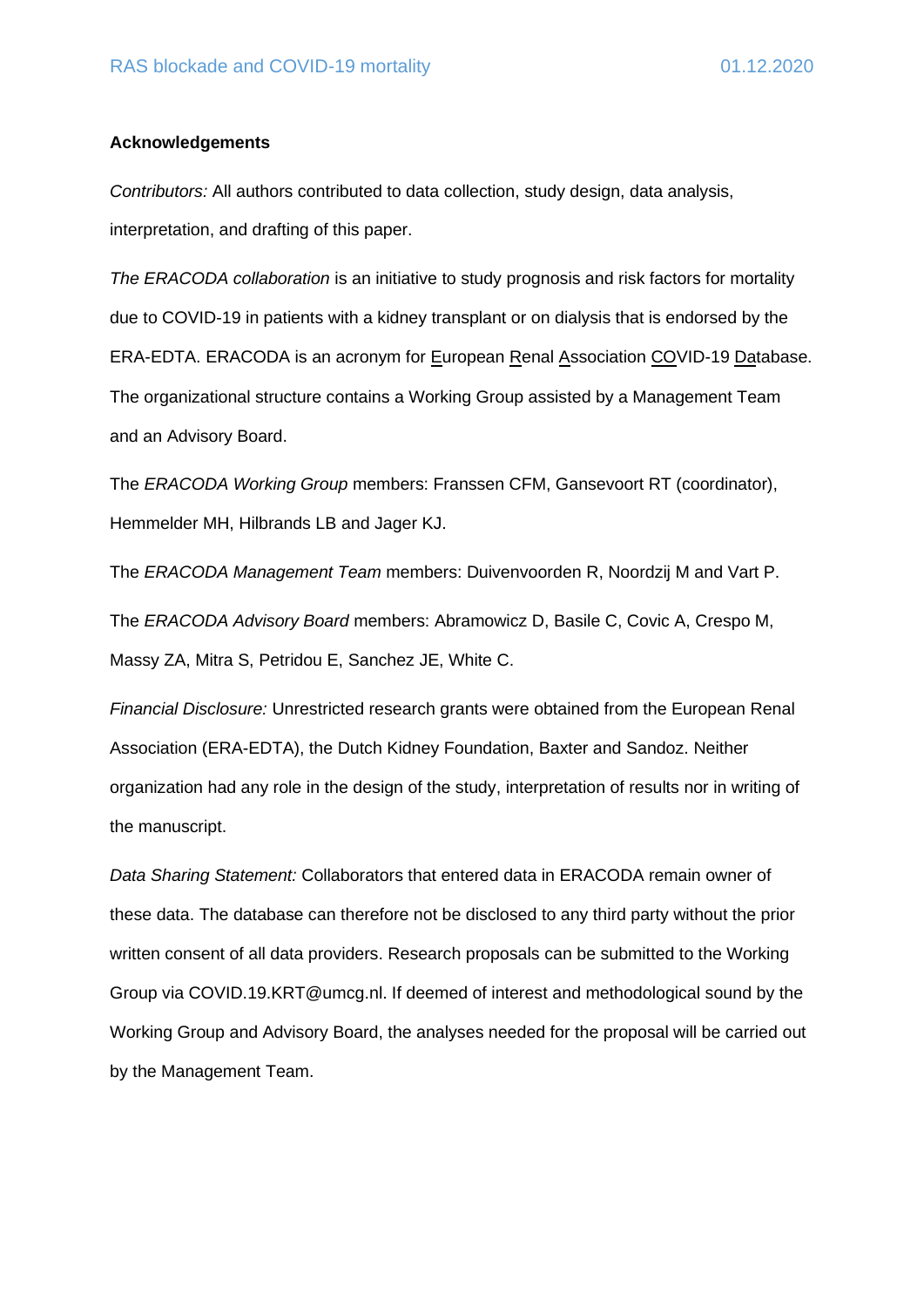**Acknowledgements**

*Contributors:* All authors contributed to data collection, study design, data analysis, interpretation, and drafting of this paper.

*The ERACODA collaboration* is an initiative to study prognosis and risk factors for mortality due to COVID-19 in patients with a kidney transplant or on dialysis that is endorsed by the ERA-EDTA. ERACODA is an acronym for European Renal Association COVID-19 Database. The organizational structure contains a Working Group assisted by a Management Team and an Advisory Board.

The *ERACODA Working Group* members: Franssen CFM, Gansevoort RT (coordinator), Hemmelder MH, Hilbrands LB and Jager KJ.

The *ERACODA Management Team* members: Duivenvoorden R, Noordzij M and Vart P.

The *ERACODA Advisory Board* members: Abramowicz D, Basile C, Covic A, Crespo M, Massy ZA, Mitra S, Petridou E, Sanchez JE, White C.

*Financial Disclosure:* Unrestricted research grants were obtained from the European Renal Association (ERA-EDTA), the Dutch Kidney Foundation, Baxter and Sandoz. Neither organization had any role in the design of the study, interpretation of results nor in writing of the manuscript.

*Data Sharing Statement:* Collaborators that entered data in ERACODA remain owner of these data. The database can therefore not be disclosed to any third party without the prior written consent of all data providers. Research proposals can be submitted to the Working Group via COVID.19.KRT@umcg.nl. If deemed of interest and methodological sound by the Working Group and Advisory Board, the analyses needed for the proposal will be carried out by the Management Team.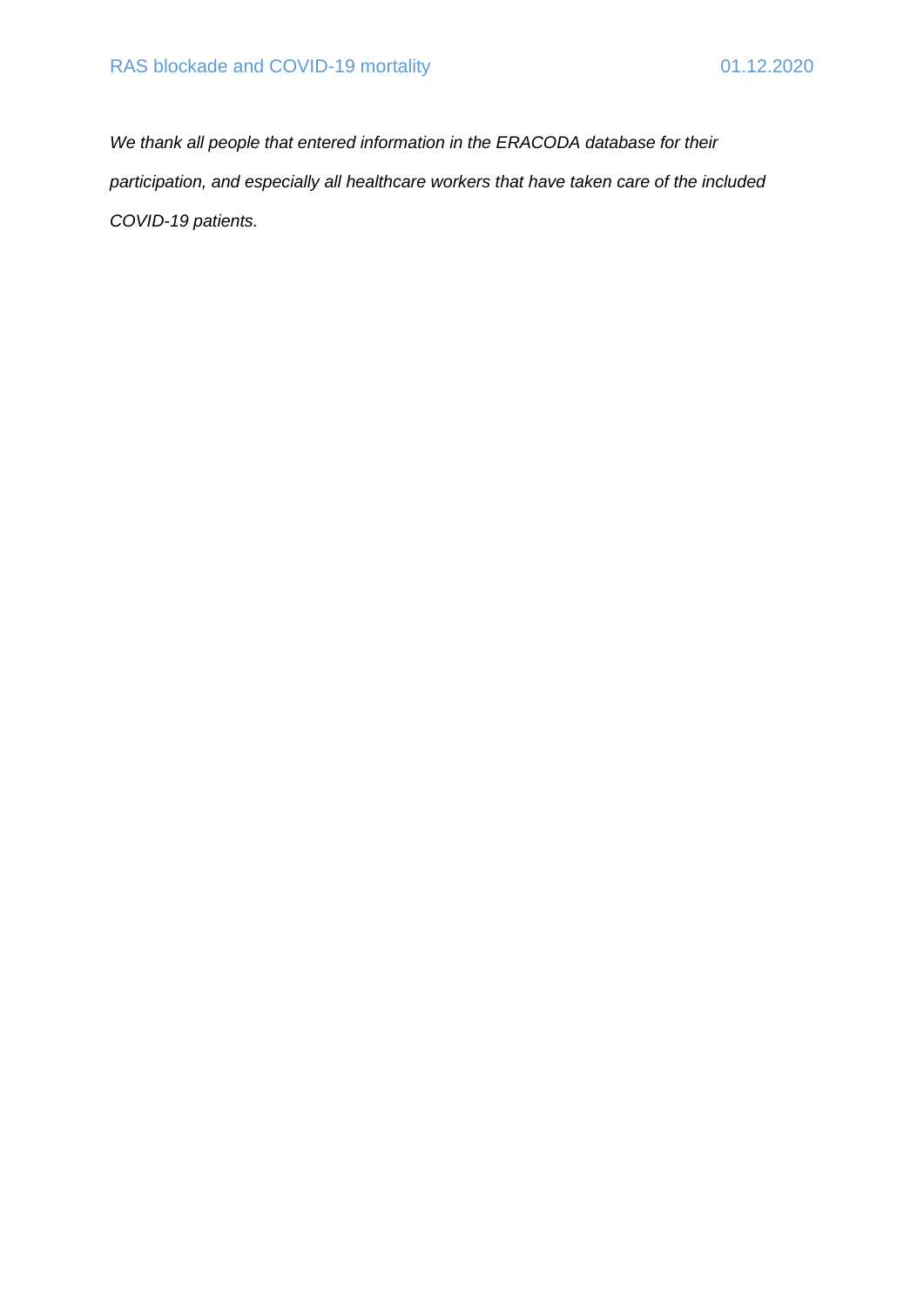*We thank all people that entered information in the ERACODA database for their participation, and especially all healthcare workers that have taken care of the included COVID-19 patients.*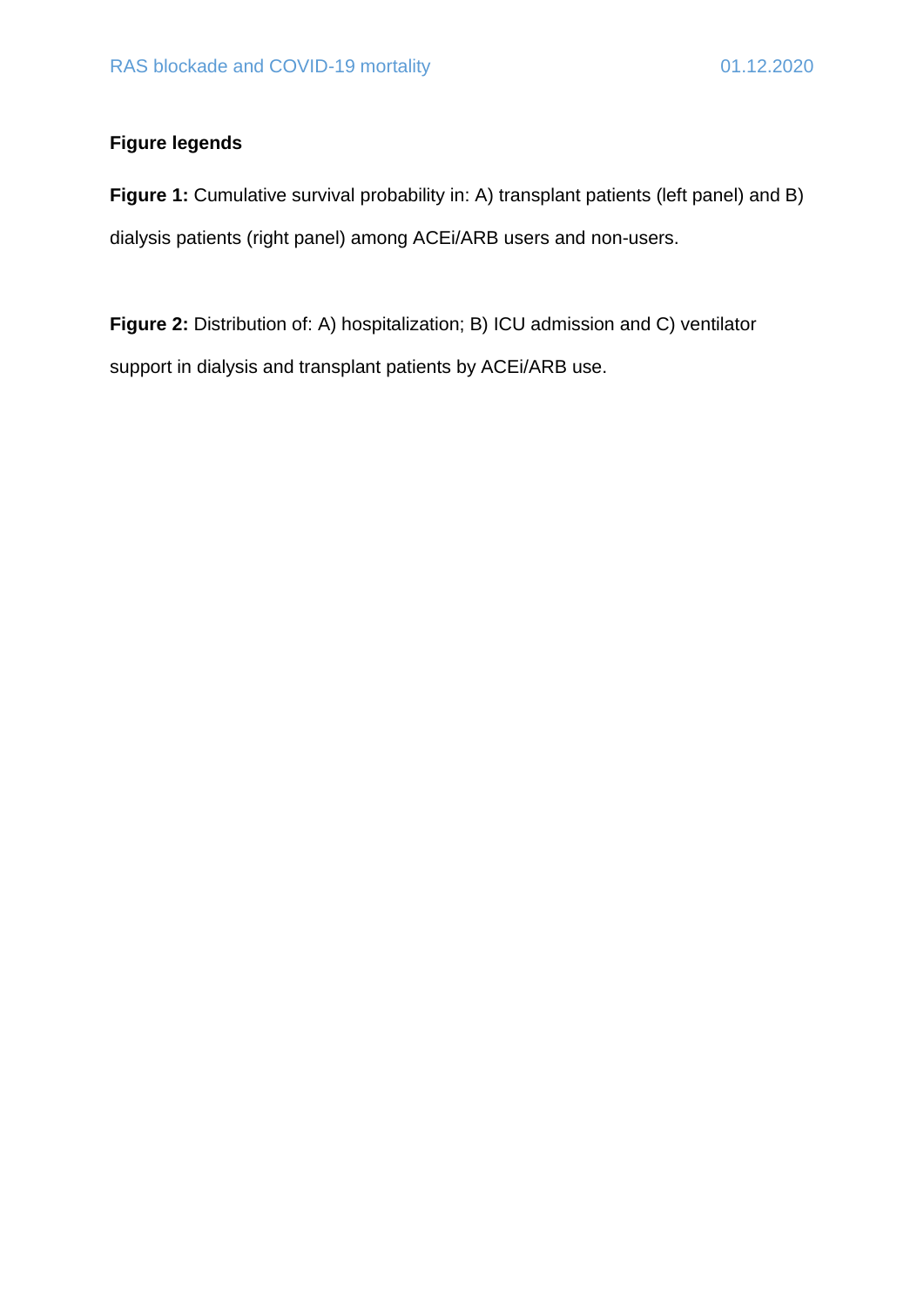**Figure legends**

**Figure 1:** Cumulative survival probability in: A) transplant patients (left panel) and B) dialysis patients (right panel) among ACEi/ARB users and non-users.

**Figure 2:** Distribution of: A) hospitalization; B) ICU admission and C) ventilator support in dialysis and transplant patients by ACEi/ARB use.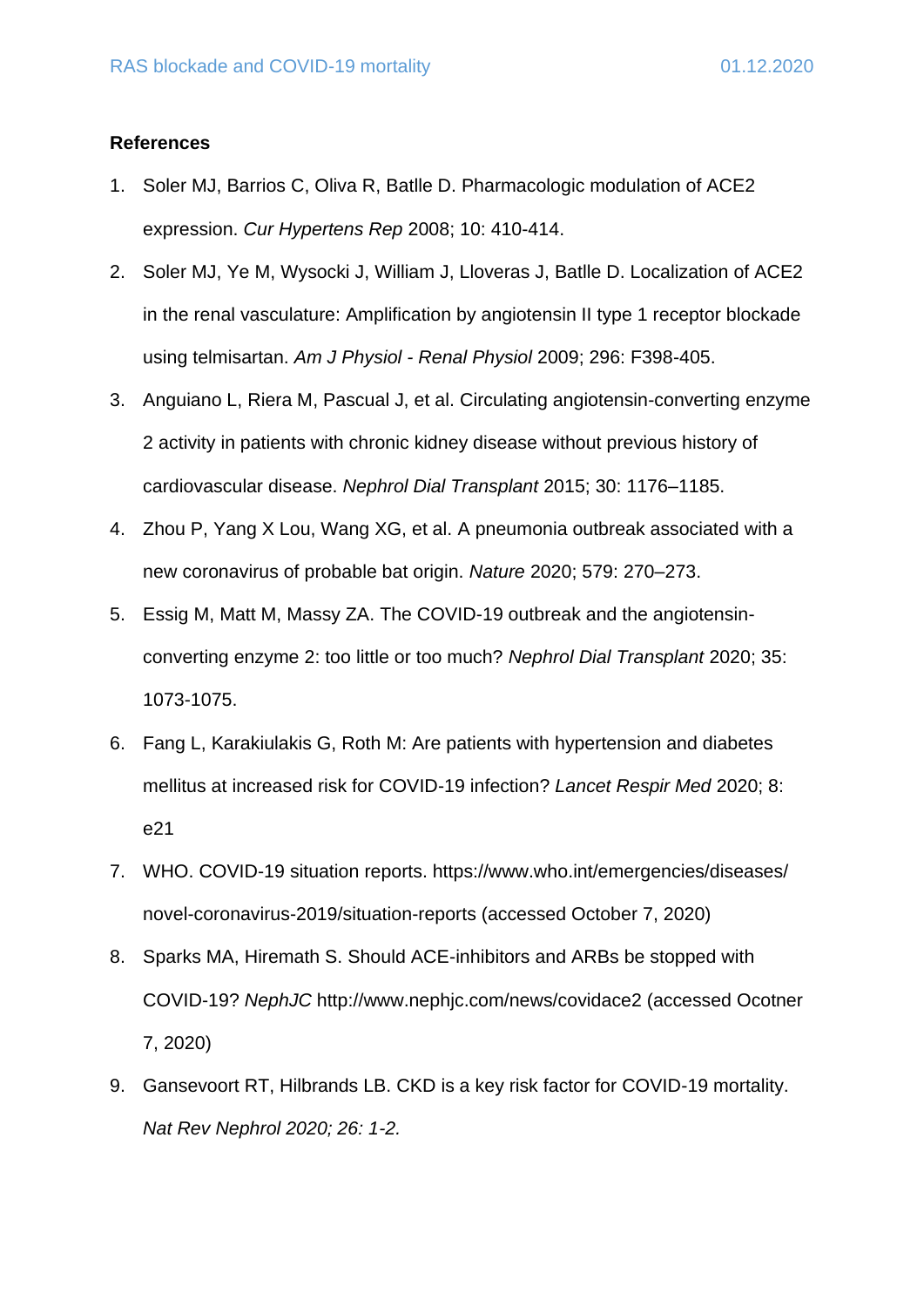**References**

1. Soler MJ, Barrios C, Oliva R, Batlle D. Pharmacologic modulation of ACE2 expression. *Cur Hypertens Rep* 2008; 10: 410-414.
2. Soler MJ, Ye M, Wysocki J, William J, Lloveras J, Batlle D. Localization of ACE2 in the renal vasculature: Amplification by angiotensin II type 1 receptor blockade using telmisartan. *Am J Physiol - Renal Physiol* 2009; 296: F398-405.
3. Anguiano L, Riera M, Pascual J, et al. Circulating angiotensin-converting enzyme 2 activity in patients with chronic kidney disease without previous history of cardiovascular disease. *Nephrol Dial Transplant* 2015; 30: 1176–1185.
4. Zhou P, Yang X Lou, Wang XG, et al. A pneumonia outbreak associated with a new coronavirus of probable bat origin. *Nature* 2020; 579: 270–273.
5. Essig M, Matt M, Massy ZA. The COVID-19 outbreak and the angiotensin-converting enzyme 2: too little or too much? *Nephrol Dial Transplant* 2020; 35: 1073-1075.
6. Fang L, Karakiulakis G, Roth M: Are patients with hypertension and diabetes mellitus at increased risk for COVID-19 infection? *Lancet Respir Med* 2020; 8: e21
7. WHO. COVID-19 situation reports. https://www.who.int/emergencies/diseases/novel-coronavirus-2019/situation-reports (accessed October 7, 2020)
8. Sparks MA, Hiremath S. Should ACE-inhibitors and ARBs be stopped with COVID-19? *NephJC* http://www.nephjc.com/news/covidace2 (accessed Ocotner 7, 2020)
9. Gansevoort RT, Hilbrands LB. CKD is a key risk factor for COVID-19 mortality. *Nat Rev Nephrol 2020; 26: 1-2.*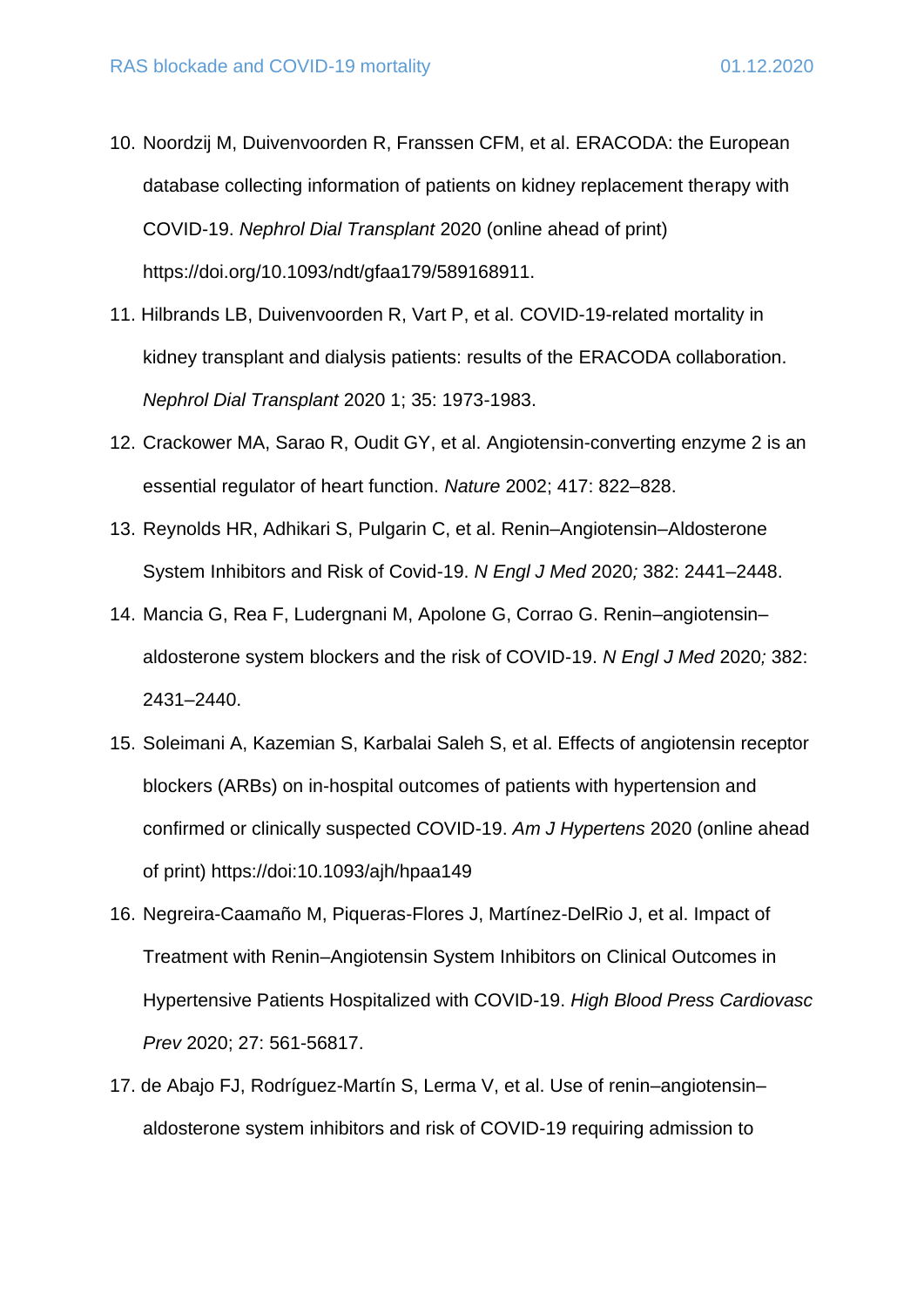10. Noordzij M, Duivenvoorden R, Franssen CFM, et al. ERACODA: the European database collecting information of patients on kidney replacement therapy with COVID-19. *Nephrol Dial Transplant* 2020 (online ahead of print) https://doi.org/10.1093/ndt/gfaa179/589168911.
11. Hilbrands LB, Duivenvoorden R, Vart P, et al. COVID-19-related mortality in kidney transplant and dialysis patients: results of the ERACODA collaboration. *Nephrol Dial Transplant* 2020 1; 35: 1973-1983.
12. Crackower MA, Sarao R, Oudit GY, et al. Angiotensin-converting enzyme 2 is an essential regulator of heart function. *Nature* 2002; 417: 822–828.
13. Reynolds HR, Adhikari S, Pulgarin C, et al. Renin–Angiotensin–Aldosterone System Inhibitors and Risk of Covid-19. *N Engl J Med* 2020*;* 382: 2441–2448.
14. Mancia G, Rea F, Ludergnani M, Apolone G, Corrao G. Renin–angiotensin–aldosterone system blockers and the risk of COVID-19. *N Engl J Med* 2020*;* 382: 2431–2440.
15. Soleimani A, Kazemian S, Karbalai Saleh S, et al. Effects of angiotensin receptor blockers (ARBs) on in-hospital outcomes of patients with hypertension and confirmed or clinically suspected COVID-19. *Am J Hypertens* 2020 (online ahead of print) https://doi:10.1093/ajh/hpaa149
16. Negreira-Caamaño M, Piqueras-Flores J, Martínez-DelRio J, et al. Impact of Treatment with Renin–Angiotensin System Inhibitors on Clinical Outcomes in Hypertensive Patients Hospitalized with COVID-19. *High Blood Press Cardiovasc Prev* 2020; 27: 561-56817.
17. de Abajo FJ, Rodríguez-Martín S, Lerma V, et al. Use of renin–angiotensin–aldosterone system inhibitors and risk of COVID-19 requiring admission to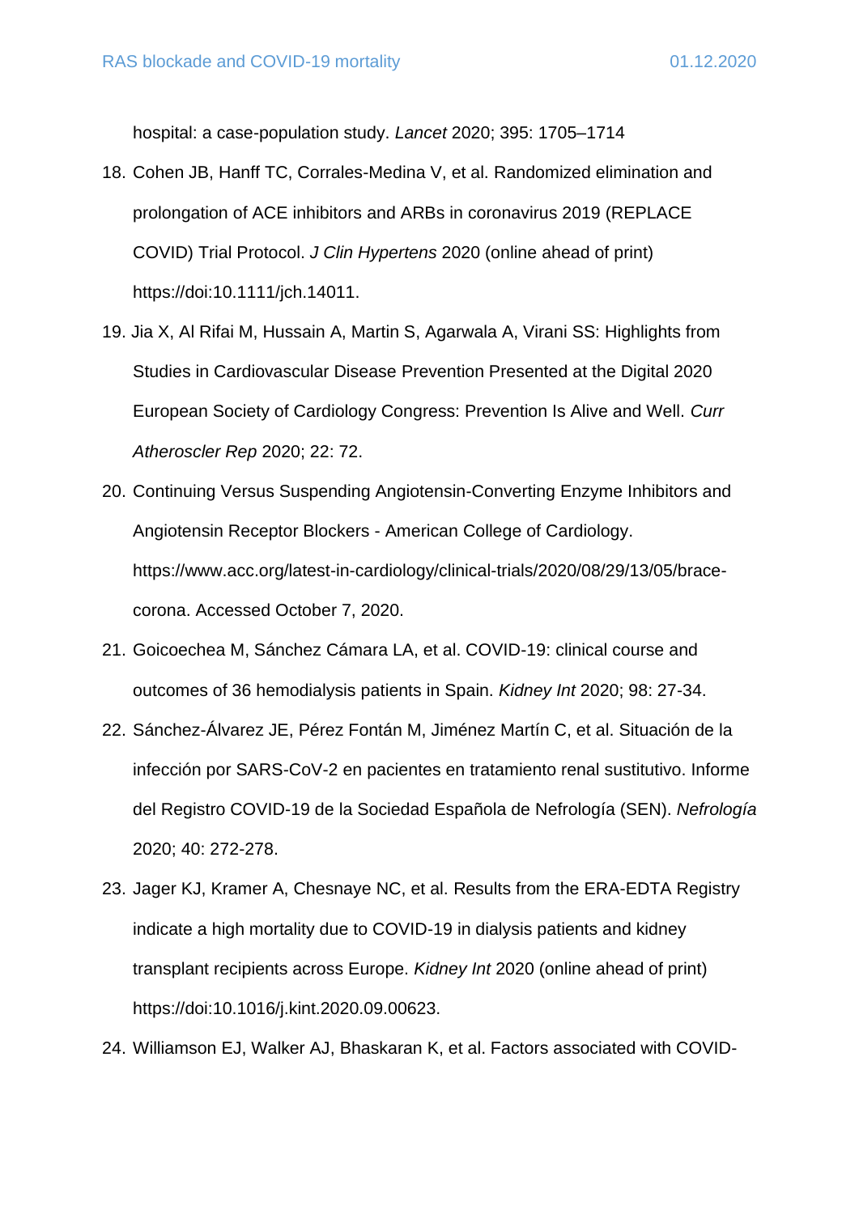hospital: a case-population study. *Lancet* 2020; 395: 1705–1714

18. Cohen JB, Hanff TC, Corrales-Medina V, et al. Randomized elimination and prolongation of ACE inhibitors and ARBs in coronavirus 2019 (REPLACE COVID) Trial Protocol. *J Clin Hypertens* 2020 (online ahead of print) https://doi:10.1111/jch.14011.
19. Jia X, Al Rifai M, Hussain A, Martin S, Agarwala A, Virani SS: Highlights from Studies in Cardiovascular Disease Prevention Presented at the Digital 2020 European Society of Cardiology Congress: Prevention Is Alive and Well. *Curr Atheroscler Rep* 2020; 22: 72.
20. Continuing Versus Suspending Angiotensin-Converting Enzyme Inhibitors and Angiotensin Receptor Blockers - American College of Cardiology. https://www.acc.org/latest-in-cardiology/clinical-trials/2020/08/29/13/05/brace-corona. Accessed October 7, 2020.
21. Goicoechea M, Sánchez Cámara LA, et al. COVID-19: clinical course and outcomes of 36 hemodialysis patients in Spain. *Kidney Int* 2020; 98: 27-34.
22. Sánchez-Álvarez JE, Pérez Fontán M, Jiménez Martín C, et al. Situación de la infección por SARS-CoV-2 en pacientes en tratamiento renal sustitutivo. Informe del Registro COVID-19 de la Sociedad Española de Nefrología (SEN). *Nefrología* 2020; 40: 272-278.
23. Jager KJ, Kramer A, Chesnaye NC, et al. Results from the ERA-EDTA Registry indicate a high mortality due to COVID-19 in dialysis patients and kidney transplant recipients across Europe. *Kidney Int* 2020 (online ahead of print) https://doi:10.1016/j.kint.2020.09.00623.
24. Williamson EJ, Walker AJ, Bhaskaran K, et al. Factors associated with COVID-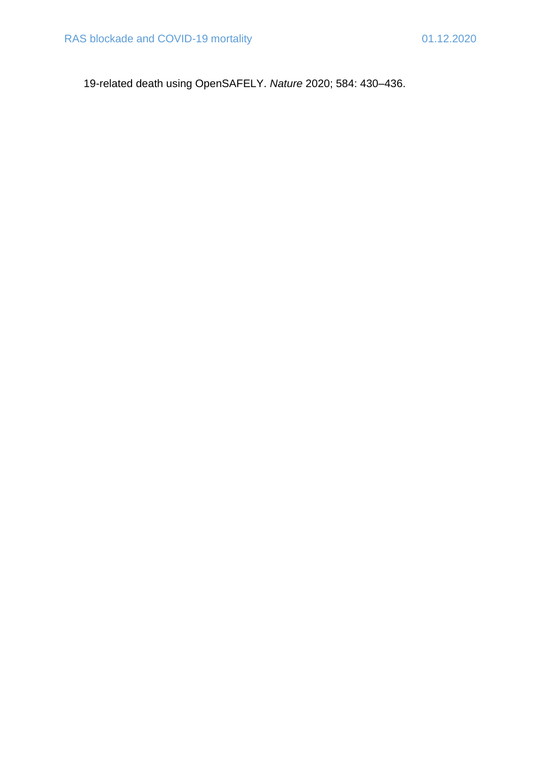19-related death using OpenSAFELY. *Nature* 2020; 584: 430–436.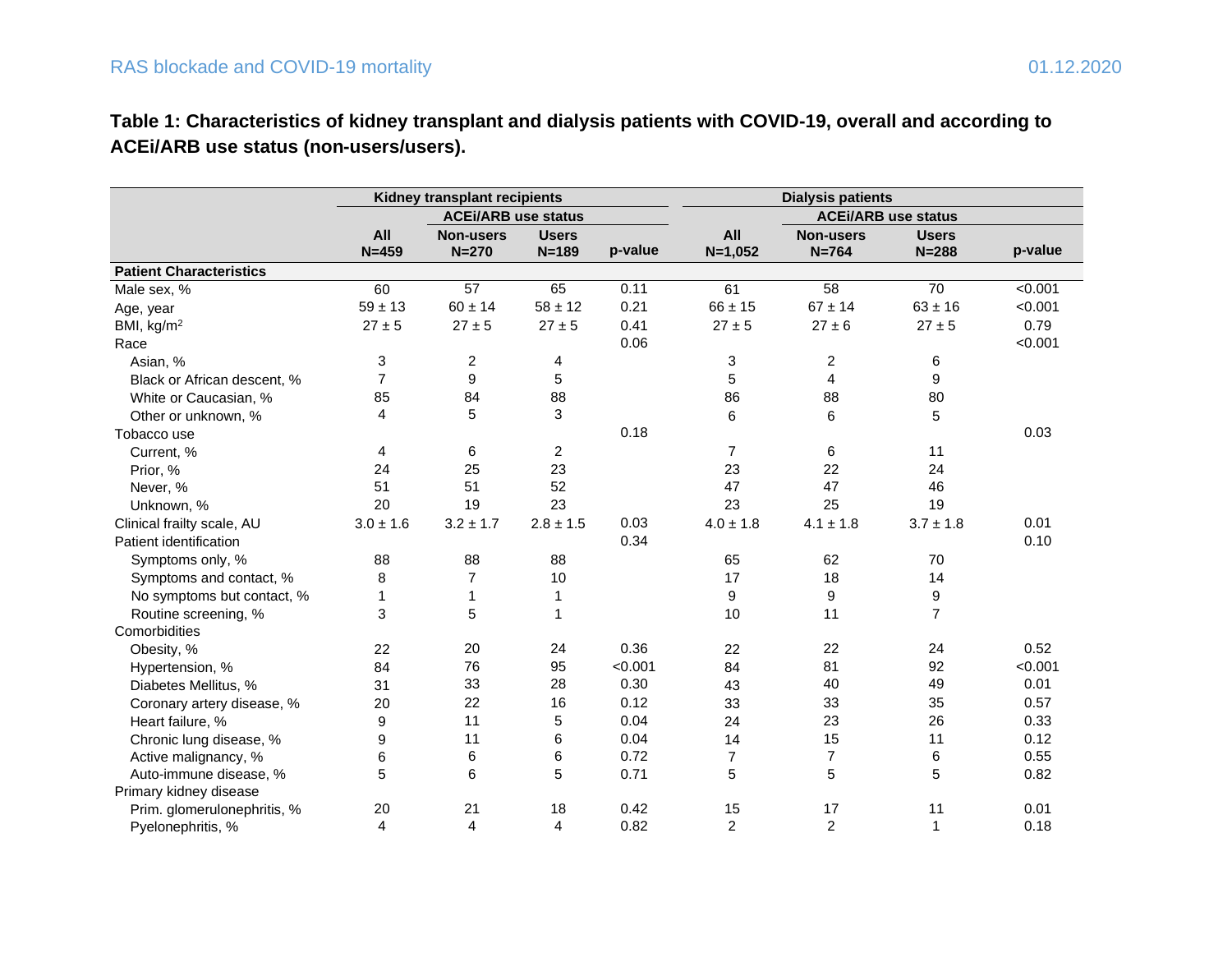**Table 1: Characteristics of kidney transplant and dialysis patients with COVID-19, overall and according to ACEi/ARB use status (non-users/users).**

| | Kidney transplant recipients | | | | Dialysis patients | | | |
|---|---|---|---|---|---|---|---|---|
| | | ACEi/ARB use status | | | | ACEi/ARB use status | | |
| | All N=459 | Non-users N=270 | Users N=189 | p-value | All N=1,052 | Non-users N=764 | Users N=288 | p-value |
| **Patient Characteristics** | | | | | | | | |
| Male sex, % | 60 | 57 | 65 | 0.11 | 61 | 58 | 70 | <0.001 |
| Age, year | 59 ± 13 | 60 ± 14 | 58 ± 12 | 0.21 | 66 ± 15 | 67 ± 14 | 63 ± 16 | <0.001 |
| BMI, kg/m$^2$ | 27 ± 5 | 27 ± 5 | 27 ± 5 | 0.41 | 27 ± 5 | 27 ± 6 | 27 ± 5 | 0.79 |
| Race | | | | 0.06 | | | | <0.001 |
| Asian, % | 3 | 2 | 4 | | 3 | 2 | 6 | |
| Black or African descent, % | 7 | 9 | 5 | | 5 | 4 | 9 | |
| White or Caucasian, % | 85 | 84 | 88 | | 86 | 88 | 80 | |
| Other or unknown, % | 4 | 5 | 3 | | 6 | 6 | 5 | |
| Tobacco use | | | | 0.18 | | | | 0.03 |
| Current, % | 4 | 6 | 2 | | 7 | 6 | 11 | |
| Prior, % | 24 | 25 | 23 | | 23 | 22 | 24 | |
| Never, % | 51 | 51 | 52 | | 47 | 47 | 46 | |
| Unknown, % | 20 | 19 | 23 | | 23 | 25 | 19 | |
| Clinical frailty scale, AU | 3.0 ± 1.6 | 3.2 ± 1.7 | 2.8 ± 1.5 | 0.03 | 4.0 ± 1.8 | 4.1 ± 1.8 | 3.7 ± 1.8 | 0.01 |
| Patient identification | | | | 0.34 | | | | 0.10 |
| Symptoms only, % | 88 | 88 | 88 | | 65 | 62 | 70 | |
| Symptoms and contact, % | 8 | 7 | 10 | | 17 | 18 | 14 | |
| No symptoms but contact, % | 1 | 1 | 1 | | 9 | 9 | 9 | |
| Routine screening, % | 3 | 5 | 1 | | 10 | 11 | 7 | |
| Comorbidities | | | | | | | | |
| Obesity, % | 22 | 20 | 24 | 0.36 | 22 | 22 | 24 | 0.52 |
| Hypertension, % | 84 | 76 | 95 | <0.001 | 84 | 81 | 92 | <0.001 |
| Diabetes Mellitus, % | 31 | 33 | 28 | 0.30 | 43 | 40 | 49 | 0.01 |
| Coronary artery disease, % | 20 | 22 | 16 | 0.12 | 33 | 33 | 35 | 0.57 |
| Heart failure, % | 9 | 11 | 5 | 0.04 | 24 | 23 | 26 | 0.33 |
| Chronic lung disease, % | 9 | 11 | 6 | 0.04 | 14 | 15 | 11 | 0.12 |
| Active malignancy, % | 6 | 6 | 6 | 0.72 | 7 | 7 | 6 | 0.55 |
| Auto-immune disease, % | 5 | 6 | 5 | 0.71 | 5 | 5 | 5 | 0.82 |
| Primary kidney disease | | | | | | | | |
| Prim. glomerulonephritis, % | 20 | 21 | 18 | 0.42 | 15 | 17 | 11 | 0.01 |
| Pyelonephritis, % | 4 | 4 | 4 | 0.82 | 2 | 2 | 1 | 0.18 |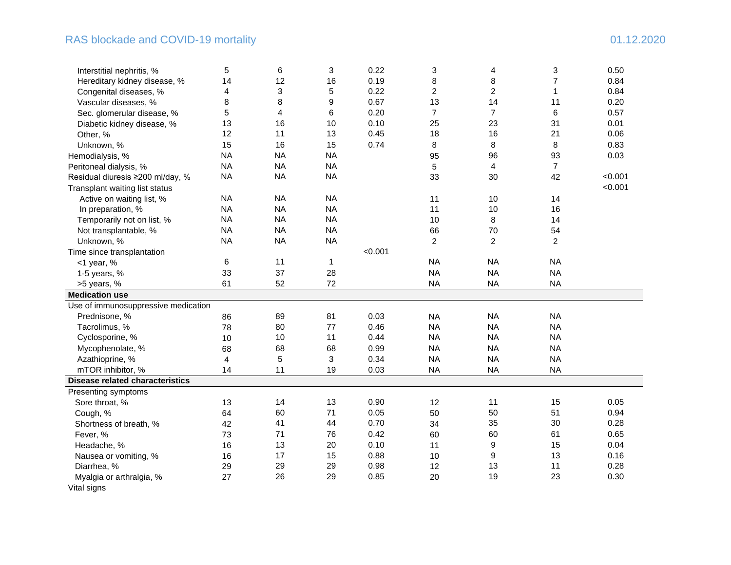|  |  |  |  |  |  |  |  |  |
|---|---|---|---|---|---|---|---|---|
| Interstitial nephritis, % | 5 | 6 | 3 | 0.22 | 3 | 4 | 3 | 0.50 |
| Hereditary kidney disease, % | 14 | 12 | 16 | 0.19 | 8 | 8 | 7 | 0.84 |
| Congenital diseases, % | 4 | 3 | 5 | 0.22 | 2 | 2 | 1 | 0.84 |
| Vascular diseases, % | 8 | 8 | 9 | 0.67 | 13 | 14 | 11 | 0.20 |
| Sec. glomerular disease, % | 5 | 4 | 6 | 0.20 | 7 | 7 | 6 | 0.57 |
| Diabetic kidney disease, % | 13 | 16 | 10 | 0.10 | 25 | 23 | 31 | 0.01 |
| Other, % | 12 | 11 | 13 | 0.45 | 18 | 16 | 21 | 0.06 |
| Unknown, % | 15 | 16 | 15 | 0.74 | 8 | 8 | 8 | 0.83 |
| Hemodialysis, % | NA | NA | NA |  | 95 | 96 | 93 | 0.03 |
| Peritoneal dialysis, % | NA | NA | NA |  | 5 | 4 | 7 |  |
| Residual diuresis ≥200 ml/day, % | NA | NA | NA |  | 33 | 30 | 42 | <0.001 |
| Transplant waiting list status |  |  |  |  |  |  |  | <0.001 |
| Active on waiting list, % | NA | NA | NA |  | 11 | 10 | 14 |  |
| In preparation, % | NA | NA | NA |  | 11 | 10 | 16 |  |
| Temporarily not on list, % | NA | NA | NA |  | 10 | 8 | 14 |  |
| Not transplantable, % | NA | NA | NA |  | 66 | 70 | 54 |  |
| Unknown, % | NA | NA | NA |  | 2 | 2 | 2 |  |
| Time since transplantation |  |  |  | <0.001 |  |  |  |  |
| <1 year, % | 6 | 11 | 1 |  | NA | NA | NA |  |
| 1-5 years, % | 33 | 37 | 28 |  | NA | NA | NA |  |
| >5 years, % | 61 | 52 | 72 |  | NA | NA | NA |  |
| **Medication use** |  |  |  |  |  |  |  |  |
| Use of immunosuppressive medication |  |  |  |  |  |  |  |  |
| Prednisone, % | 86 | 89 | 81 | 0.03 | NA | NA | NA |  |
| Tacrolimus, % | 78 | 80 | 77 | 0.46 | NA | NA | NA |  |
| Cyclosporine, % | 10 | 10 | 11 | 0.44 | NA | NA | NA |  |
| Mycophenolate, % | 68 | 68 | 68 | 0.99 | NA | NA | NA |  |
| Azathioprine, % | 4 | 5 | 3 | 0.34 | NA | NA | NA |  |
| mTOR inhibitor, % | 14 | 11 | 19 | 0.03 | NA | NA | NA |  |
| **Disease related characteristics** |  |  |  |  |  |  |  |  |
| Presenting symptoms |  |  |  |  |  |  |  |  |
| Sore throat, % | 13 | 14 | 13 | 0.90 | 12 | 11 | 15 | 0.05 |
| Cough, % | 64 | 60 | 71 | 0.05 | 50 | 50 | 51 | 0.94 |
| Shortness of breath, % | 42 | 41 | 44 | 0.70 | 34 | 35 | 30 | 0.28 |
| Fever, % | 73 | 71 | 76 | 0.42 | 60 | 60 | 61 | 0.65 |
| Headache, % | 16 | 13 | 20 | 0.10 | 11 | 9 | 15 | 0.04 |
| Nausea or vomiting, % | 16 | 17 | 15 | 0.88 | 10 | 9 | 13 | 0.16 |
| Diarrhea, % | 29 | 29 | 29 | 0.98 | 12 | 13 | 11 | 0.28 |
| Myalgia or arthralgia, % | 27 | 26 | 29 | 0.85 | 20 | 19 | 23 | 0.30 |
| Vital signs |  |  |  |  |  |  |  |  |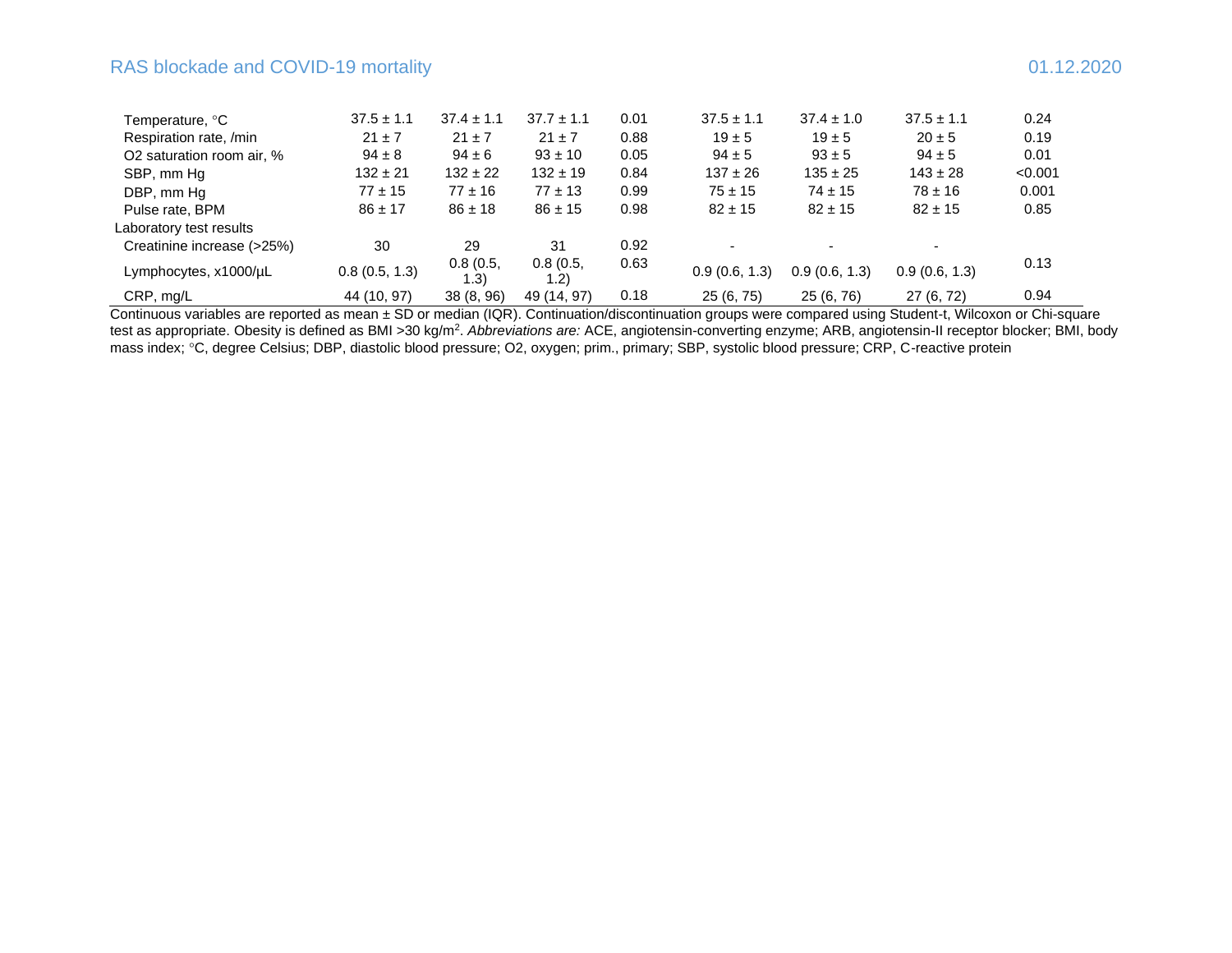| | | | | | | | | |
|---|---|---|---|---|---|---|---|---|
| Temperature, °C | 37.5 ± 1.1 | 37.4 ± 1.1 | 37.7 ± 1.1 | 0.01 | 37.5 ± 1.1 | 37.4 ± 1.0 | 37.5 ± 1.1 | 0.24 |
| Respiration rate, /min | 21 ± 7 | 21 ± 7 | 21 ± 7 | 0.88 | 19 ± 5 | 19 ± 5 | 20 ± 5 | 0.19 |
| O2 saturation room air, % | 94 ± 8 | 94 ± 6 | 93 ± 10 | 0.05 | 94 ± 5 | 93 ± 5 | 94 ± 5 | 0.01 |
| SBP, mm Hg | 132 ± 21 | 132 ± 22 | 132 ± 19 | 0.84 | 137 ± 26 | 135 ± 25 | 143 ± 28 | <0.001 |
| DBP, mm Hg | 77 ± 15 | 77 ± 16 | 77 ± 13 | 0.99 | 75 ± 15 | 74 ± 15 | 78 ± 16 | 0.001 |
| Pulse rate, BPM | 86 ± 17 | 86 ± 18 | 86 ± 15 | 0.98 | 82 ± 15 | 82 ± 15 | 82 ± 15 | 0.85 |
| Laboratory test results | | | | | | | | |
| Creatinine increase (>25%) | 30 | 29 | 31 | 0.92 | - | - | - | |
| Lymphocytes, x1000/µL | 0.8 (0.5, 1.3) | 0.8 (0.5, 1.3) | 0.8 (0.5, 1.2) | 0.63 | 0.9 (0.6, 1.3) | 0.9 (0.6, 1.3) | 0.9 (0.6, 1.3) | 0.13 |
| CRP, mg/L | 44 (10, 97) | 38 (8, 96) | 49 (14, 97) | 0.18 | 25 (6, 75) | 25 (6, 76) | 27 (6, 72) | 0.94 |

Continuous variables are reported as mean ± SD or median (IQR). Continuation/discontinuation groups were compared using Student-t, Wilcoxon or Chi-square test as appropriate. Obesity is defined as BMI >30 kg/m$^2$. *Abbreviations are:* ACE, angiotensin-converting enzyme; ARB, angiotensin-II receptor blocker; BMI, body mass index; °C, degree Celsius; DBP, diastolic blood pressure; O2, oxygen; prim., primary; SBP, systolic blood pressure; CRP, C-reactive protein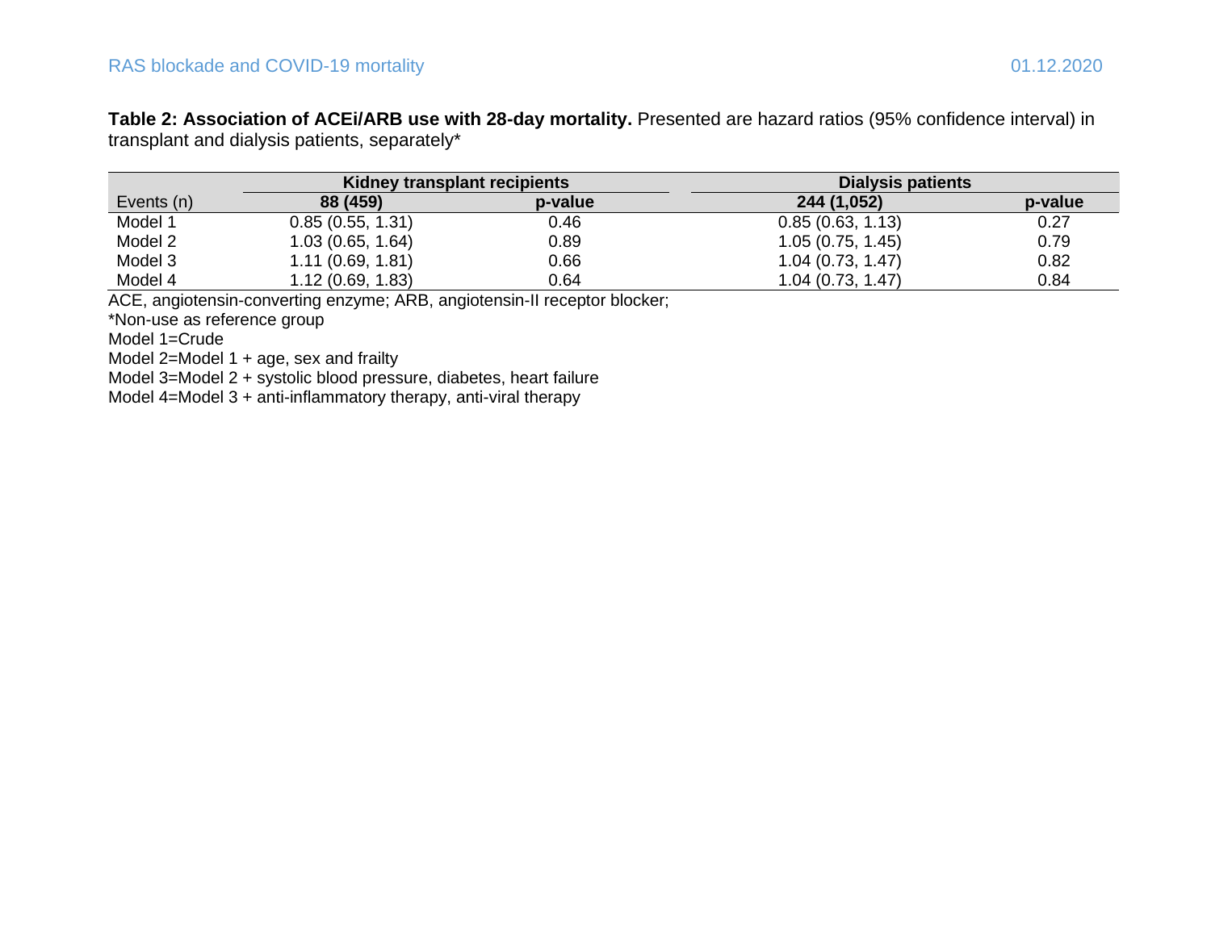**Table 2: Association of ACEi/ARB use with 28-day mortality.** Presented are hazard ratios (95% confidence interval) in transplant and dialysis patients, separately*

| | Kidney transplant recipients | | Dialysis patients | |
|---|---|---|---|---|
| Events (n) | **88 (459)** | **p-value** | **244 (1,052)** | **p-value** |
| Model 1 | 0.85 (0.55, 1.31) | 0.46 | 0.85 (0.63, 1.13) | 0.27 |
| Model 2 | 1.03 (0.65, 1.64) | 0.89 | 1.05 (0.75, 1.45) | 0.79 |
| Model 3 | 1.11 (0.69, 1.81) | 0.66 | 1.04 (0.73, 1.47) | 0.82 |
| Model 4 | 1.12 (0.69, 1.83) | 0.64 | 1.04 (0.73, 1.47) | 0.84 |

ACE, angiotensin-converting enzyme; ARB, angiotensin-II receptor blocker;

*Non-use as reference group

Model 1=Crude

Model 2=Model 1 + age, sex and frailty

Model 3=Model 2 + systolic blood pressure, diabetes, heart failure

Model 4=Model 3 + anti-inflammatory therapy, anti-viral therapy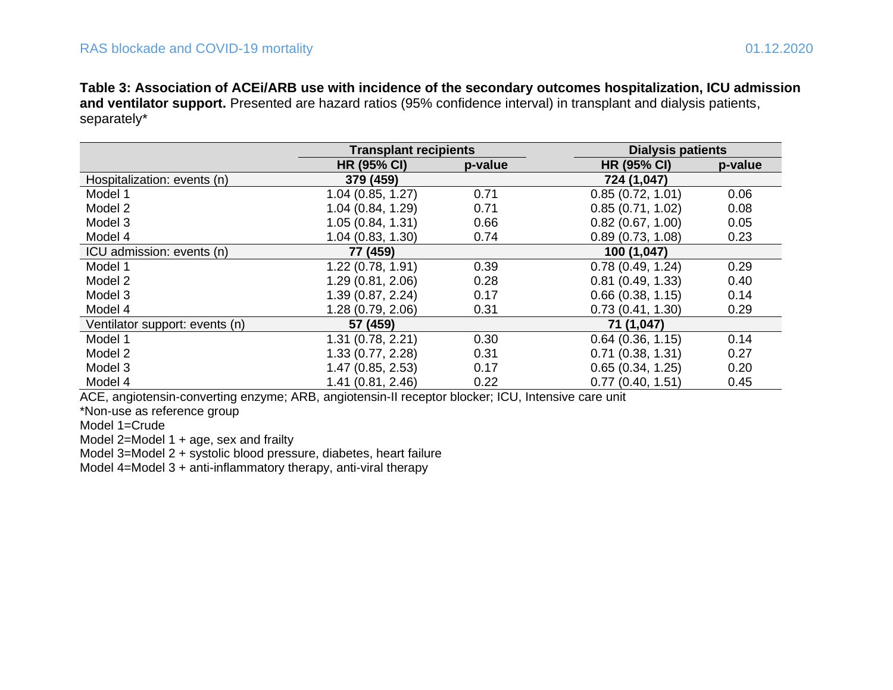**Table 3: Association of ACEi/ARB use with incidence of the secondary outcomes hospitalization, ICU admission and ventilator support.** Presented are hazard ratios (95% confidence interval) in transplant and dialysis patients, separately*

| | Transplant recipients | | Dialysis patients | |
|---|---|---|---|---|
| | HR (95% CI) | p-value | HR (95% CI) | p-value |
| Hospitalization: events (n) | **379 (459)** | | **724 (1,047)** | |
| Model 1 | 1.04 (0.85, 1.27) | 0.71 | 0.85 (0.72, 1.01) | 0.06 |
| Model 2 | 1.04 (0.84, 1.29) | 0.71 | 0.85 (0.71, 1.02) | 0.08 |
| Model 3 | 1.05 (0.84, 1.31) | 0.66 | 0.82 (0.67, 1.00) | 0.05 |
| Model 4 | 1.04 (0.83, 1.30) | 0.74 | 0.89 (0.73, 1.08) | 0.23 |
| ICU admission: events (n) | **77 (459)** | | **100 (1,047)** | |
| Model 1 | 1.22 (0.78, 1.91) | 0.39 | 0.78 (0.49, 1.24) | 0.29 |
| Model 2 | 1.29 (0.81, 2.06) | 0.28 | 0.81 (0.49, 1.33) | 0.40 |
| Model 3 | 1.39 (0.87, 2.24) | 0.17 | 0.66 (0.38, 1.15) | 0.14 |
| Model 4 | 1.28 (0.79, 2.06) | 0.31 | 0.73 (0.41, 1.30) | 0.29 |
| Ventilator support: events (n) | **57 (459)** | | **71 (1,047)** | |
| Model 1 | 1.31 (0.78, 2.21) | 0.30 | 0.64 (0.36, 1.15) | 0.14 |
| Model 2 | 1.33 (0.77, 2.28) | 0.31 | 0.71 (0.38, 1.31) | 0.27 |
| Model 3 | 1.47 (0.85, 2.53) | 0.17 | 0.65 (0.34, 1.25) | 0.20 |
| Model 4 | 1.41 (0.81, 2.46) | 0.22 | 0.77 (0.40, 1.51) | 0.45 |

ACE, angiotensin-converting enzyme; ARB, angiotensin-II receptor blocker; ICU, Intensive care unit

*Non-use as reference group

Model 1=Crude

Model 2=Model 1 + age, sex and frailty

Model 3=Model 2 + systolic blood pressure, diabetes, heart failure

Model 4=Model 3 + anti-inflammatory therapy, anti-viral therapy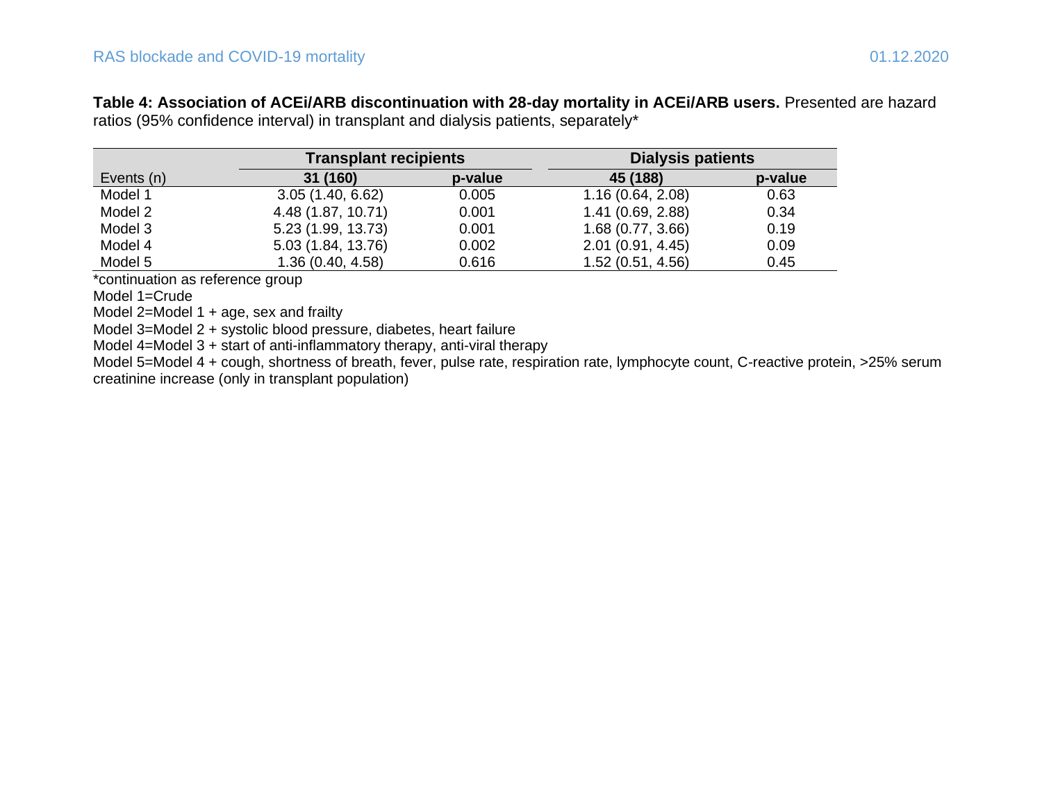**Table 4: Association of ACEi/ARB discontinuation with 28-day mortality in ACEi/ARB users.** Presented are hazard ratios (95% confidence interval) in transplant and dialysis patients, separately*

| | Transplant recipients | | Dialysis patients | |
|---|---|---|---|---|
| Events (n) | 31 (160) | p-value | 45 (188) | p-value |
| Model 1 | 3.05 (1.40, 6.62) | 0.005 | 1.16 (0.64, 2.08) | 0.63 |
| Model 2 | 4.48 (1.87, 10.71) | 0.001 | 1.41 (0.69, 2.88) | 0.34 |
| Model 3 | 5.23 (1.99, 13.73) | 0.001 | 1.68 (0.77, 3.66) | 0.19 |
| Model 4 | 5.03 (1.84, 13.76) | 0.002 | 2.01 (0.91, 4.45) | 0.09 |
| Model 5 | 1.36 (0.40, 4.58) | 0.616 | 1.52 (0.51, 4.56) | 0.45 |

*continuation as reference group

Model 1=Crude

Model 2=Model 1 + age, sex and frailty

Model 3=Model 2 + systolic blood pressure, diabetes, heart failure

Model 4=Model 3 + start of anti-inflammatory therapy, anti-viral therapy

Model 5=Model 4 + cough, shortness of breath, fever, pulse rate, respiration rate, lymphocyte count, C-reactive protein, >25% serum creatinine increase (only in transplant population)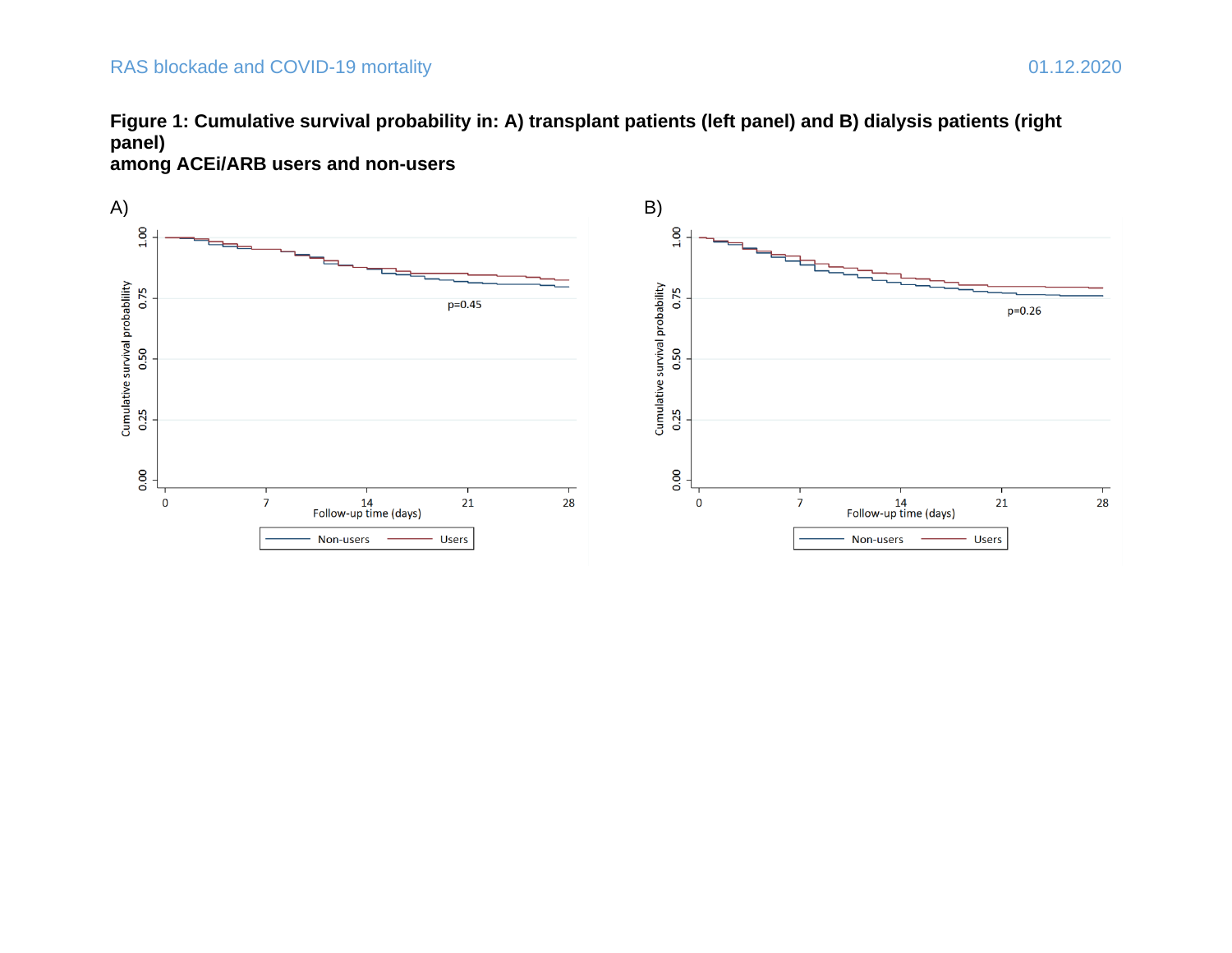**Figure 1: Cumulative survival probability in: A) transplant patients (left panel) and B) dialysis patients (right panel) among ACEi/ARB users and non-users**

A)

B)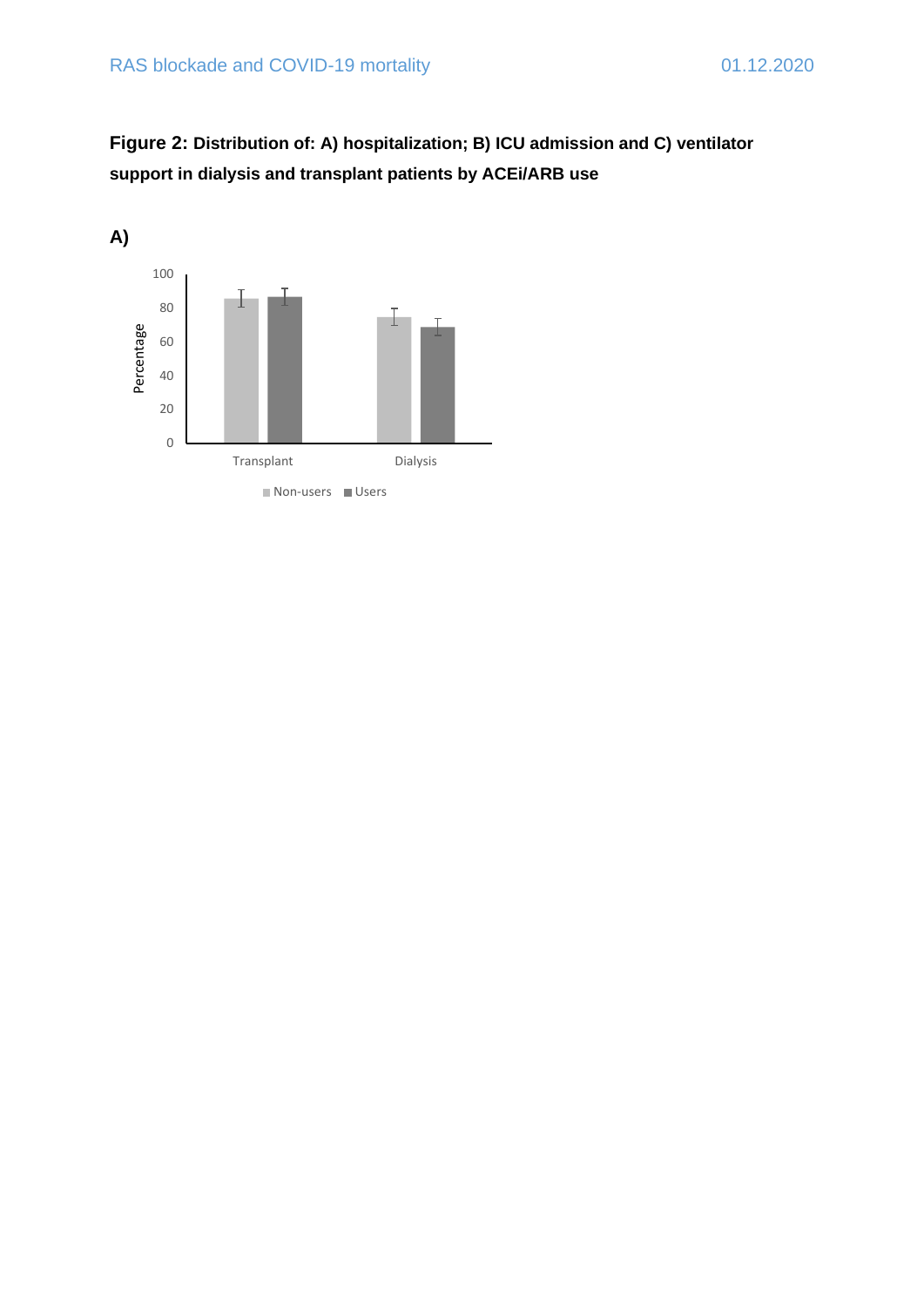**Figure 2: Distribution of: A) hospitalization; B) ICU admission and C) ventilator support in dialysis and transplant patients by ACEi/ARB use**

**A)**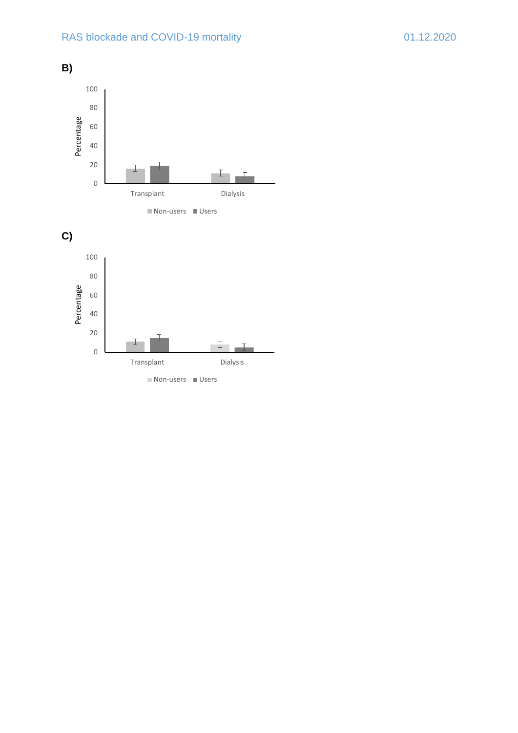**B)**

**C)**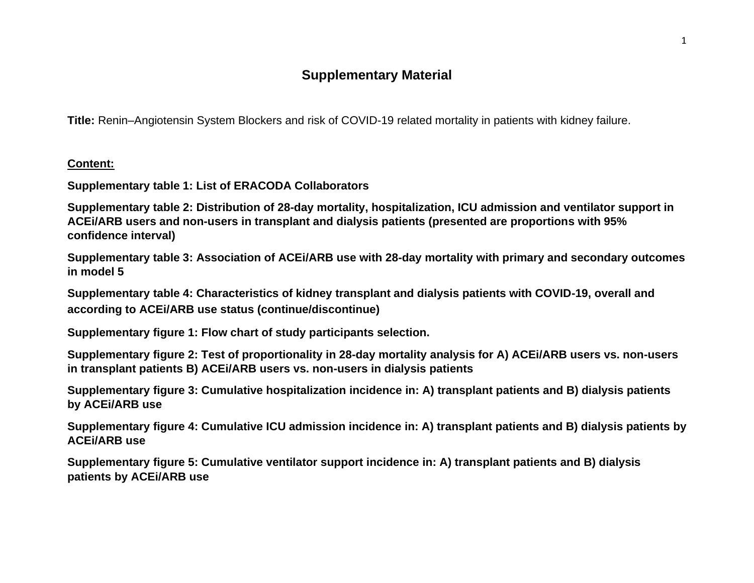# Supplementary Material

**Title:** Renin–Angiotensin System Blockers and risk of COVID-19 related mortality in patients with kidney failure.

**Content:**

**Supplementary table 1: List of ERACODA Collaborators**

**Supplementary table 2: Distribution of 28-day mortality, hospitalization, ICU admission and ventilator support in ACEi/ARB users and non-users in transplant and dialysis patients (presented are proportions with 95% confidence interval)**

**Supplementary table 3: Association of ACEi/ARB use with 28-day mortality with primary and secondary outcomes in model 5**

**Supplementary table 4: Characteristics of kidney transplant and dialysis patients with COVID-19, overall and according to ACEi/ARB use status (continue/discontinue)**

**Supplementary figure 1: Flow chart of study participants selection.**

**Supplementary figure 2: Test of proportionality in 28-day mortality analysis for A) ACEi/ARB users vs. non-users in transplant patients B) ACEi/ARB users vs. non-users in dialysis patients**

**Supplementary figure 3: Cumulative hospitalization incidence in: A) transplant patients and B) dialysis patients by ACEi/ARB use**

**Supplementary figure 4: Cumulative ICU admission incidence in: A) transplant patients and B) dialysis patients by ACEi/ARB use**

**Supplementary figure 5: Cumulative ventilator support incidence in: A) transplant patients and B) dialysis patients by ACEi/ARB use**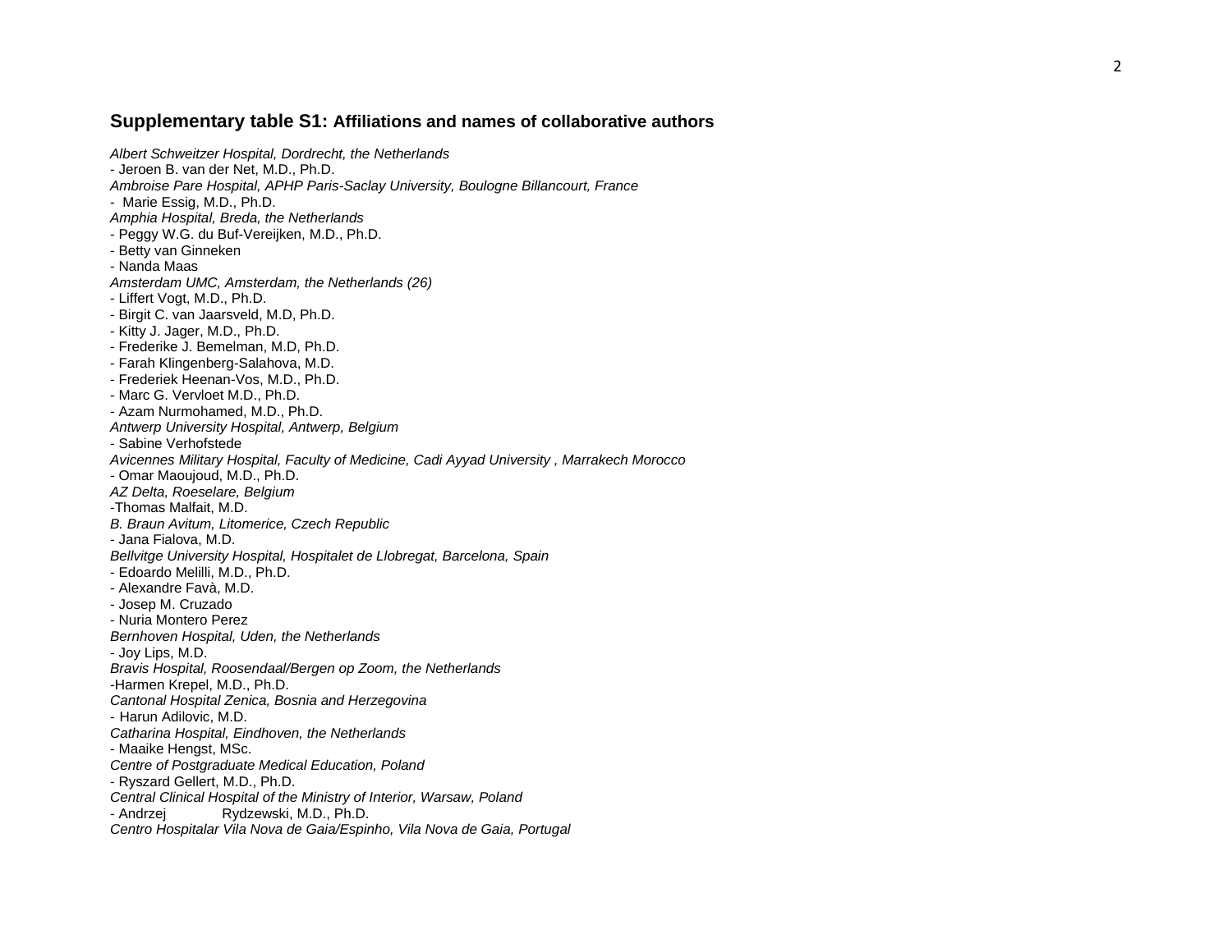## **Supplementary table S1:** Affiliations and names of collaborative authors

*Albert Schweitzer Hospital, Dordrecht, the Netherlands*
- Jeroen B. van der Net, M.D., Ph.D.

*Ambroise Pare Hospital, APHP Paris-Saclay University, Boulogne Billancourt, France*
- Marie Essig, M.D., Ph.D.

*Amphia Hospital, Breda, the Netherlands*
- Peggy W.G. du Buf-Vereijken, M.D., Ph.D.
- Betty van Ginneken
- Nanda Maas

*Amsterdam UMC, Amsterdam, the Netherlands (26)*
- Liffert Vogt, M.D., Ph.D.
- Birgit C. van Jaarsveld, M.D, Ph.D.
- Kitty J. Jager, M.D., Ph.D.
- Frederike J. Bemelman, M.D, Ph.D.
- Farah Klingenberg-Salahova, M.D.
- Frederiek Heenan-Vos, M.D., Ph.D.
- Marc G. Vervloet M.D., Ph.D.
- Azam Nurmohamed, M.D., Ph.D.

*Antwerp University Hospital, Antwerp, Belgium*
- Sabine Verhofstede

*Avicennes Military Hospital, Faculty of Medicine, Cadi Ayyad University , Marrakech Morocco*
- Omar Maoujoud, M.D., Ph.D.

*AZ Delta, Roeselare, Belgium*
- Thomas Malfait, M.D.

*B. Braun Avitum, Litomerice, Czech Republic*
- Jana Fialova, M.D.

*Bellvitge University Hospital, Hospitalet de Llobregat, Barcelona, Spain*
- Edoardo Melilli, M.D., Ph.D.
- Alexandre Favà, M.D.
- Josep M. Cruzado
- Nuria Montero Perez

*Bernhoven Hospital, Uden, the Netherlands*
- Joy Lips, M.D.

*Bravis Hospital, Roosendaal/Bergen op Zoom, the Netherlands*
- Harmen Krepel, M.D., Ph.D.

*Cantonal Hospital Zenica, Bosnia and Herzegovina*
- Harun Adilovic, M.D.

*Catharina Hospital, Eindhoven, the Netherlands*
- Maaike Hengst, MSc.

*Centre of Postgraduate Medical Education, Poland*
- Ryszard Gellert, M.D., Ph.D.

*Central Clinical Hospital of the Ministry of Interior, Warsaw, Poland*
- Andrzej Rydzewski, M.D., Ph.D.

*Centro Hospitalar Vila Nova de Gaia/Espinho, Vila Nova de Gaia, Portugal*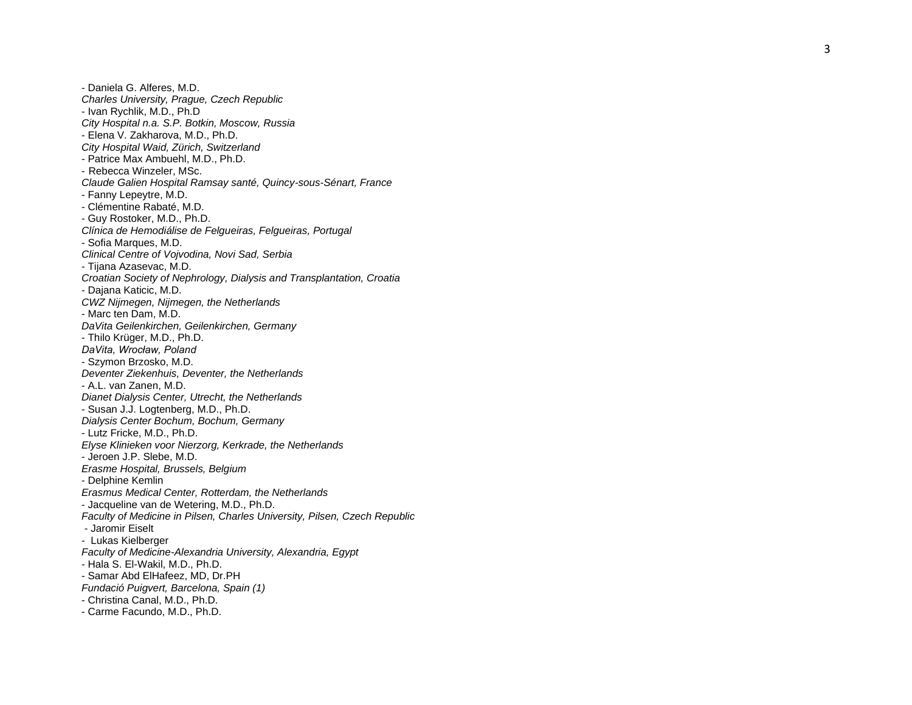- Daniela G. Alferes, M.D.

*Charles University, Prague, Czech Republic*

- Ivan Rychlik, M.D., Ph.D

*City Hospital n.a. S.P. Botkin, Moscow, Russia*

- Elena V. Zakharova, M.D., Ph.D.

*City Hospital Waid, Zürich, Switzerland*

- Patrice Max Ambuehl, M.D., Ph.D.
- Rebecca Winzeler, MSc.

*Claude Galien Hospital Ramsay santé, Quincy-sous-Sénart, France*

- Fanny Lepeytre, M.D.
- Clémentine Rabaté, M.D.
- Guy Rostoker, M.D., Ph.D.

*Clínica de Hemodiálise de Felgueiras, Felgueiras, Portugal*

- Sofia Marques, M.D.

*Clinical Centre of Vojvodina, Novi Sad, Serbia*

- Tijana Azasevac, M.D.

*Croatian Society of Nephrology, Dialysis and Transplantation, Croatia*

- Dajana Katicic, M.D.

*CWZ Nijmegen, Nijmegen, the Netherlands*

- Marc ten Dam, M.D.

*DaVita Geilenkirchen, Geilenkirchen, Germany*

- Thilo Krüger, M.D., Ph.D.

*DaVita, Wrocław, Poland*

- Szymon Brzosko, M.D.

*Deventer Ziekenhuis, Deventer, the Netherlands*

- A.L. van Zanen, M.D.

*Dianet Dialysis Center, Utrecht, the Netherlands*

- Susan J.J. Logtenberg, M.D., Ph.D.

*Dialysis Center Bochum, Bochum, Germany*

- Lutz Fricke, M.D., Ph.D.

*Elyse Klinieken voor Nierzorg, Kerkrade, the Netherlands*

- Jeroen J.P. Slebe, M.D.

*Erasme Hospital, Brussels, Belgium*

- Delphine Kemlin

*Erasmus Medical Center, Rotterdam, the Netherlands*

- Jacqueline van de Wetering, M.D., Ph.D.

*Faculty of Medicine in Pilsen, Charles University, Pilsen, Czech Republic*

- Jaromir Eiselt
- Lukas Kielberger

*Faculty of Medicine-Alexandria University, Alexandria, Egypt*

- Hala S. El-Wakil, M.D., Ph.D.
- Samar Abd ElHafeez, MD, Dr.PH

*Fundació Puigvert, Barcelona, Spain (1)*

- Christina Canal, M.D., Ph.D.
- Carme Facundo, M.D., Ph.D.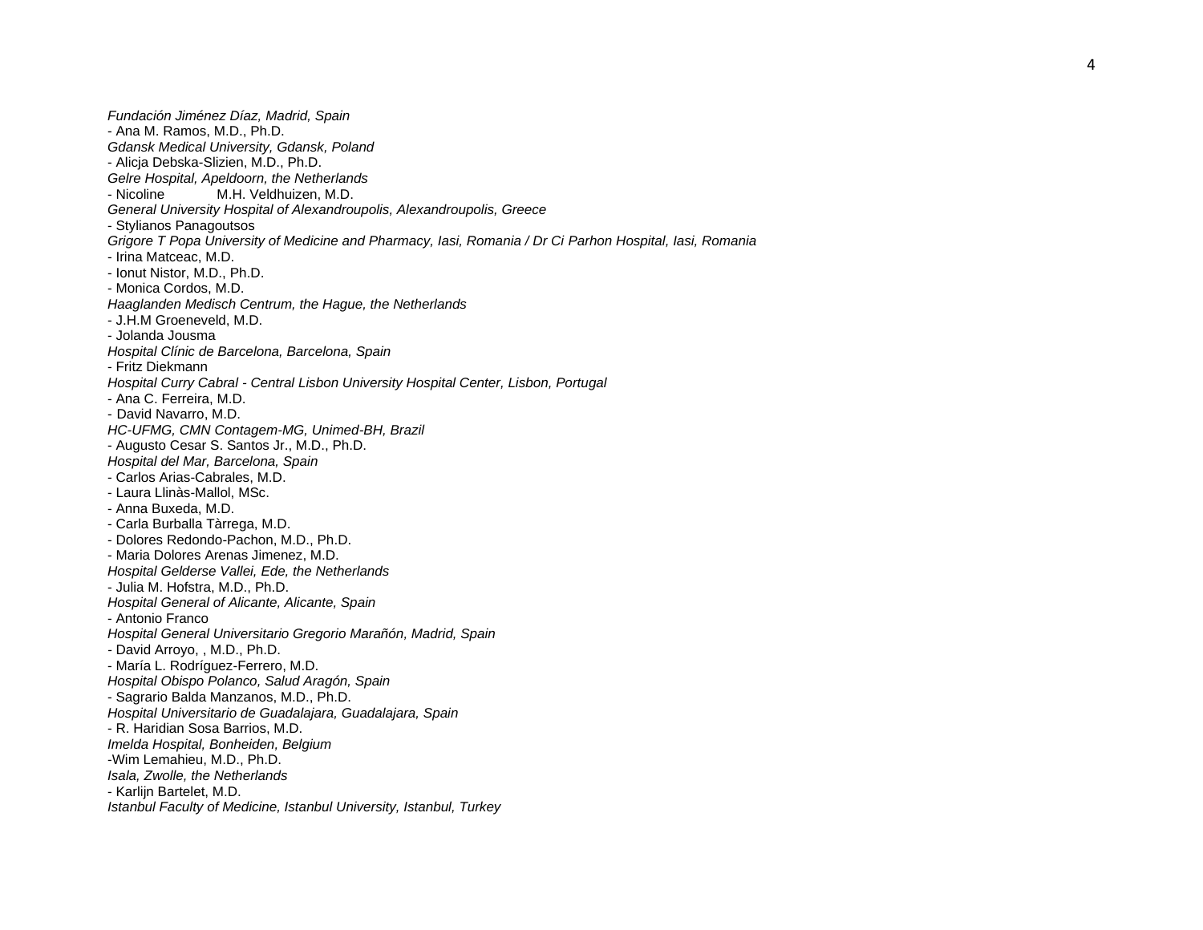*Fundación Jiménez Díaz, Madrid, Spain*
- Ana M. Ramos, M.D., Ph.D.

*Gdansk Medical University, Gdansk, Poland*
- Alicja Debska-Slizien, M.D., Ph.D.

*Gelre Hospital, Apeldoorn, the Netherlands*
- Nicoline M.H. Veldhuizen, M.D.

*General University Hospital of Alexandroupolis, Alexandroupolis, Greece*
- Stylianos Panagoutsos

*Grigore T Popa University of Medicine and Pharmacy, Iasi, Romania / Dr Ci Parhon Hospital, Iasi, Romania*
- Irina Matceac, M.D.
- Ionut Nistor, M.D., Ph.D.
- Monica Cordos, M.D.

*Haaglanden Medisch Centrum, the Hague, the Netherlands*
- J.H.M Groeneveld, M.D.
- Jolanda Jousma

*Hospital Clínic de Barcelona, Barcelona, Spain*
- Fritz Diekmann

*Hospital Curry Cabral - Central Lisbon University Hospital Center, Lisbon, Portugal*
- Ana C. Ferreira, M.D.
- David Navarro, M.D.

*HC-UFMG, CMN Contagem-MG, Unimed-BH, Brazil*
- Augusto Cesar S. Santos Jr., M.D., Ph.D.

*Hospital del Mar, Barcelona, Spain*
- Carlos Arias-Cabrales, M.D.
- Laura Llinàs-Mallol, MSc.
- Anna Buxeda, M.D.
- Carla Burballa Tàrrega, M.D.
- Dolores Redondo-Pachon, M.D., Ph.D.
- Maria Dolores Arenas Jimenez, M.D.

*Hospital Gelderse Vallei, Ede, the Netherlands*
- Julia M. Hofstra, M.D., Ph.D.

*Hospital General of Alicante, Alicante, Spain*
- Antonio Franco

*Hospital General Universitario Gregorio Marañón, Madrid, Spain*
- David Arroyo, , M.D., Ph.D.
- María L. Rodríguez-Ferrero, M.D.

*Hospital Obispo Polanco, Salud Aragón, Spain*
- Sagrario Balda Manzanos, M.D., Ph.D.

*Hospital Universitario de Guadalajara, Guadalajara, Spain*
- R. Haridian Sosa Barrios, M.D.

*Imelda Hospital, Bonheiden, Belgium*
-Wim Lemahieu, M.D., Ph.D.

*Isala, Zwolle, the Netherlands*
- Karlijn Bartelet, M.D.

*Istanbul Faculty of Medicine, Istanbul University, Istanbul, Turkey*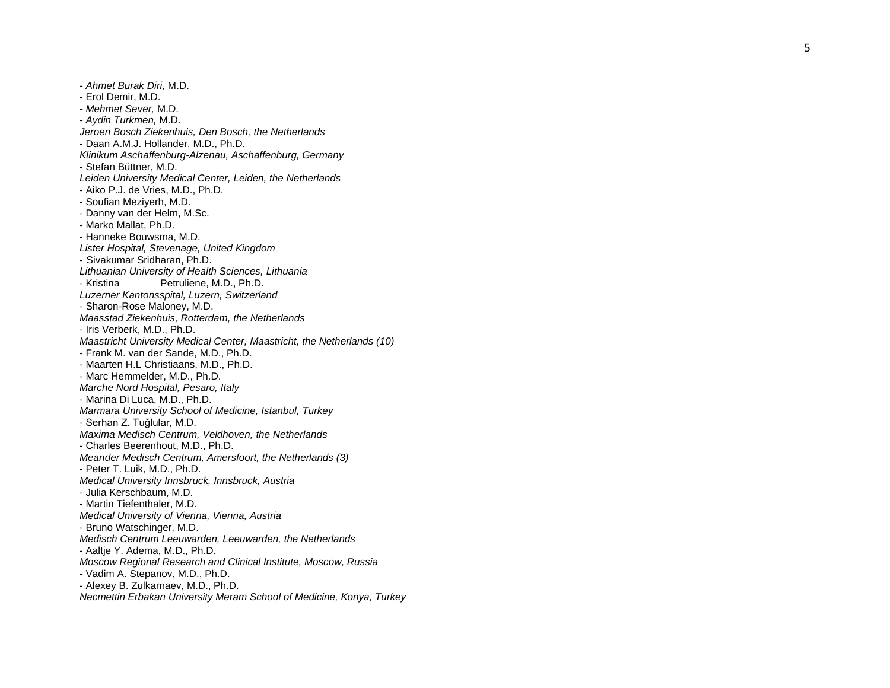- *Ahmet Burak Diri,* M.D.
- Erol Demir, M.D.
- *Mehmet Sever,* M.D.
- *Aydin Turkmen,* M.D.

*Jeroen Bosch Ziekenhuis, Den Bosch, the Netherlands*
- Daan A.M.J. Hollander, M.D., Ph.D.

*Klinikum Aschaffenburg-Alzenau, Aschaffenburg, Germany*
- Stefan Büttner, M.D.

*Leiden University Medical Center, Leiden, the Netherlands*
- Aiko P.J. de Vries, M.D., Ph.D.
- Soufian Meziyerh, M.D.
- Danny van der Helm, M.Sc.
- Marko Mallat, Ph.D.
- Hanneke Bouwsma, M.D.

*Lister Hospital, Stevenage, United Kingdom*
- Sivakumar Sridharan, Ph.D.

*Lithuanian University of Health Sciences, Lithuania*
- Kristina Petruliene, M.D., Ph.D.

*Luzerner Kantonsspital, Luzern, Switzerland*
- Sharon-Rose Maloney, M.D.

*Maasstad Ziekenhuis, Rotterdam, the Netherlands*
- Iris Verberk, M.D., Ph.D.

*Maastricht University Medical Center, Maastricht, the Netherlands (10)*
- Frank M. van der Sande, M.D., Ph.D.
- Maarten H.L Christiaans, M.D., Ph.D.
- Marc Hemmelder, M.D., Ph.D.

*Marche Nord Hospital, Pesaro, Italy*
- Marina Di Luca, M.D., Ph.D.

*Marmara University School of Medicine, Istanbul, Turkey*
- Serhan Z. Tuğlular, M.D.

*Maxima Medisch Centrum, Veldhoven, the Netherlands*
- Charles Beerenhout, M.D., Ph.D.

*Meander Medisch Centrum, Amersfoort, the Netherlands (3)*
- Peter T. Luik, M.D., Ph.D.

*Medical University Innsbruck, Innsbruck, Austria*
- Julia Kerschbaum, M.D.
- Martin Tiefenthaler, M.D.

*Medical University of Vienna, Vienna, Austria*
- Bruno Watschinger, M.D.

*Medisch Centrum Leeuwarden, Leeuwarden, the Netherlands*
- Aaltje Y. Adema, M.D., Ph.D.

*Moscow Regional Research and Clinical Institute, Moscow, Russia*
- Vadim A. Stepanov, M.D., Ph.D.
- Alexey B. Zulkarnaev, M.D., Ph.D.

*Necmettin Erbakan University Meram School of Medicine, Konya, Turkey*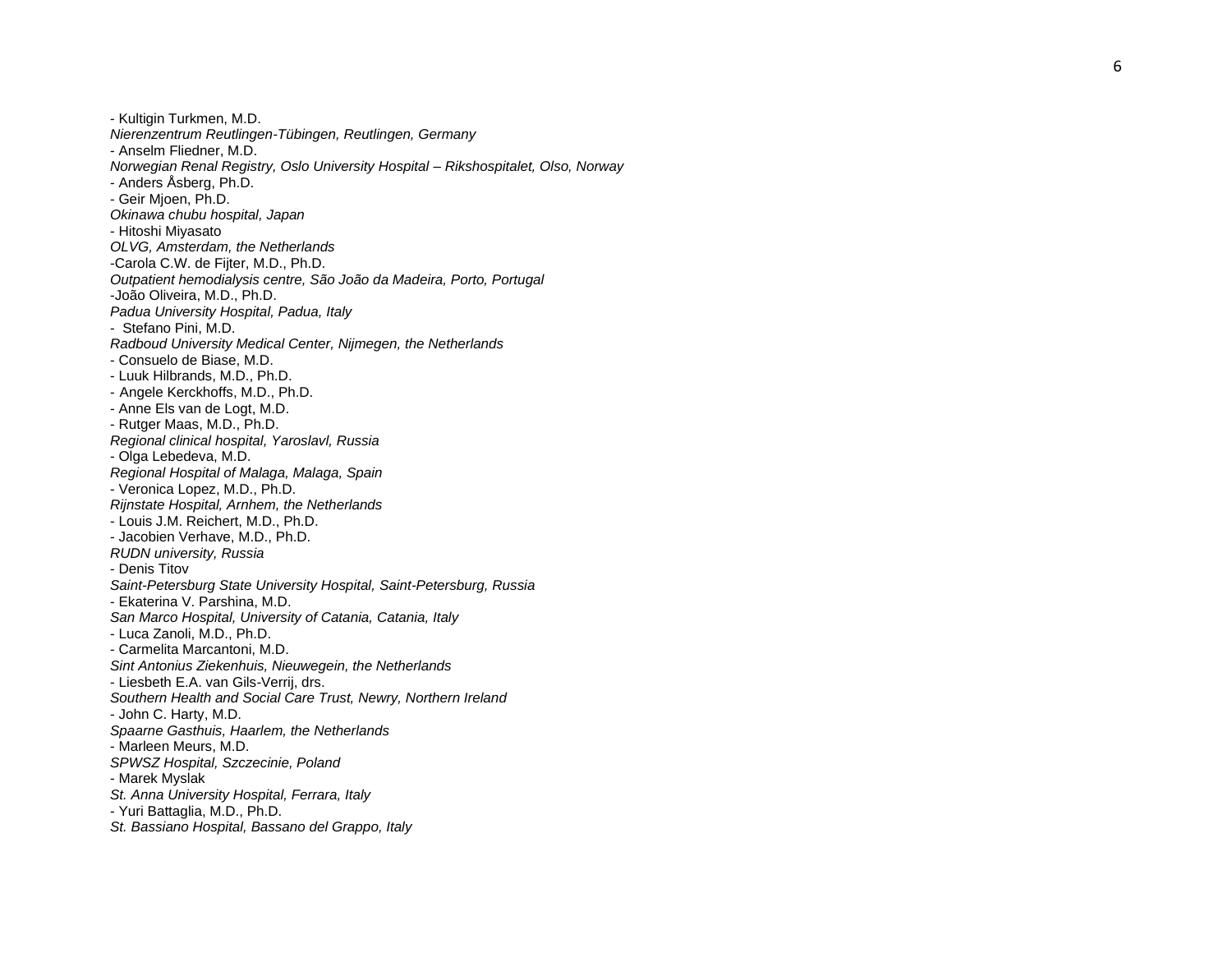- Kultigin Turkmen, M.D.

*Nierenzentrum Reutlingen-Tübingen, Reutlingen, Germany*

- Anselm Fliedner, M.D.

*Norwegian Renal Registry, Oslo University Hospital – Rikshospitalet, Olso, Norway*

- Anders Åsberg, Ph.D.
- Geir Mjoen, Ph.D.

*Okinawa chubu hospital, Japan*

- Hitoshi Miyasato

*OLVG, Amsterdam, the Netherlands*

-Carola C.W. de Fijter, M.D., Ph.D.

*Outpatient hemodialysis centre, São João da Madeira, Porto, Portugal*

-João Oliveira, M.D., Ph.D.

*Padua University Hospital, Padua, Italy*

- Stefano Pini, M.D.

*Radboud University Medical Center, Nijmegen, the Netherlands*

- Consuelo de Biase, M.D.
- Luuk Hilbrands, M.D., Ph.D.
- Angele Kerckhoffs, M.D., Ph.D.
- Anne Els van de Logt, M.D.
- Rutger Maas, M.D., Ph.D.

*Regional clinical hospital, Yaroslavl, Russia*

- Olga Lebedeva, M.D.

*Regional Hospital of Malaga, Malaga, Spain*

- Veronica Lopez, M.D., Ph.D.

*Rijnstate Hospital, Arnhem, the Netherlands*

- Louis J.M. Reichert, M.D., Ph.D.
- Jacobien Verhave, M.D., Ph.D.

*RUDN university, Russia*

- Denis Titov

*Saint-Petersburg State University Hospital, Saint-Petersburg, Russia*

- Ekaterina V. Parshina, M.D.

*San Marco Hospital, University of Catania, Catania, Italy*

- Luca Zanoli, M.D., Ph.D.
- Carmelita Marcantoni, M.D.

*Sint Antonius Ziekenhuis, Nieuwegein, the Netherlands*

- Liesbeth E.A. van Gils-Verrij, drs.

*Southern Health and Social Care Trust, Newry, Northern Ireland*

- John C. Harty, M.D.

*Spaarne Gasthuis, Haarlem, the Netherlands*

- Marleen Meurs, M.D.

*SPWSZ Hospital, Szczecinie, Poland*

- Marek Myslak

*St. Anna University Hospital, Ferrara, Italy*

- Yuri Battaglia, M.D., Ph.D.

*St. Bassiano Hospital, Bassano del Grappo, Italy*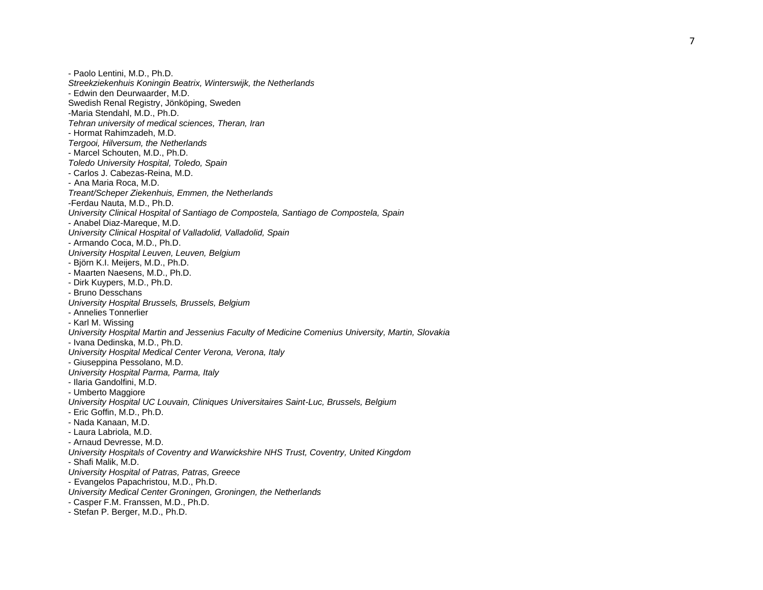- Paolo Lentini, M.D., Ph.D.

*Streekziekenhuis Koningin Beatrix, Winterswijk, the Netherlands*

- Edwin den Deurwaarder, M.D.

Swedish Renal Registry, Jönköping, Sweden

-Maria Stendahl, M.D., Ph.D.

*Tehran university of medical sciences, Theran, Iran*

- Hormat Rahimzadeh, M.D.

*Tergooi, Hilversum, the Netherlands*

- Marcel Schouten, M.D., Ph.D.

*Toledo University Hospital, Toledo, Spain*

- Carlos J. Cabezas-Reina, M.D.
- Ana Maria Roca, M.D.

*Treant/Scheper Ziekenhuis, Emmen, the Netherlands*

-Ferdau Nauta, M.D., Ph.D.

*University Clinical Hospital of Santiago de Compostela, Santiago de Compostela, Spain*

- Anabel Diaz-Mareque, M.D.

*University Clinical Hospital of Valladolid, Valladolid, Spain*

- Armando Coca, M.D., Ph.D.

*University Hospital Leuven, Leuven, Belgium*

- Björn K.I. Meijers, M.D., Ph.D.
- Maarten Naesens, M.D., Ph.D.
- Dirk Kuypers, M.D., Ph.D.
- Bruno Desschans

*University Hospital Brussels, Brussels, Belgium*

- Annelies Tonnerlier
- Karl M. Wissing

*University Hospital Martin and Jessenius Faculty of Medicine Comenius University, Martin, Slovakia*

- Ivana Dedinska, M.D., Ph.D.

*University Hospital Medical Center Verona, Verona, Italy*

- Giuseppina Pessolano, M.D.

*University Hospital Parma, Parma, Italy*

- Ilaria Gandolfini, M.D.
- Umberto Maggiore

*University Hospital UC Louvain, Cliniques Universitaires Saint-Luc, Brussels, Belgium*

- Eric Goffin, M.D., Ph.D.
- Nada Kanaan, M.D.
- Laura Labriola, M.D.
- Arnaud Devresse, M.D.

*University Hospitals of Coventry and Warwickshire NHS Trust, Coventry, United Kingdom*

- Shafi Malik, M.D.

*University Hospital of Patras, Patras, Greece*

- Evangelos Papachristou, M.D., Ph.D.

*University Medical Center Groningen, Groningen, the Netherlands*

- Casper F.M. Franssen, M.D., Ph.D.
- Stefan P. Berger, M.D., Ph.D.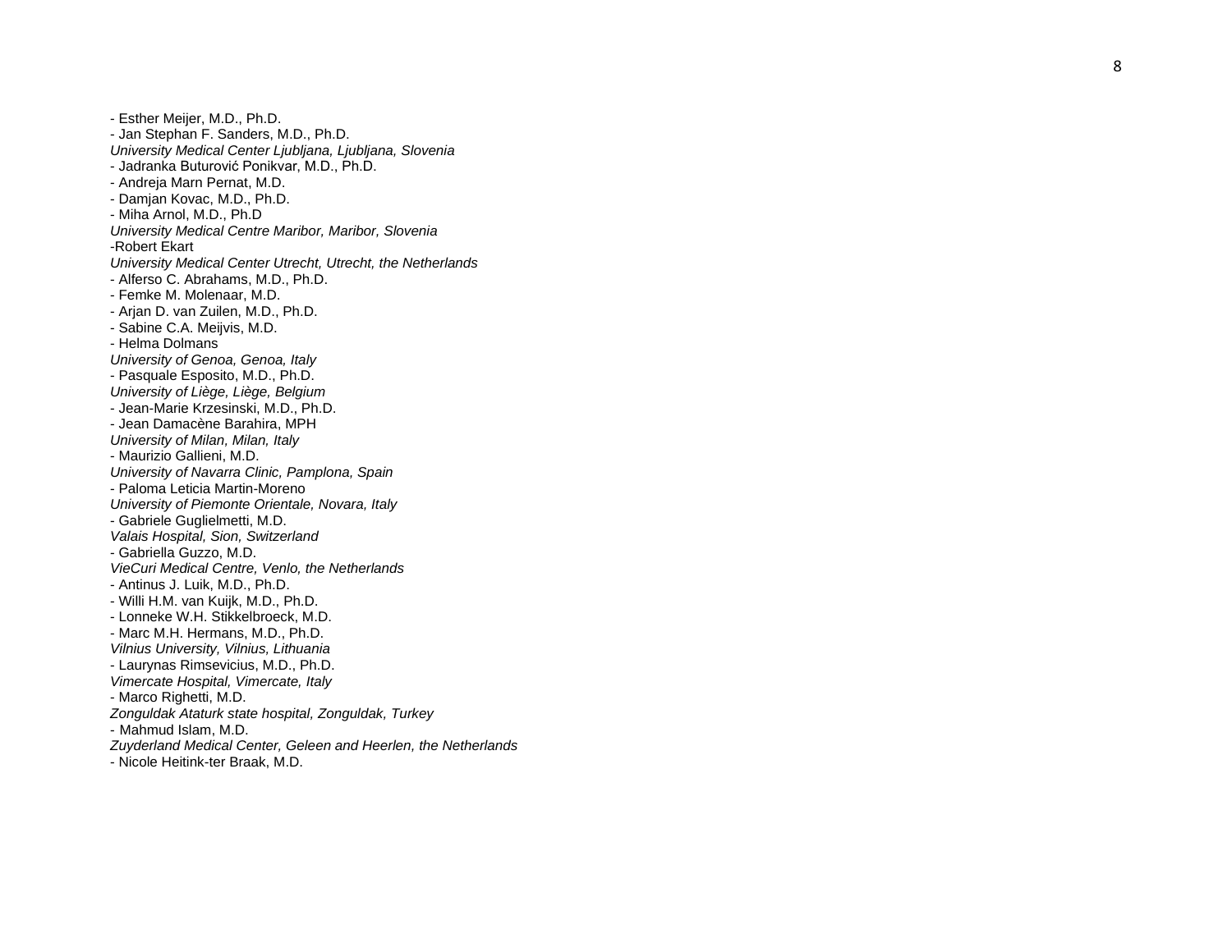- Esther Meijer, M.D., Ph.D.
- Jan Stephan F. Sanders, M.D., Ph.D.

*University Medical Center Ljubljana, Ljubljana, Slovenia*

- Jadranka Buturović Ponikvar, M.D., Ph.D.
- Andreja Marn Pernat, M.D.
- Damjan Kovac, M.D., Ph.D.
- Miha Arnol, M.D., Ph.D

*University Medical Centre Maribor, Maribor, Slovenia*

-Robert Ekart

*University Medical Center Utrecht, Utrecht, the Netherlands*

- Alferso C. Abrahams, M.D., Ph.D.
- Femke M. Molenaar, M.D.
- Arjan D. van Zuilen, M.D., Ph.D.
- Sabine C.A. Meijvis, M.D.
- Helma Dolmans

*University of Genoa, Genoa, Italy*

- Pasquale Esposito, M.D., Ph.D.

*University of Liège, Liège, Belgium*

- Jean-Marie Krzesinski, M.D., Ph.D.
- Jean Damacène Barahira, MPH

*University of Milan, Milan, Italy*

- Maurizio Gallieni, M.D.

*University of Navarra Clinic, Pamplona, Spain*

- Paloma Leticia Martin-Moreno

*University of Piemonte Orientale, Novara, Italy*

- Gabriele Guglielmetti, M.D.

*Valais Hospital, Sion, Switzerland*

- Gabriella Guzzo, M.D.

*VieCuri Medical Centre, Venlo, the Netherlands*

- Antinus J. Luik, M.D., Ph.D.
- Willi H.M. van Kuijk, M.D., Ph.D.
- Lonneke W.H. Stikkelbroeck, M.D.
- Marc M.H. Hermans, M.D., Ph.D.

*Vilnius University, Vilnius, Lithuania*

- Laurynas Rimsevicius, M.D., Ph.D.

*Vimercate Hospital, Vimercate, Italy*

- Marco Righetti, M.D.

*Zonguldak Ataturk state hospital, Zonguldak, Turkey*

- Mahmud Islam, M.D.

*Zuyderland Medical Center, Geleen and Heerlen, the Netherlands*

- Nicole Heitink-ter Braak, M.D.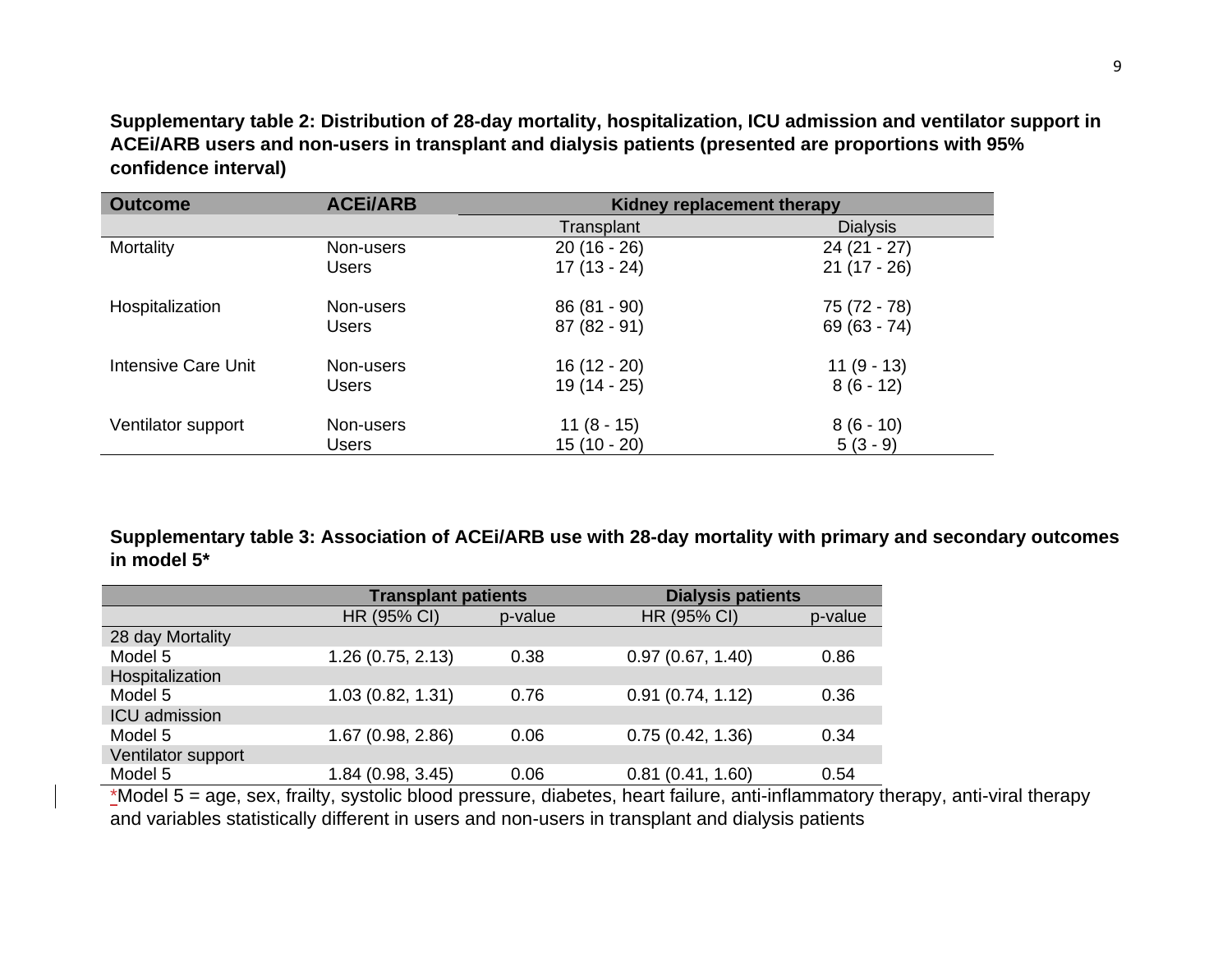**Supplementary table 2: Distribution of 28-day mortality, hospitalization, ICU admission and ventilator support in ACEi/ARB users and non-users in transplant and dialysis patients (presented are proportions with 95% confidence interval)**

| Outcome | ACEi/ARB | Kidney replacement therapy | |
|---|---|---|---|
| | | Transplant | Dialysis |
| Mortality | Non-users | 20 (16 - 26) | 24 (21 - 27) |
| | Users | 17 (13 - 24) | 21 (17 - 26) |
| Hospitalization | Non-users | 86 (81 - 90) | 75 (72 - 78) |
| | Users | 87 (82 - 91) | 69 (63 - 74) |
| Intensive Care Unit | Non-users | 16 (12 - 20) | 11 (9 - 13) |
| | Users | 19 (14 - 25) | 8 (6 - 12) |
| Ventilator support | Non-users | 11 (8 - 15) | 8 (6 - 10) |
| | Users | 15 (10 - 20) | 5 (3 - 9) |

**Supplementary table 3: Association of ACEi/ARB use with 28-day mortality with primary and secondary outcomes in model 5***

| | Transplant patients | | Dialysis patients | |
|---|---|---|---|---|
| | HR (95% CI) | p-value | HR (95% CI) | p-value |
| 28 day Mortality | | | | |
| Model 5 | 1.26 (0.75, 2.13) | 0.38 | 0.97 (0.67, 1.40) | 0.86 |
| Hospitalization | | | | |
| Model 5 | 1.03 (0.82, 1.31) | 0.76 | 0.91 (0.74, 1.12) | 0.36 |
| ICU admission | | | | |
| Model 5 | 1.67 (0.98, 2.86) | 0.06 | 0.75 (0.42, 1.36) | 0.34 |
| Ventilator support | | | | |
| Model 5 | 1.84 (0.98, 3.45) | 0.06 | 0.81 (0.41, 1.60) | 0.54 |

*Model 5 = age, sex, frailty, systolic blood pressure, diabetes, heart failure, anti-inflammatory therapy, anti-viral therapy and variables statistically different in users and non-users in transplant and dialysis patients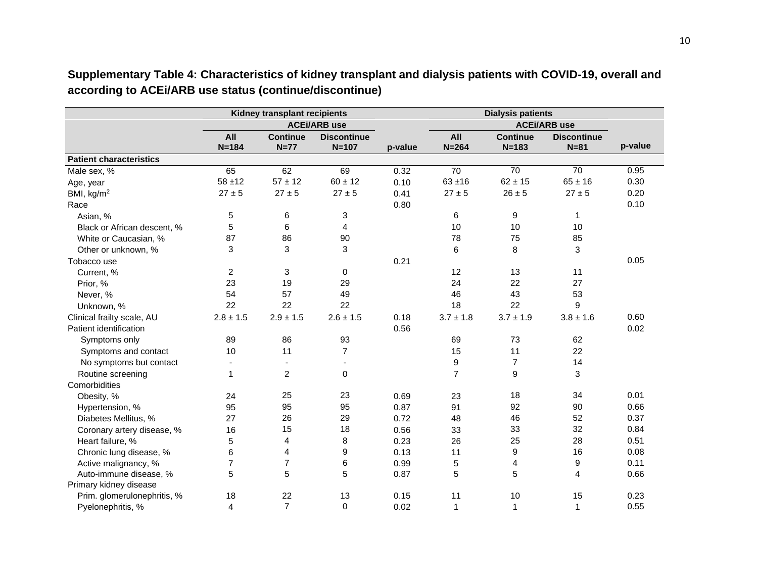**Supplementary Table 4: Characteristics of kidney transplant and dialysis patients with COVID-19, overall and according to ACEi/ARB use status (continue/discontinue)**

| | Kidney transplant recipients | | | | Dialysis patients | | | |
|---|---|---|---|---|---|---|---|---|
| | | ACEi/ARB use | | | | ACEi/ARB use | | |
| | All N=184 | Continue N=77 | Discontinue N=107 | p-value | All N=264 | Continue N=183 | Discontinue N=81 | p-value |
| **Patient characteristics** | | | | | | | | |
| Male sex, % | 65 | 62 | 69 | 0.32 | 70 | 70 | 70 | 0.95 |
| Age, year | 58 ±12 | 57 ± 12 | 60 ± 12 | 0.10 | 63 ±16 | 62 ± 15 | 65 ± 16 | 0.30 |
| BMI, kg/m$^2$ | 27 ± 5 | 27 ± 5 | 27 ± 5 | 0.41 | 27 ± 5 | 26 ± 5 | 27 ± 5 | 0.20 |
| Race | | | | 0.80 | | | | 0.10 |
| Asian, % | 5 | 6 | 3 | | 6 | 9 | 1 | |
| Black or African descent, % | 5 | 6 | 4 | | 10 | 10 | 10 | |
| White or Caucasian, % | 87 | 86 | 90 | | 78 | 75 | 85 | |
| Other or unknown, % | 3 | 3 | 3 | | 6 | 8 | 3 | |
| Tobacco use | | | | 0.21 | | | | 0.05 |
| Current, % | 2 | 3 | 0 | | 12 | 13 | 11 | |
| Prior, % | 23 | 19 | 29 | | 24 | 22 | 27 | |
| Never, % | 54 | 57 | 49 | | 46 | 43 | 53 | |
| Unknown, % | 22 | 22 | 22 | | 18 | 22 | 9 | |
| Clinical frailty scale, AU | 2.8 ± 1.5 | 2.9 ± 1.5 | 2.6 ± 1.5 | 0.18 | 3.7 ± 1.8 | 3.7 ± 1.9 | 3.8 ± 1.6 | 0.60 |
| Patient identification | | | | 0.56 | | | | 0.02 |
| Symptoms only | 89 | 86 | 93 | | 69 | 73 | 62 | |
| Symptoms and contact | 10 | 11 | 7 | | 15 | 11 | 22 | |
| No symptoms but contact | - | - | - | | 9 | 7 | 14 | |
| Routine screening | 1 | 2 | 0 | | 7 | 9 | 3 | |
| Comorbidities | | | | | | | | |
| Obesity, % | 24 | 25 | 23 | 0.69 | 23 | 18 | 34 | 0.01 |
| Hypertension, % | 95 | 95 | 95 | 0.87 | 91 | 92 | 90 | 0.66 |
| Diabetes Mellitus, % | 27 | 26 | 29 | 0.72 | 48 | 46 | 52 | 0.37 |
| Coronary artery disease, % | 16 | 15 | 18 | 0.56 | 33 | 33 | 32 | 0.84 |
| Heart failure, % | 5 | 4 | 8 | 0.23 | 26 | 25 | 28 | 0.51 |
| Chronic lung disease, % | 6 | 4 | 9 | 0.13 | 11 | 9 | 16 | 0.08 |
| Active malignancy, % | 7 | 7 | 6 | 0.99 | 5 | 4 | 9 | 0.11 |
| Auto-immune disease, % | 5 | 5 | 5 | 0.87 | 5 | 5 | 4 | 0.66 |
| Primary kidney disease | | | | | | | | |
| Prim. glomerulonephritis, % | 18 | 22 | 13 | 0.15 | 11 | 10 | 15 | 0.23 |
| Pyelonephritis, % | 4 | 7 | 0 | 0.02 | 1 | 1 | 1 | 0.55 |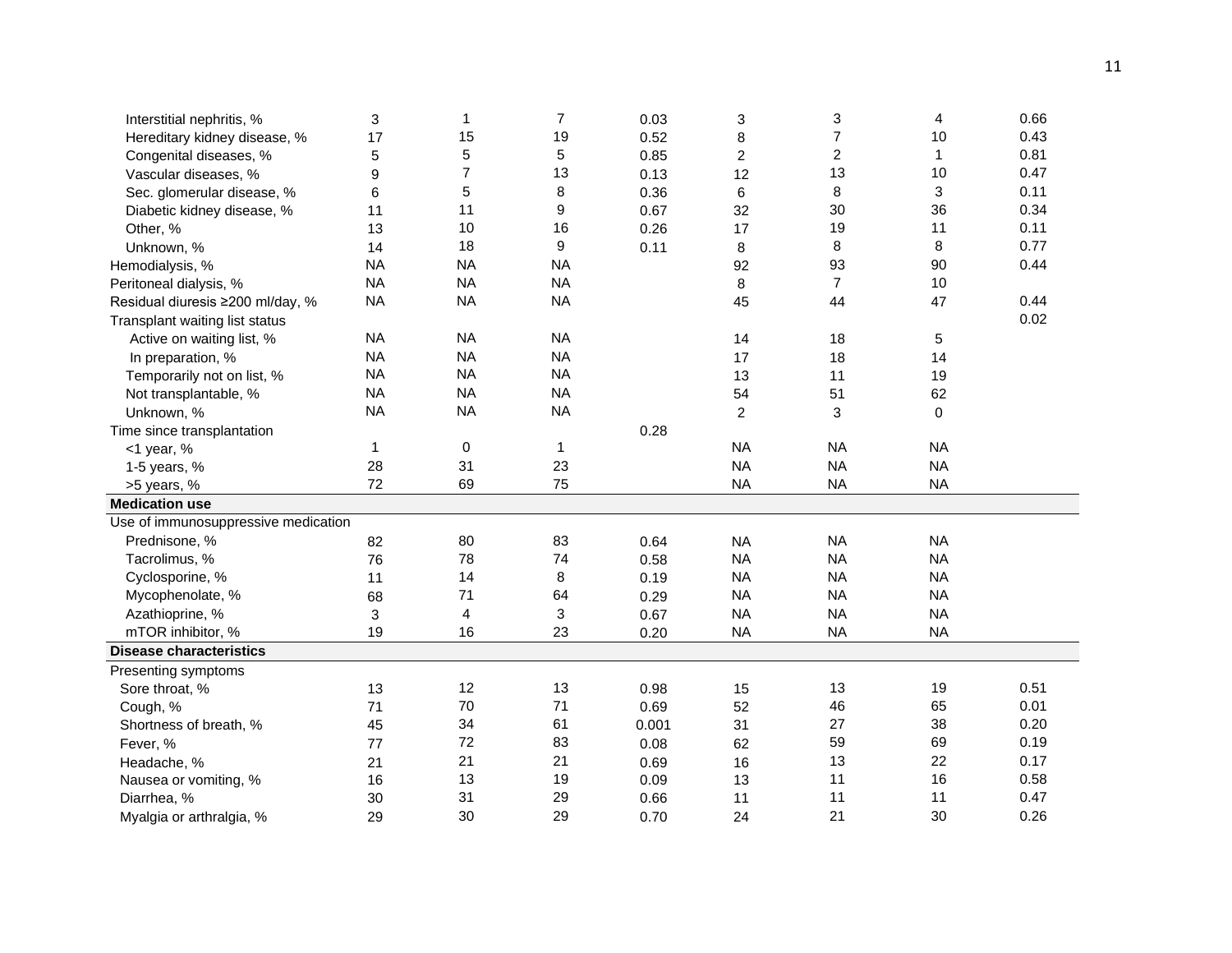| | | | | | | | | |
|---|---|---|---|---|---|---|---|---|
| Interstitial nephritis, % | 3 | 1 | 7 | 0.03 | 3 | 3 | 4 | 0.66 |
| Hereditary kidney disease, % | 17 | 15 | 19 | 0.52 | 8 | 7 | 10 | 0.43 |
| Congenital diseases, % | 5 | 5 | 5 | 0.85 | 2 | 2 | 1 | 0.81 |
| Vascular diseases, % | 9 | 7 | 13 | 0.13 | 12 | 13 | 10 | 0.47 |
| Sec. glomerular disease, % | 6 | 5 | 8 | 0.36 | 6 | 8 | 3 | 0.11 |
| Diabetic kidney disease, % | 11 | 11 | 9 | 0.67 | 32 | 30 | 36 | 0.34 |
| Other, % | 13 | 10 | 16 | 0.26 | 17 | 19 | 11 | 0.11 |
| Unknown, % | 14 | 18 | 9 | 0.11 | 8 | 8 | 8 | 0.77 |
| Hemodialysis, % | NA | NA | NA | | 92 | 93 | 90 | 0.44 |
| Peritoneal dialysis, % | NA | NA | NA | | 8 | 7 | 10 | |
| Residual diuresis ≥200 ml/day, % | NA | NA | NA | | 45 | 44 | 47 | 0.44 |
| Transplant waiting list status | | | | | | | | 0.02 |
| Active on waiting list, % | NA | NA | NA | | 14 | 18 | 5 | |
| In preparation, % | NA | NA | NA | | 17 | 18 | 14 | |
| Temporarily not on list, % | NA | NA | NA | | 13 | 11 | 19 | |
| Not transplantable, % | NA | NA | NA | | 54 | 51 | 62 | |
| Unknown, % | NA | NA | NA | | 2 | 3 | 0 | |
| Time since transplantation | | | | 0.28 | | | | |
| <1 year, % | 1 | 0 | 1 | | NA | NA | NA | |
| 1-5 years, % | 28 | 31 | 23 | | NA | NA | NA | |
| >5 years, % | 72 | 69 | 75 | | NA | NA | NA | |
| **Medication use** | | | | | | | | |
| Use of immunosuppressive medication | | | | | | | | |
| Prednisone, % | 82 | 80 | 83 | 0.64 | NA | NA | NA | |
| Tacrolimus, % | 76 | 78 | 74 | 0.58 | NA | NA | NA | |
| Cyclosporine, % | 11 | 14 | 8 | 0.19 | NA | NA | NA | |
| Mycophenolate, % | 68 | 71 | 64 | 0.29 | NA | NA | NA | |
| Azathioprine, % | 3 | 4 | 3 | 0.67 | NA | NA | NA | |
| mTOR inhibitor, % | 19 | 16 | 23 | 0.20 | NA | NA | NA | |
| **Disease characteristics** | | | | | | | | |
| Presenting symptoms | | | | | | | | |
| Sore throat, % | 13 | 12 | 13 | 0.98 | 15 | 13 | 19 | 0.51 |
| Cough, % | 71 | 70 | 71 | 0.69 | 52 | 46 | 65 | 0.01 |
| Shortness of breath, % | 45 | 34 | 61 | 0.001 | 31 | 27 | 38 | 0.20 |
| Fever, % | 77 | 72 | 83 | 0.08 | 62 | 59 | 69 | 0.19 |
| Headache, % | 21 | 21 | 21 | 0.69 | 16 | 13 | 22 | 0.17 |
| Nausea or vomiting, % | 16 | 13 | 19 | 0.09 | 13 | 11 | 16 | 0.58 |
| Diarrhea, % | 30 | 31 | 29 | 0.66 | 11 | 11 | 11 | 0.47 |
| Myalgia or arthralgia, % | 29 | 30 | 29 | 0.70 | 24 | 21 | 30 | 0.26 |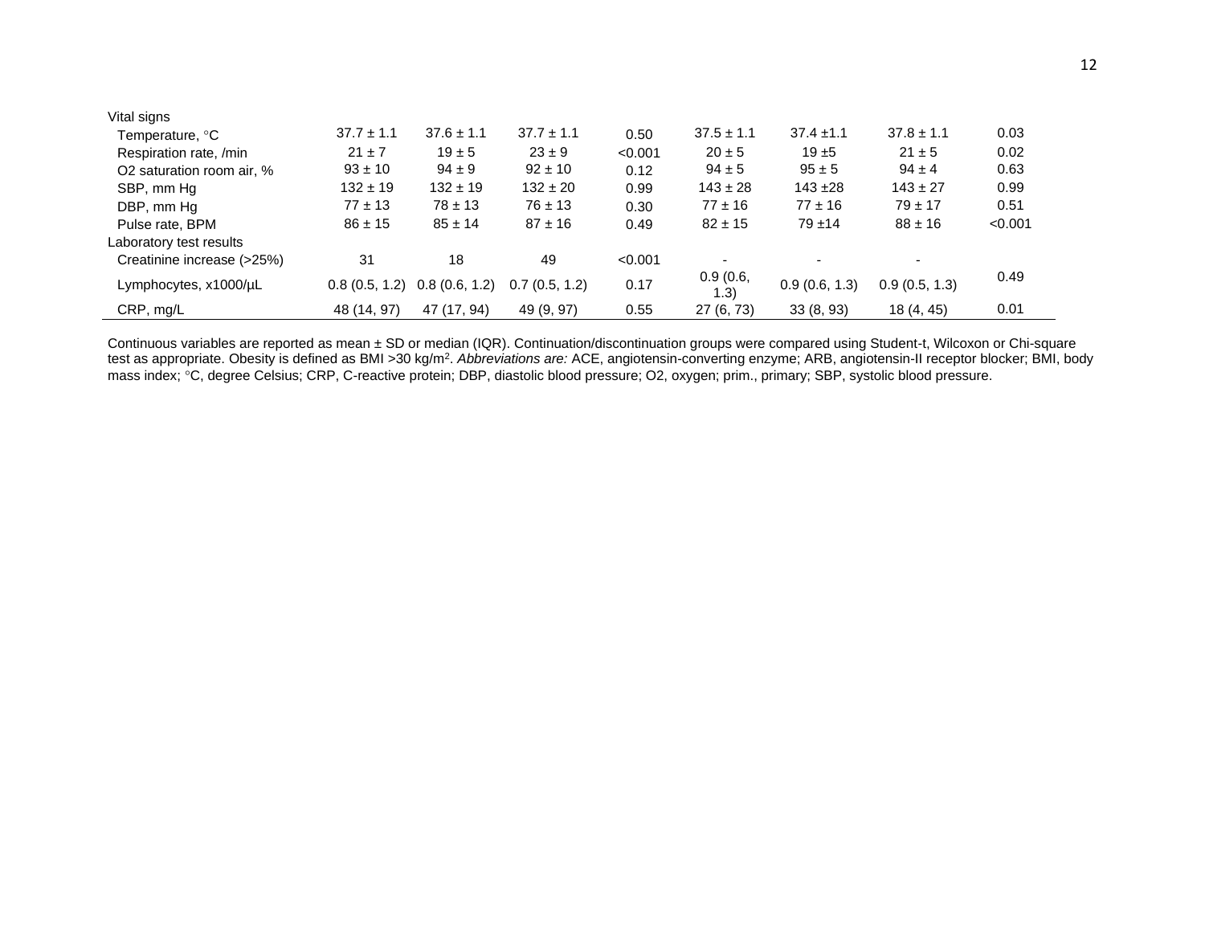| | | | | | | | | |
|---|---|---|---|---|---|---|---|---|
| Vital signs | | | | | | | | |
| Temperature, °C | 37.7 ± 1.1 | 37.6 ± 1.1 | 37.7 ± 1.1 | 0.50 | 37.5 ± 1.1 | 37.4 ±1.1 | 37.8 ± 1.1 | 0.03 |
| Respiration rate, /min | 21 ± 7 | 19 ± 5 | 23 ± 9 | <0.001 | 20 ± 5 | 19 ±5 | 21 ± 5 | 0.02 |
| O2 saturation room air, % | 93 ± 10 | 94 ± 9 | 92 ± 10 | 0.12 | 94 ± 5 | 95 ± 5 | 94 ± 4 | 0.63 |
| SBP, mm Hg | 132 ± 19 | 132 ± 19 | 132 ± 20 | 0.99 | 143 ± 28 | 143 ±28 | 143 ± 27 | 0.99 |
| DBP, mm Hg | 77 ± 13 | 78 ± 13 | 76 ± 13 | 0.30 | 77 ± 16 | 77 ± 16 | 79 ± 17 | 0.51 |
| Pulse rate, BPM | 86 ± 15 | 85 ± 14 | 87 ± 16 | 0.49 | 82 ± 15 | 79 ±14 | 88 ± 16 | <0.001 |
| Laboratory test results | | | | | | | | |
| Creatinine increase (>25%) | 31 | 18 | 49 | <0.001 | - | - | - | |
| Lymphocytes, x1000/µL | 0.8 (0.5, 1.2) | 0.8 (0.6, 1.2) | 0.7 (0.5, 1.2) | 0.17 | 0.9 (0.6, 1.3) | 0.9 (0.6, 1.3) | 0.9 (0.5, 1.3) | 0.49 |
| CRP, mg/L | 48 (14, 97) | 47 (17, 94) | 49 (9, 97) | 0.55 | 27 (6, 73) | 33 (8, 93) | 18 (4, 45) | 0.01 |

Continuous variables are reported as mean ± SD or median (IQR). Continuation/discontinuation groups were compared using Student-t, Wilcoxon or Chi-square test as appropriate. Obesity is defined as BMI >30 kg/m$^2$. *Abbreviations are:* ACE, angiotensin-converting enzyme; ARB, angiotensin-II receptor blocker; BMI, body mass index; °C, degree Celsius; CRP, C-reactive protein; DBP, diastolic blood pressure; O2, oxygen; prim., primary; SBP, systolic blood pressure.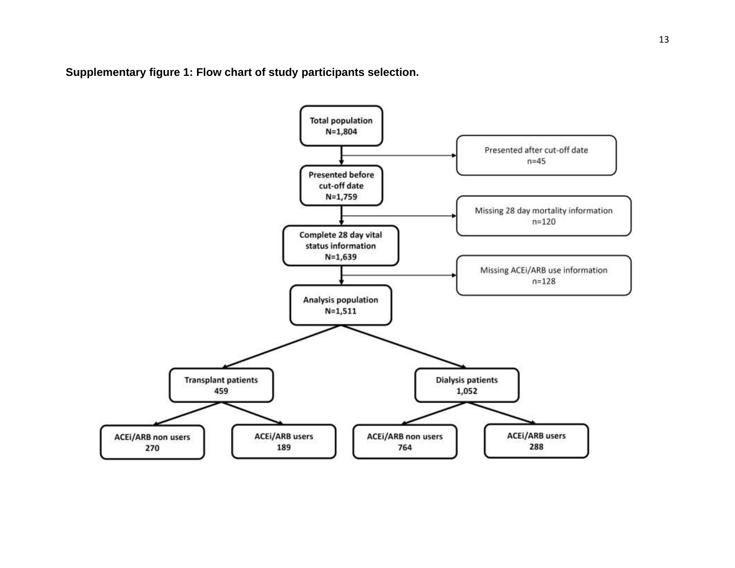**Supplementary figure 1: Flow chart of study participants selection.**

Total population
N=1,804

Presented after cut-off date
n=45

Presented before cut-off date
N=1,759

Missing 28 day mortality information
n=120

Complete 28 day vital status information
N=1,639

Missing ACEi/ARB use information
n=128

Analysis population
N=1,511

Transplant patients
459

Dialysis patients
1,052

ACEi/ARB non users
270

ACEi/ARB users
189

ACEi/ARB non users
764

ACEi/ARB users
288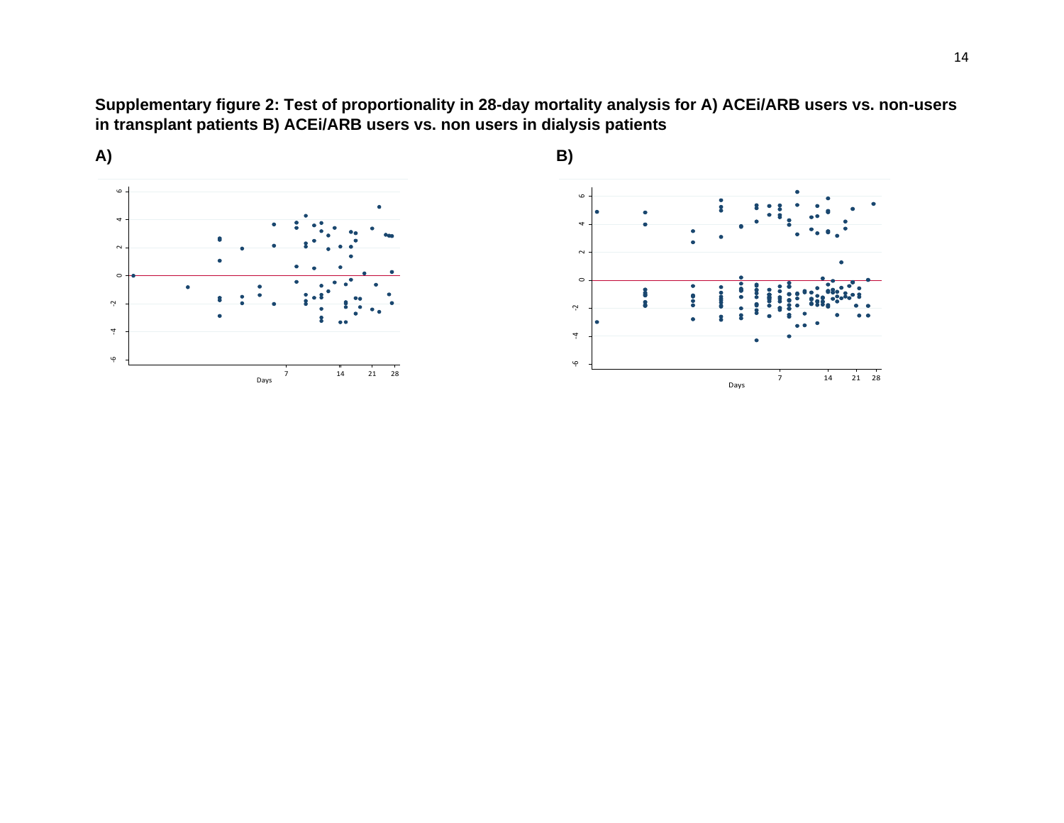**Supplementary figure 2: Test of proportionality in 28-day mortality analysis for A) ACEi/ARB users vs. non-users in transplant patients B) ACEi/ARB users vs. non users in dialysis patients**

**A)**

**B)**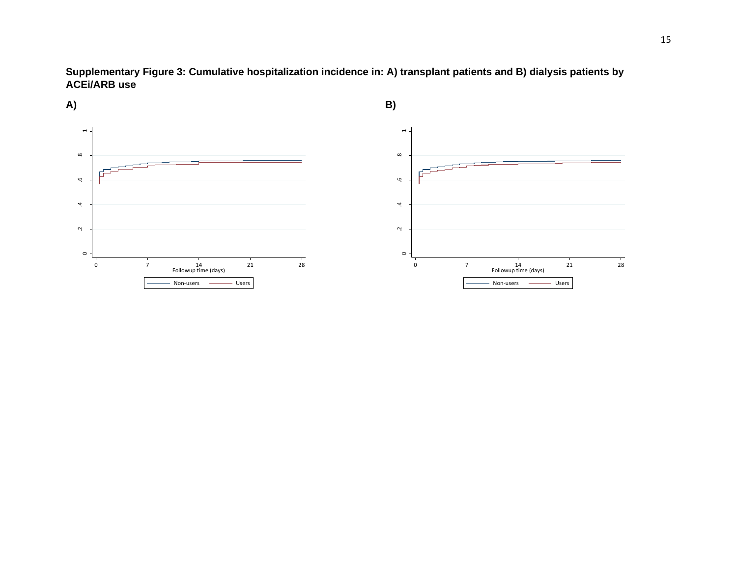**Supplementary Figure 3: Cumulative hospitalization incidence in: A) transplant patients and B) dialysis patients by ACEi/ARB use**

**A)**

**B)**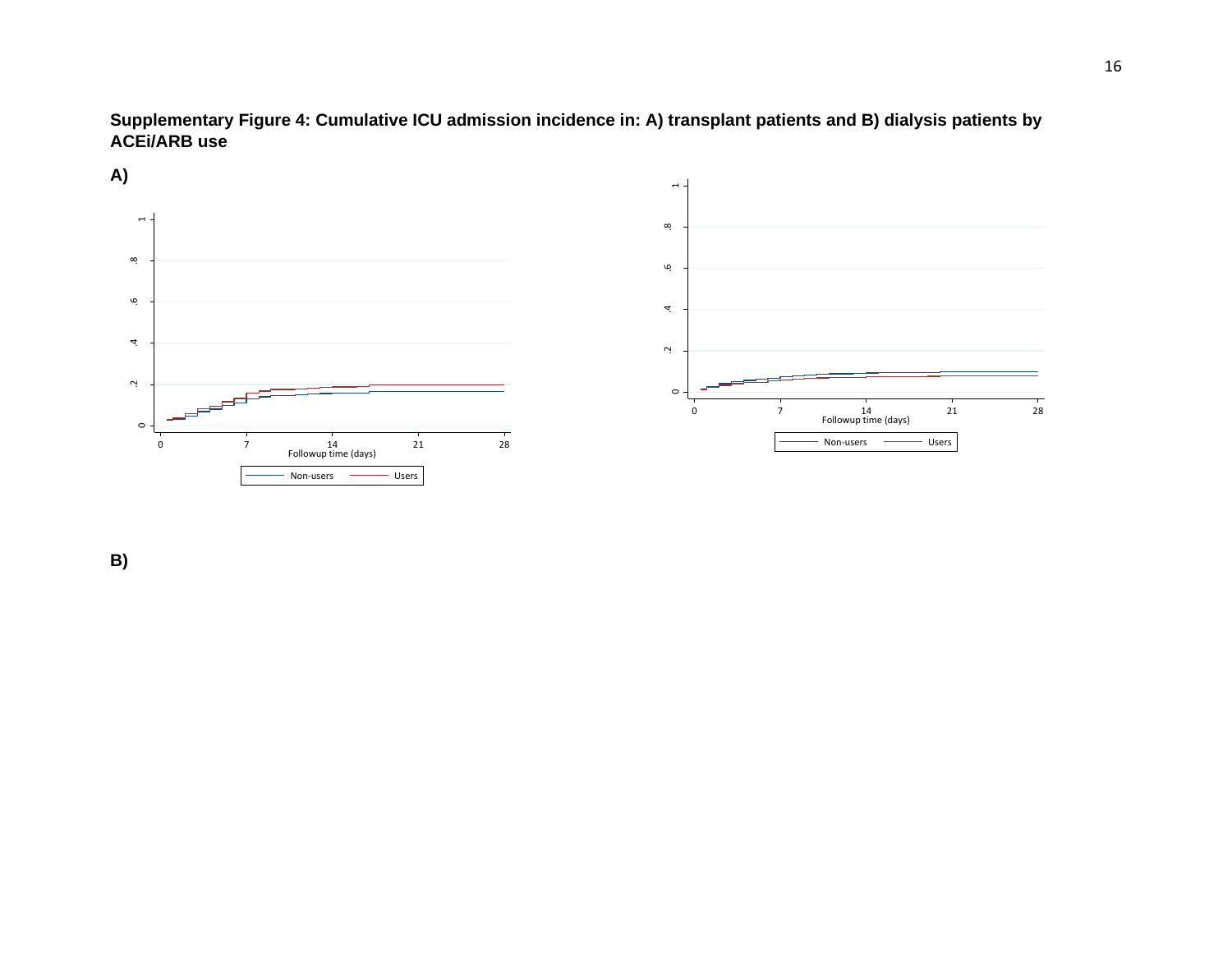**Supplementary Figure 4: Cumulative ICU admission incidence in: A) transplant patients and B) dialysis patients by ACEi/ARB use**

**A)**

**B)**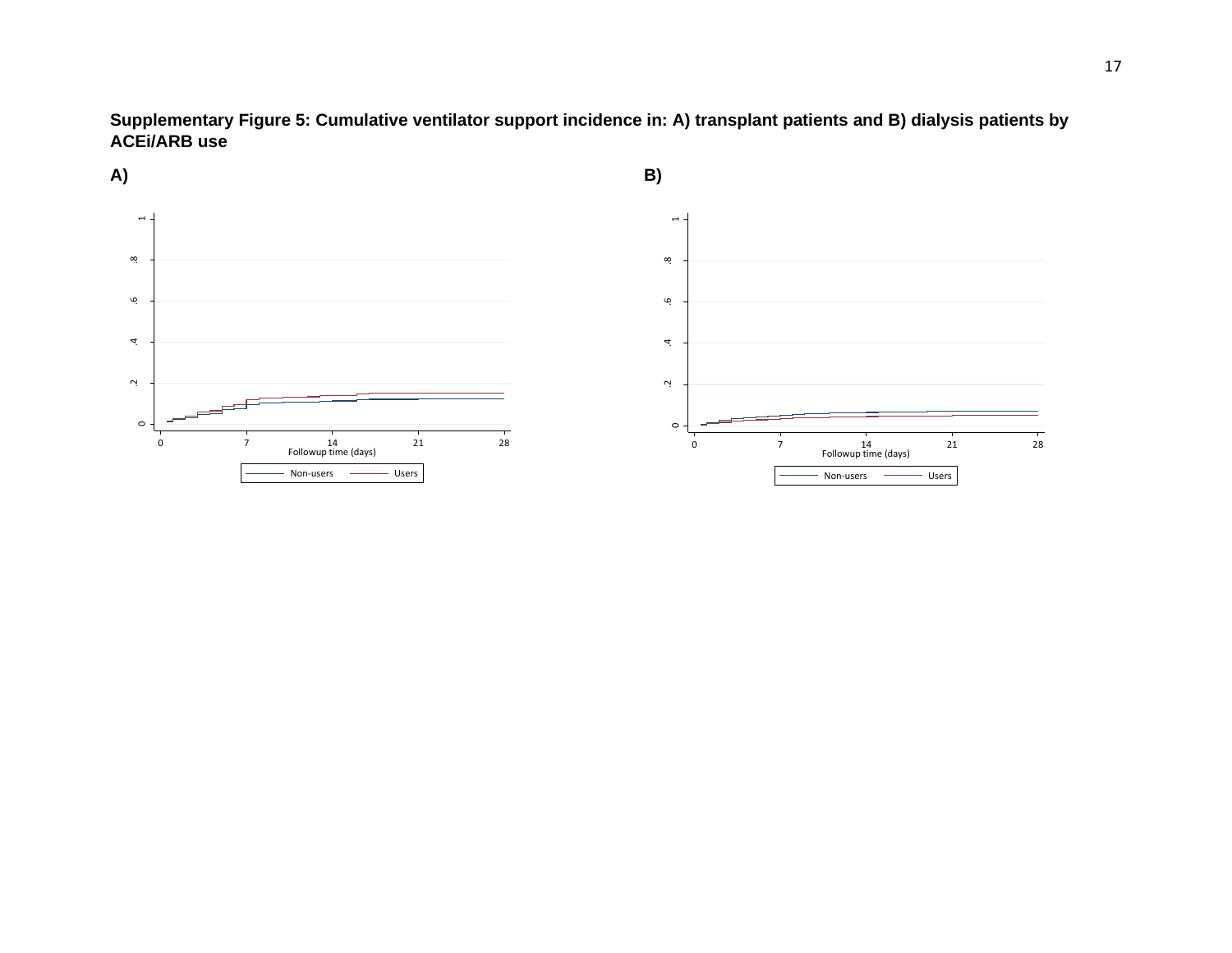**Supplementary Figure 5: Cumulative ventilator support incidence in: A) transplant patients and B) dialysis patients by ACEi/ARB use**

**A)**

1
.8
.6
.4
.2
0

0 7 14 21 28

Followup time (days)

Non-users Users

**B)**

1
.8
.6
.4
.2
0

0 7 14 21 28

Followup time (days)

Non-users Users